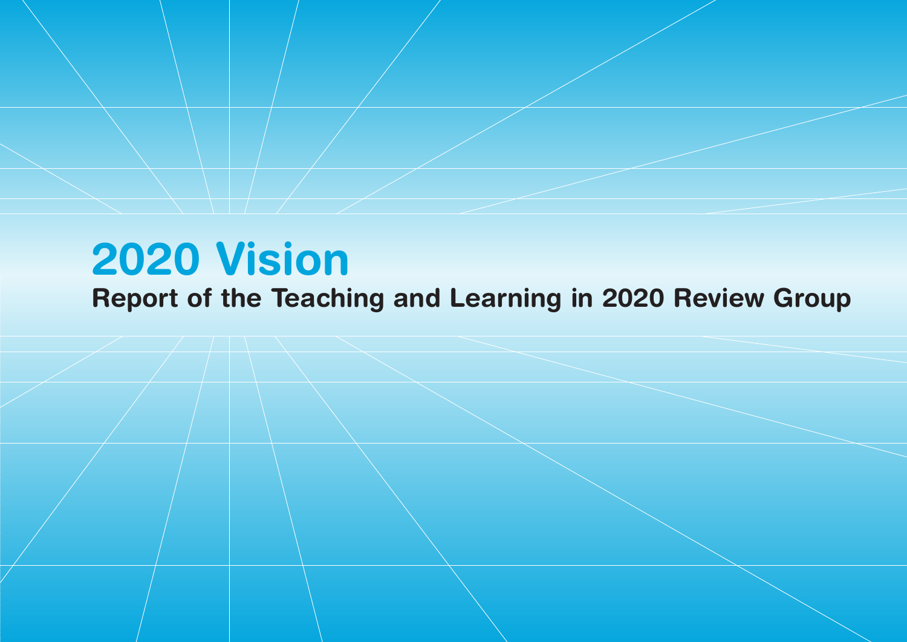# 2020 Vision

## Report of the Teaching and Learning in 2020 Review Group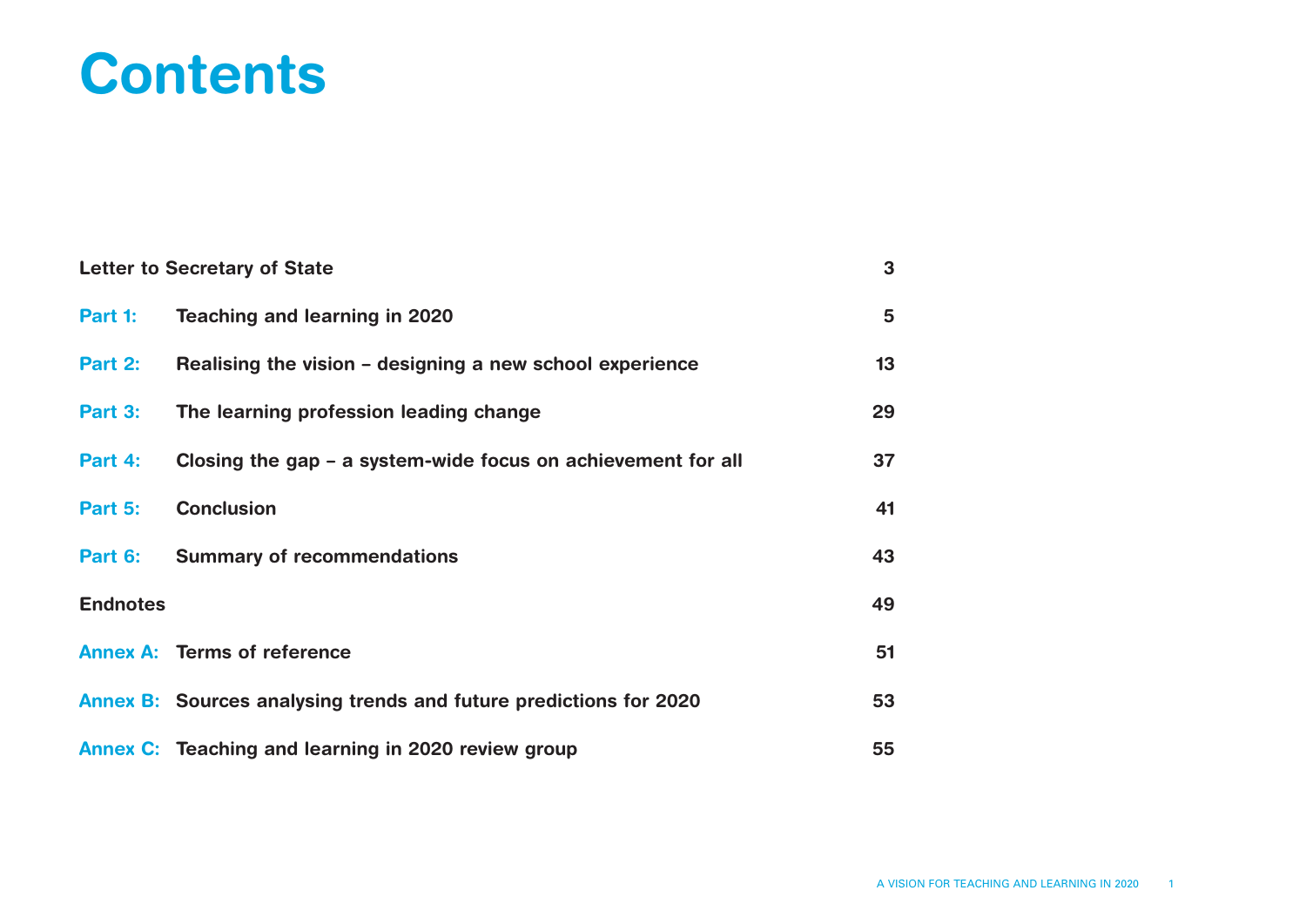# Contents

| | | |
|---|---|---|
| **Letter to Secretary of State** | | **3** |
| **Part 1:** | **Teaching and learning in 2020** | **5** |
| **Part 2:** | **Realising the vision – designing a new school experience** | **13** |
| **Part 3:** | **The learning profession leading change** | **29** |
| **Part 4:** | **Closing the gap – a system-wide focus on achievement for all** | **37** |
| **Part 5:** | **Conclusion** | **41** |
| **Part 6:** | **Summary of recommendations** | **43** |
| **Endnotes** | | **49** |
| **Annex A:** | **Terms of reference** | **51** |
| **Annex B:** | **Sources analysing trends and future predictions for 2020** | **53** |
| **Annex C:** | **Teaching and learning in 2020 review group** | **55** |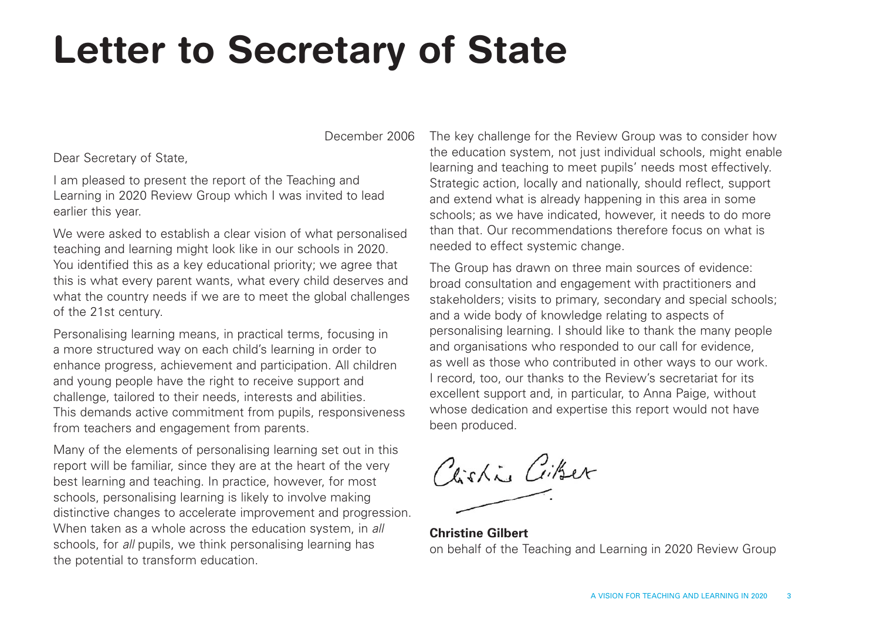# Letter to Secretary of State

December 2006

Dear Secretary of State,

I am pleased to present the report of the Teaching and Learning in 2020 Review Group which I was invited to lead earlier this year.

We were asked to establish a clear vision of what personalised teaching and learning might look like in our schools in 2020. You identified this as a key educational priority; we agree that this is what every parent wants, what every child deserves and what the country needs if we are to meet the global challenges of the 21st century.

Personalising learning means, in practical terms, focusing in a more structured way on each child's learning in order to enhance progress, achievement and participation. All children and young people have the right to receive support and challenge, tailored to their needs, interests and abilities. This demands active commitment from pupils, responsiveness from teachers and engagement from parents.

Many of the elements of personalising learning set out in this report will be familiar, since they are at the heart of the very best learning and teaching. In practice, however, for most schools, personalising learning is likely to involve making distinctive changes to accelerate improvement and progression. When taken as a whole across the education system, in *all* schools, for *all* pupils, we think personalising learning has the potential to transform education.

The key challenge for the Review Group was to consider how the education system, not just individual schools, might enable learning and teaching to meet pupils' needs most effectively. Strategic action, locally and nationally, should reflect, support and extend what is already happening in this area in some schools; as we have indicated, however, it needs to do more than that. Our recommendations therefore focus on what is needed to effect systemic change.

The Group has drawn on three main sources of evidence: broad consultation and engagement with practitioners and stakeholders; visits to primary, secondary and special schools; and a wide body of knowledge relating to aspects of personalising learning. I should like to thank the many people and organisations who responded to our call for evidence, as well as those who contributed in other ways to our work. I record, too, our thanks to the Review's secretariat for its excellent support and, in particular, to Anna Paige, without whose dedication and expertise this report would not have been produced.

**Christine Gilbert**
on behalf of the Teaching and Learning in 2020 Review Group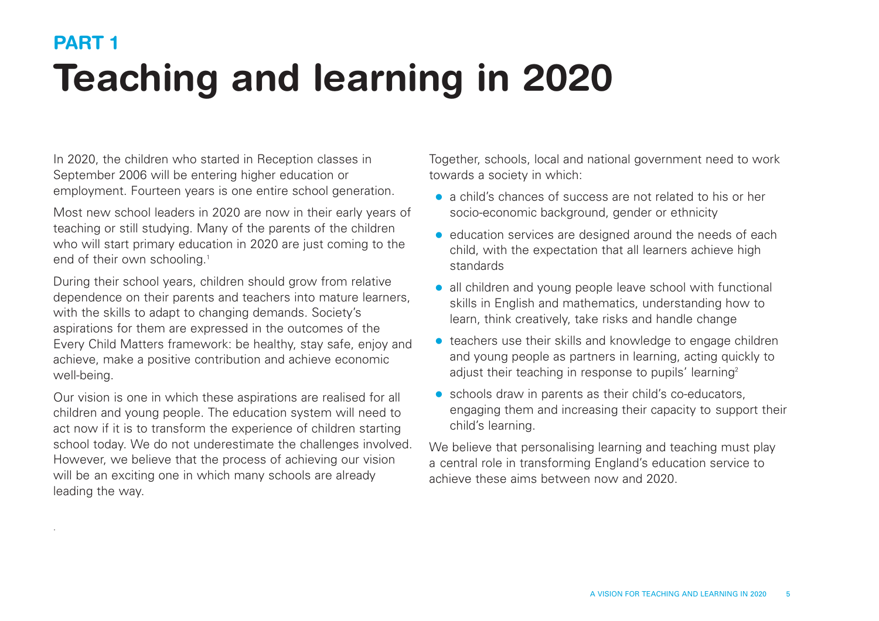PART 1

# Teaching and learning in 2020

In 2020, the children who started in Reception classes in September 2006 will be entering higher education or employment. Fourteen years is one entire school generation.

Most new school leaders in 2020 are now in their early years of teaching or still studying. Many of the parents of the children who will start primary education in 2020 are just coming to the end of their own schooling.[1]

During their school years, children should grow from relative dependence on their parents and teachers into mature learners, with the skills to adapt to changing demands. Society's aspirations for them are expressed in the outcomes of the Every Child Matters framework: be healthy, stay safe, enjoy and achieve, make a positive contribution and achieve economic well-being.

Our vision is one in which these aspirations are realised for all children and young people. The education system will need to act now if it is to transform the experience of children starting school today. We do not underestimate the challenges involved. However, we believe that the process of achieving our vision will be an exciting one in which many schools are already leading the way.

Together, schools, local and national government need to work towards a society in which:

- a child's chances of success are not related to his or her socio-economic background, gender or ethnicity
- education services are designed around the needs of each child, with the expectation that all learners achieve high standards
- all children and young people leave school with functional skills in English and mathematics, understanding how to learn, think creatively, take risks and handle change
- teachers use their skills and knowledge to engage children and young people as partners in learning, acting quickly to adjust their teaching in response to pupils' learning[2]
- schools draw in parents as their child's co-educators, engaging them and increasing their capacity to support their child's learning.

We believe that personalising learning and teaching must play a central role in transforming England's education service to achieve these aims between now and 2020.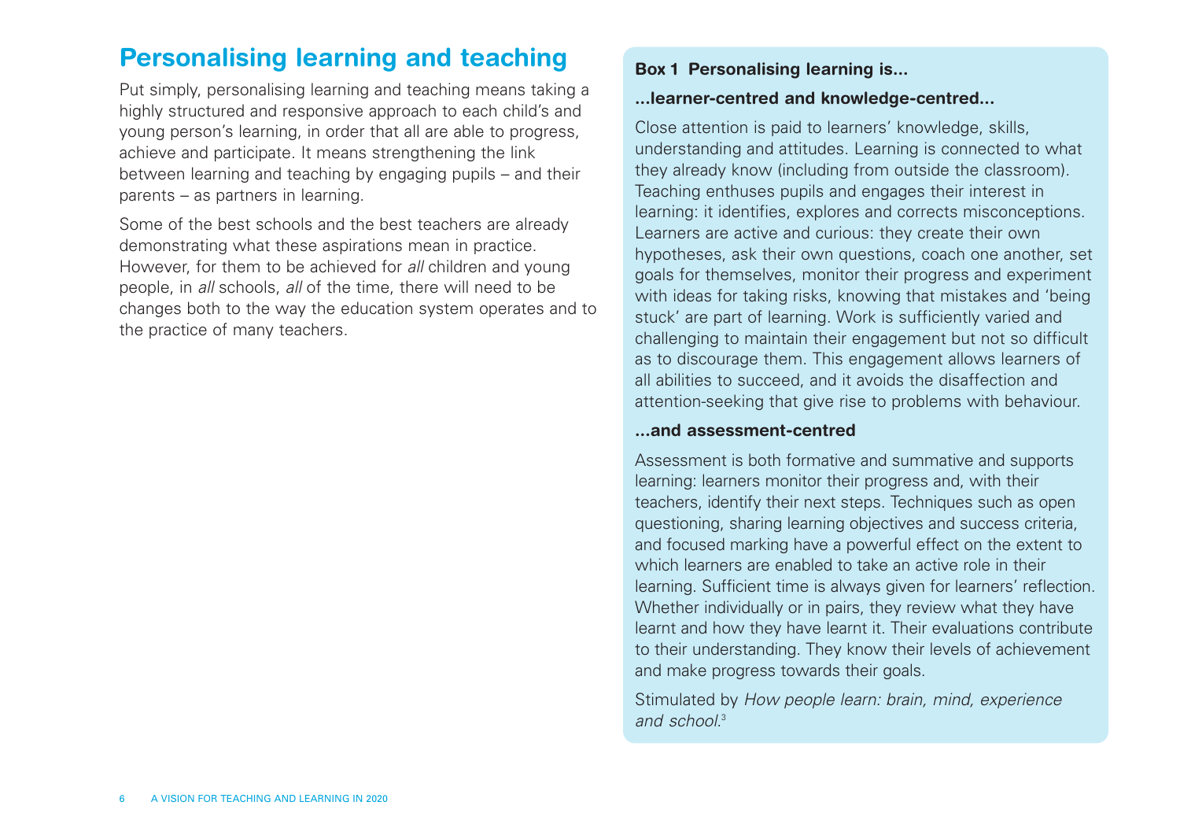# Personalising learning and teaching

Put simply, personalising learning and teaching means taking a highly structured and responsive approach to each child's and young person's learning, in order that all are able to progress, achieve and participate. It means strengthening the link between learning and teaching by engaging pupils – and their parents – as partners in learning.

Some of the best schools and the best teachers are already demonstrating what these aspirations mean in practice. However, for them to be achieved for *all* children and young people, in *all* schools, *all* of the time, there will need to be changes both to the way the education system operates and to the practice of many teachers.

**Box 1 Personalising learning is...**

**...learner-centred and knowledge-centred...**

Close attention is paid to learners' knowledge, skills, understanding and attitudes. Learning is connected to what they already know (including from outside the classroom). Teaching enthuses pupils and engages their interest in learning: it identifies, explores and corrects misconceptions. Learners are active and curious: they create their own hypotheses, ask their own questions, coach one another, set goals for themselves, monitor their progress and experiment with ideas for taking risks, knowing that mistakes and 'being stuck' are part of learning. Work is sufficiently varied and challenging to maintain their engagement but not so difficult as to discourage them. This engagement allows learners of all abilities to succeed, and it avoids the disaffection and attention-seeking that give rise to problems with behaviour.

**...and assessment-centred**

Assessment is both formative and summative and supports learning: learners monitor their progress and, with their teachers, identify their next steps. Techniques such as open questioning, sharing learning objectives and success criteria, and focused marking have a powerful effect on the extent to which learners are enabled to take an active role in their learning. Sufficient time is always given for learners' reflection. Whether individually or in pairs, they review what they have learnt and how they have learnt it. Their evaluations contribute to their understanding. They know their levels of achievement and make progress towards their goals.

Stimulated by *How people learn: brain, mind, experience and school*.[3]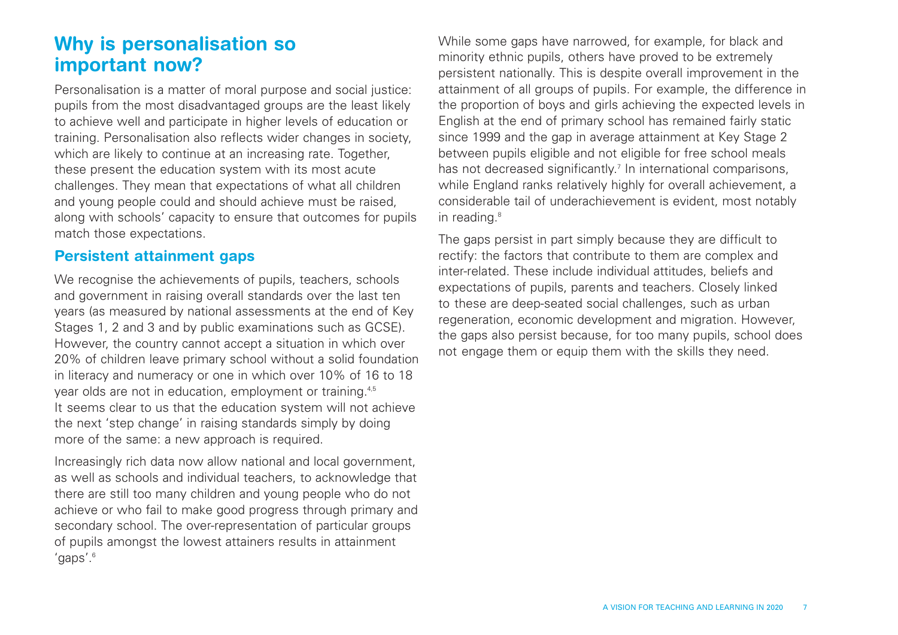## Why is personalisation so important now?

Personalisation is a matter of moral purpose and social justice: pupils from the most disadvantaged groups are the least likely to achieve well and participate in higher levels of education or training. Personalisation also reflects wider changes in society, which are likely to continue at an increasing rate. Together, these present the education system with its most acute challenges. They mean that expectations of what all children and young people could and should achieve must be raised, along with schools' capacity to ensure that outcomes for pupils match those expectations.

### Persistent attainment gaps

We recognise the achievements of pupils, teachers, schools and government in raising overall standards over the last ten years (as measured by national assessments at the end of Key Stages 1, 2 and 3 and by public examinations such as GCSE). However, the country cannot accept a situation in which over 20% of children leave primary school without a solid foundation in literacy and numeracy or one in which over 10% of 16 to 18 year olds are not in education, employment or training.[4,5] It seems clear to us that the education system will not achieve the next 'step change' in raising standards simply by doing more of the same: a new approach is required.

Increasingly rich data now allow national and local government, as well as schools and individual teachers, to acknowledge that there are still too many children and young people who do not achieve or who fail to make good progress through primary and secondary school. The over-representation of particular groups of pupils amongst the lowest attainers results in attainment 'gaps'.[6]

While some gaps have narrowed, for example, for black and minority ethnic pupils, others have proved to be extremely persistent nationally. This is despite overall improvement in the attainment of all groups of pupils. For example, the difference in the proportion of boys and girls achieving the expected levels in English at the end of primary school has remained fairly static since 1999 and the gap in average attainment at Key Stage 2 between pupils eligible and not eligible for free school meals has not decreased significantly.[7] In international comparisons, while England ranks relatively highly for overall achievement, a considerable tail of underachievement is evident, most notably in reading.[8]

The gaps persist in part simply because they are difficult to rectify: the factors that contribute to them are complex and inter-related. These include individual attitudes, beliefs and expectations of pupils, parents and teachers. Closely linked to these are deep-seated social challenges, such as urban regeneration, economic development and migration. However, the gaps also persist because, for too many pupils, school does not engage them or equip them with the skills they need.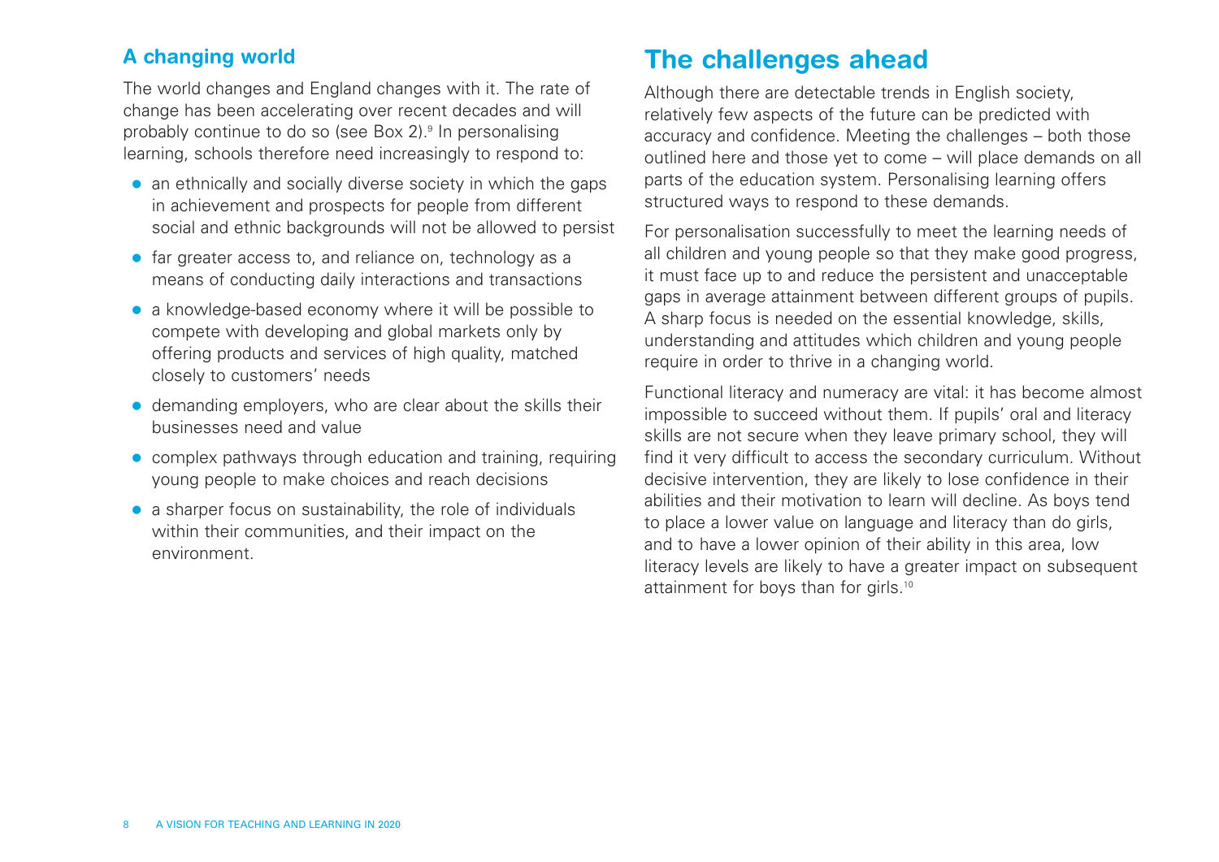### A changing world

The world changes and England changes with it. The rate of change has been accelerating over recent decades and will probably continue to do so (see Box 2).[9] In personalising learning, schools therefore need increasingly to respond to:

- an ethnically and socially diverse society in which the gaps in achievement and prospects for people from different social and ethnic backgrounds will not be allowed to persist
- far greater access to, and reliance on, technology as a means of conducting daily interactions and transactions
- a knowledge-based economy where it will be possible to compete with developing and global markets only by offering products and services of high quality, matched closely to customers' needs
- demanding employers, who are clear about the skills their businesses need and value
- complex pathways through education and training, requiring young people to make choices and reach decisions
- a sharper focus on sustainability, the role of individuals within their communities, and their impact on the environment.

## The challenges ahead

Although there are detectable trends in English society, relatively few aspects of the future can be predicted with accuracy and confidence. Meeting the challenges – both those outlined here and those yet to come – will place demands on all parts of the education system. Personalising learning offers structured ways to respond to these demands.

For personalisation successfully to meet the learning needs of all children and young people so that they make good progress, it must face up to and reduce the persistent and unacceptable gaps in average attainment between different groups of pupils. A sharp focus is needed on the essential knowledge, skills, understanding and attitudes which children and young people require in order to thrive in a changing world.

Functional literacy and numeracy are vital: it has become almost impossible to succeed without them. If pupils' oral and literacy skills are not secure when they leave primary school, they will find it very difficult to access the secondary curriculum. Without decisive intervention, they are likely to lose confidence in their abilities and their motivation to learn will decline. As boys tend to place a lower value on language and literacy than do girls, and to have a lower opinion of their ability in this area, low literacy levels are likely to have a greater impact on subsequent attainment for boys than for girls.[10]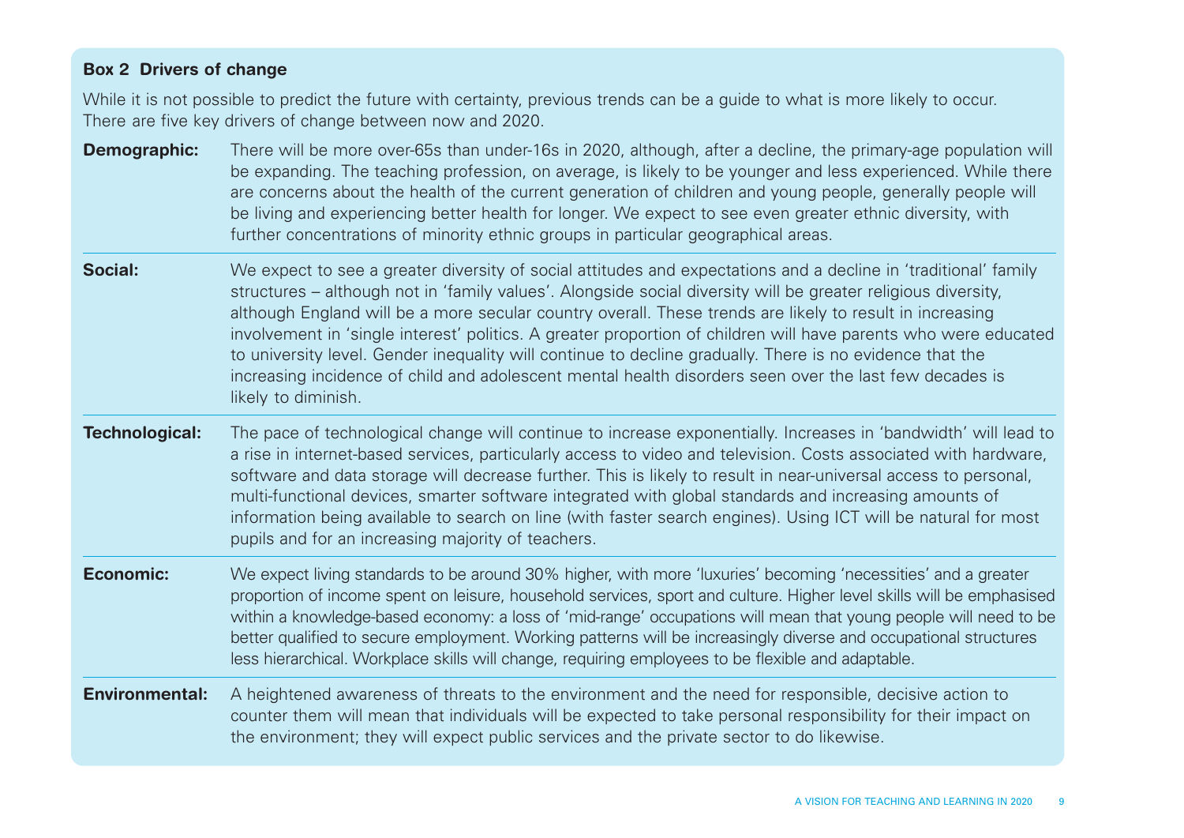### Box 2 Drivers of change

While it is not possible to predict the future with certainty, previous trends can be a guide to what is more likely to occur. There are five key drivers of change between now and 2020.

**Demographic:** There will be more over-65s than under-16s in 2020, although, after a decline, the primary-age population will be expanding. The teaching profession, on average, is likely to be younger and less experienced. While there are concerns about the health of the current generation of children and young people, generally people will be living and experiencing better health for longer. We expect to see even greater ethnic diversity, with further concentrations of minority ethnic groups in particular geographical areas.

**Social:** We expect to see a greater diversity of social attitudes and expectations and a decline in 'traditional' family structures – although not in 'family values'. Alongside social diversity will be greater religious diversity, although England will be a more secular country overall. These trends are likely to result in increasing involvement in 'single interest' politics. A greater proportion of children will have parents who were educated to university level. Gender inequality will continue to decline gradually. There is no evidence that the increasing incidence of child and adolescent mental health disorders seen over the last few decades is likely to diminish.

**Technological:** The pace of technological change will continue to increase exponentially. Increases in 'bandwidth' will lead to a rise in internet-based services, particularly access to video and television. Costs associated with hardware, software and data storage will decrease further. This is likely to result in near-universal access to personal, multi-functional devices, smarter software integrated with global standards and increasing amounts of information being available to search on line (with faster search engines). Using ICT will be natural for most pupils and for an increasing majority of teachers.

**Economic:** We expect living standards to be around 30% higher, with more 'luxuries' becoming 'necessities' and a greater proportion of income spent on leisure, household services, sport and culture. Higher level skills will be emphasised within a knowledge-based economy: a loss of 'mid-range' occupations will mean that young people will need to be better qualified to secure employment. Working patterns will be increasingly diverse and occupational structures less hierarchical. Workplace skills will change, requiring employees to be flexible and adaptable.

**Environmental:** A heightened awareness of threats to the environment and the need for responsible, decisive action to counter them will mean that individuals will be expected to take personal responsibility for their impact on the environment; they will expect public services and the private sector to do likewise.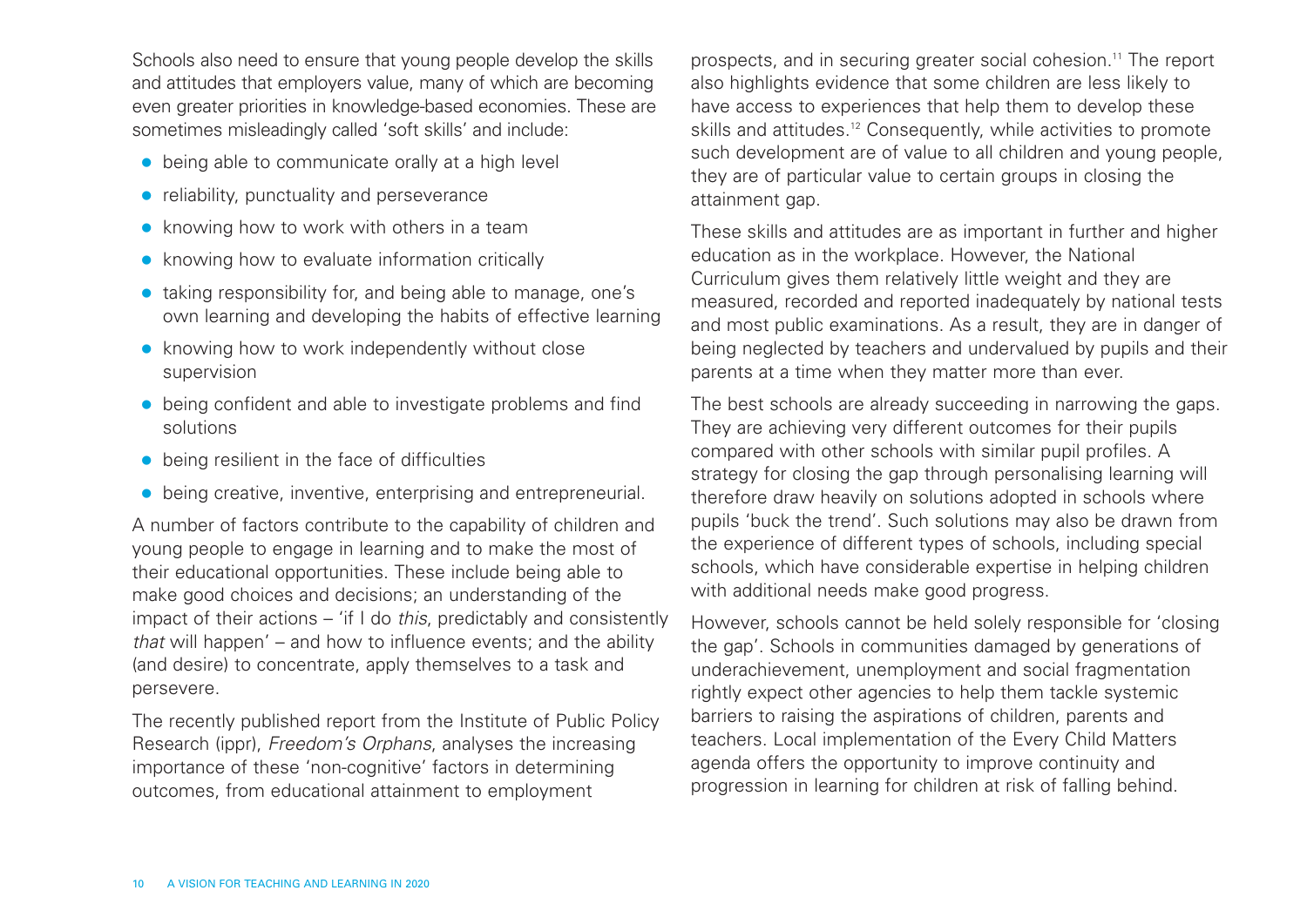Schools also need to ensure that young people develop the skills and attitudes that employers value, many of which are becoming even greater priorities in knowledge-based economies. These are sometimes misleadingly called 'soft skills' and include:

- being able to communicate orally at a high level
- reliability, punctuality and perseverance
- knowing how to work with others in a team
- knowing how to evaluate information critically
- taking responsibility for, and being able to manage, one's own learning and developing the habits of effective learning
- knowing how to work independently without close supervision
- being confident and able to investigate problems and find solutions
- being resilient in the face of difficulties
- being creative, inventive, enterprising and entrepreneurial.

A number of factors contribute to the capability of children and young people to engage in learning and to make the most of their educational opportunities. These include being able to make good choices and decisions; an understanding of the impact of their actions – 'if I do *this*, predictably and consistently *that* will happen' – and how to influence events; and the ability (and desire) to concentrate, apply themselves to a task and persevere.

The recently published report from the Institute of Public Policy Research (ippr), *Freedom's Orphans*, analyses the increasing importance of these 'non-cognitive' factors in determining outcomes, from educational attainment to employment prospects, and in securing greater social cohesion.[11] The report also highlights evidence that some children are less likely to have access to experiences that help them to develop these skills and attitudes.[12] Consequently, while activities to promote such development are of value to all children and young people, they are of particular value to certain groups in closing the attainment gap.

These skills and attitudes are as important in further and higher education as in the workplace. However, the National Curriculum gives them relatively little weight and they are measured, recorded and reported inadequately by national tests and most public examinations. As a result, they are in danger of being neglected by teachers and undervalued by pupils and their parents at a time when they matter more than ever.

The best schools are already succeeding in narrowing the gaps. They are achieving very different outcomes for their pupils compared with other schools with similar pupil profiles. A strategy for closing the gap through personalising learning will therefore draw heavily on solutions adopted in schools where pupils 'buck the trend'. Such solutions may also be drawn from the experience of different types of schools, including special schools, which have considerable expertise in helping children with additional needs make good progress.

However, schools cannot be held solely responsible for 'closing the gap'. Schools in communities damaged by generations of underachievement, unemployment and social fragmentation rightly expect other agencies to help them tackle systemic barriers to raising the aspirations of children, parents and teachers. Local implementation of the Every Child Matters agenda offers the opportunity to improve continuity and progression in learning for children at risk of falling behind.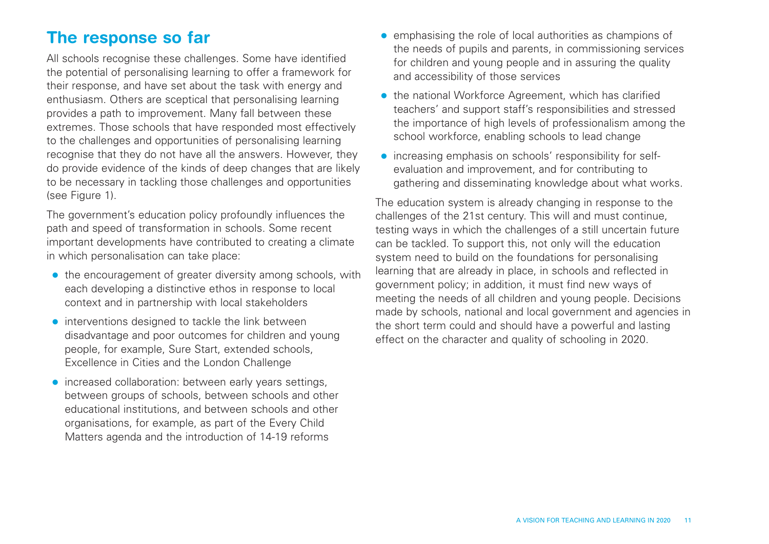## The response so far

All schools recognise these challenges. Some have identified the potential of personalising learning to offer a framework for their response, and have set about the task with energy and enthusiasm. Others are sceptical that personalising learning provides a path to improvement. Many fall between these extremes. Those schools that have responded most effectively to the challenges and opportunities of personalising learning recognise that they do not have all the answers. However, they do provide evidence of the kinds of deep changes that are likely to be necessary in tackling those challenges and opportunities (see Figure 1).

The government's education policy profoundly influences the path and speed of transformation in schools. Some recent important developments have contributed to creating a climate in which personalisation can take place:

- the encouragement of greater diversity among schools, with each developing a distinctive ethos in response to local context and in partnership with local stakeholders
- interventions designed to tackle the link between disadvantage and poor outcomes for children and young people, for example, Sure Start, extended schools, Excellence in Cities and the London Challenge
- increased collaboration: between early years settings, between groups of schools, between schools and other educational institutions, and between schools and other organisations, for example, as part of the Every Child Matters agenda and the introduction of 14-19 reforms
- emphasising the role of local authorities as champions of the needs of pupils and parents, in commissioning services for children and young people and in assuring the quality and accessibility of those services
- the national Workforce Agreement, which has clarified teachers' and support staff's responsibilities and stressed the importance of high levels of professionalism among the school workforce, enabling schools to lead change
- increasing emphasis on schools' responsibility for self-evaluation and improvement, and for contributing to gathering and disseminating knowledge about what works.

The education system is already changing in response to the challenges of the 21st century. This will and must continue, testing ways in which the challenges of a still uncertain future can be tackled. To support this, not only will the education system need to build on the foundations for personalising learning that are already in place, in schools and reflected in government policy; in addition, it must find new ways of meeting the needs of all children and young people. Decisions made by schools, national and local government and agencies in the short term could and should have a powerful and lasting effect on the character and quality of schooling in 2020.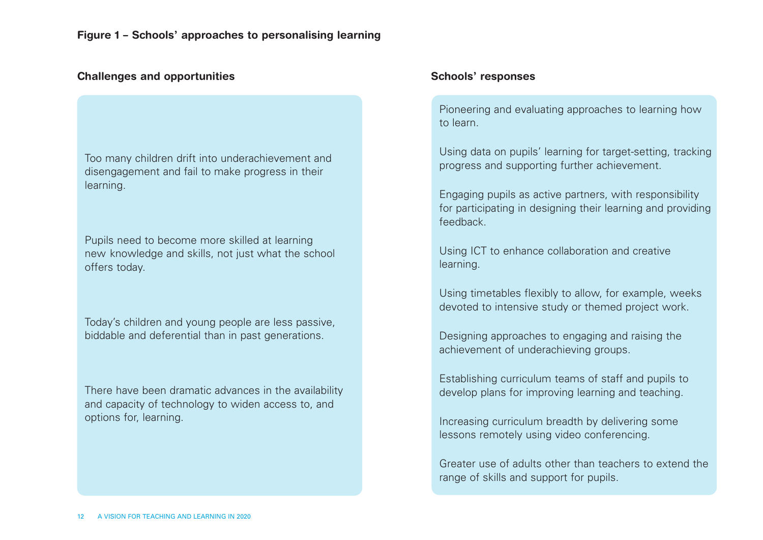**Figure 1 – Schools' approaches to personalising learning**

### Challenges and opportunities

Too many children drift into underachievement and disengagement and fail to make progress in their learning.

Pupils need to become more skilled at learning new knowledge and skills, not just what the school offers today.

Today's children and young people are less passive, biddable and deferential than in past generations.

There have been dramatic advances in the availability and capacity of technology to widen access to, and options for, learning.

### Schools' responses

Pioneering and evaluating approaches to learning how to learn.

Using data on pupils' learning for target-setting, tracking progress and supporting further achievement.

Engaging pupils as active partners, with responsibility for participating in designing their learning and providing feedback.

Using ICT to enhance collaboration and creative learning.

Using timetables flexibly to allow, for example, weeks devoted to intensive study or themed project work.

Designing approaches to engaging and raising the achievement of underachieving groups.

Establishing curriculum teams of staff and pupils to develop plans for improving learning and teaching.

Increasing curriculum breadth by delivering some lessons remotely using video conferencing.

Greater use of adults other than teachers to extend the range of skills and support for pupils.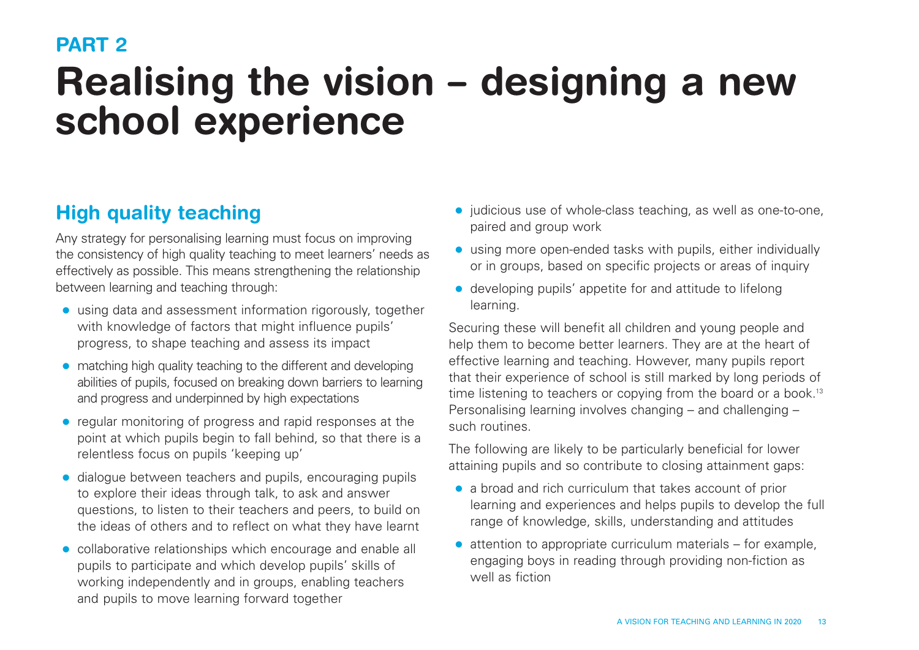PART 2

# Realising the vision – designing a new school experience

## High quality teaching

Any strategy for personalising learning must focus on improving the consistency of high quality teaching to meet learners' needs as effectively as possible. This means strengthening the relationship between learning and teaching through:

- using data and assessment information rigorously, together with knowledge of factors that might influence pupils' progress, to shape teaching and assess its impact
- matching high quality teaching to the different and developing abilities of pupils, focused on breaking down barriers to learning and progress and underpinned by high expectations
- regular monitoring of progress and rapid responses at the point at which pupils begin to fall behind, so that there is a relentless focus on pupils 'keeping up'
- dialogue between teachers and pupils, encouraging pupils to explore their ideas through talk, to ask and answer questions, to listen to their teachers and peers, to build on the ideas of others and to reflect on what they have learnt
- collaborative relationships which encourage and enable all pupils to participate and which develop pupils' skills of working independently and in groups, enabling teachers and pupils to move learning forward together
- judicious use of whole-class teaching, as well as one-to-one, paired and group work
- using more open-ended tasks with pupils, either individually or in groups, based on specific projects or areas of inquiry
- developing pupils' appetite for and attitude to lifelong learning.

Securing these will benefit all children and young people and help them to become better learners. They are at the heart of effective learning and teaching. However, many pupils report that their experience of school is still marked by long periods of time listening to teachers or copying from the board or a book.[13] Personalising learning involves changing – and challenging – such routines.

The following are likely to be particularly beneficial for lower attaining pupils and so contribute to closing attainment gaps:

- a broad and rich curriculum that takes account of prior learning and experiences and helps pupils to develop the full range of knowledge, skills, understanding and attitudes
- attention to appropriate curriculum materials – for example, engaging boys in reading through providing non-fiction as well as fiction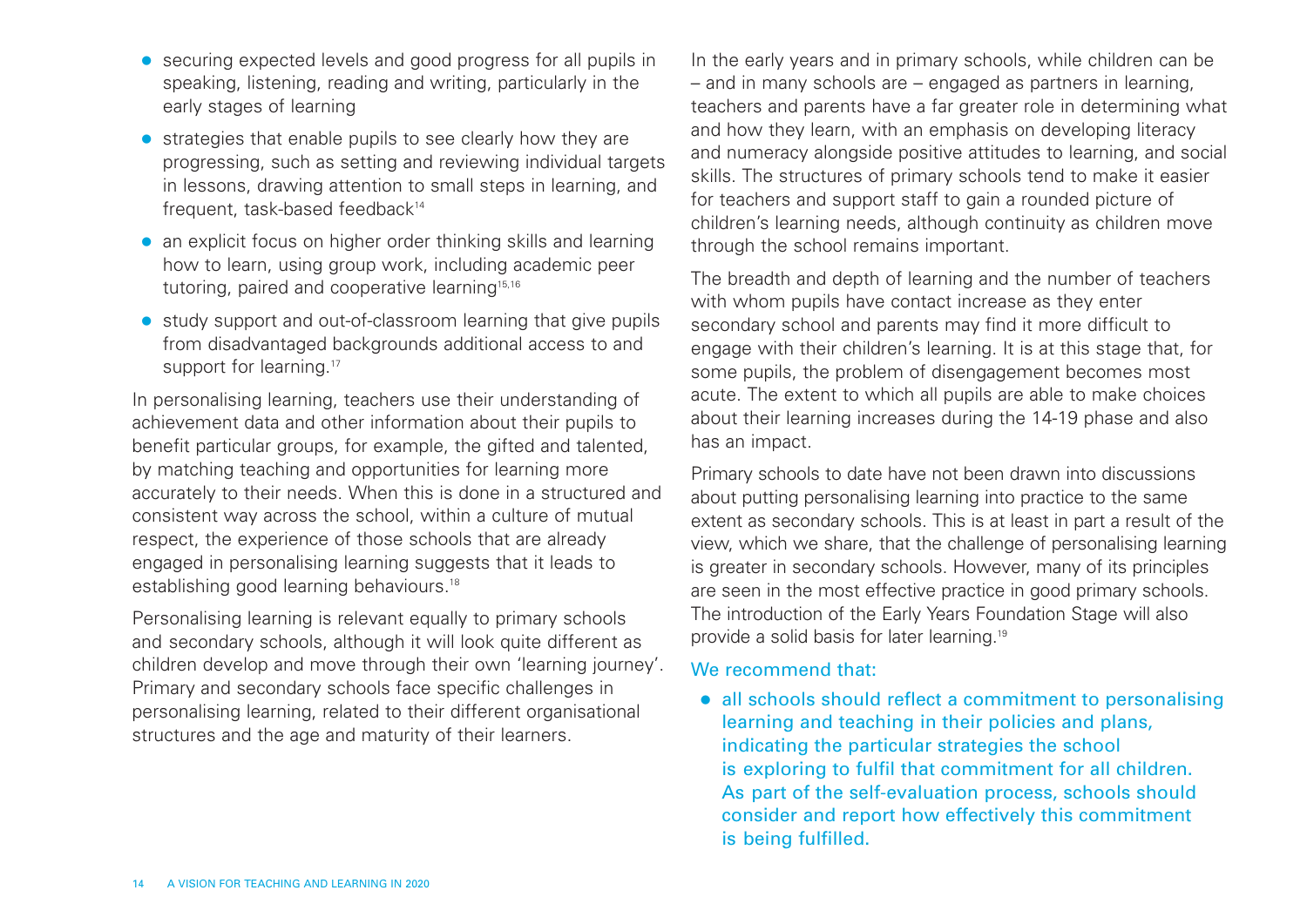- securing expected levels and good progress for all pupils in speaking, listening, reading and writing, particularly in the early stages of learning
- strategies that enable pupils to see clearly how they are progressing, such as setting and reviewing individual targets in lessons, drawing attention to small steps in learning, and frequent, task-based feedback[14]
- an explicit focus on higher order thinking skills and learning how to learn, using group work, including academic peer tutoring, paired and cooperative learning[15,16]
- study support and out-of-classroom learning that give pupils from disadvantaged backgrounds additional access to and support for learning.[17]

In personalising learning, teachers use their understanding of achievement data and other information about their pupils to benefit particular groups, for example, the gifted and talented, by matching teaching and opportunities for learning more accurately to their needs. When this is done in a structured and consistent way across the school, within a culture of mutual respect, the experience of those schools that are already engaged in personalising learning suggests that it leads to establishing good learning behaviours.[18]

Personalising learning is relevant equally to primary schools and secondary schools, although it will look quite different as children develop and move through their own 'learning journey'. Primary and secondary schools face specific challenges in personalising learning, related to their different organisational structures and the age and maturity of their learners.

In the early years and in primary schools, while children can be – and in many schools are – engaged as partners in learning, teachers and parents have a far greater role in determining what and how they learn, with an emphasis on developing literacy and numeracy alongside positive attitudes to learning, and social skills. The structures of primary schools tend to make it easier for teachers and support staff to gain a rounded picture of children's learning needs, although continuity as children move through the school remains important.

The breadth and depth of learning and the number of teachers with whom pupils have contact increase as they enter secondary school and parents may find it more difficult to engage with their children's learning. It is at this stage that, for some pupils, the problem of disengagement becomes most acute. The extent to which all pupils are able to make choices about their learning increases during the 14-19 phase and also has an impact.

Primary schools to date have not been drawn into discussions about putting personalising learning into practice to the same extent as secondary schools. This is at least in part a result of the view, which we share, that the challenge of personalising learning is greater in secondary schools. However, many of its principles are seen in the most effective practice in good primary schools. The introduction of the Early Years Foundation Stage will also provide a solid basis for later learning.[19]

We recommend that:

- all schools should reflect a commitment to personalising learning and teaching in their policies and plans, indicating the particular strategies the school is exploring to fulfil that commitment for all children. As part of the self-evaluation process, schools should consider and report how effectively this commitment is being fulfilled.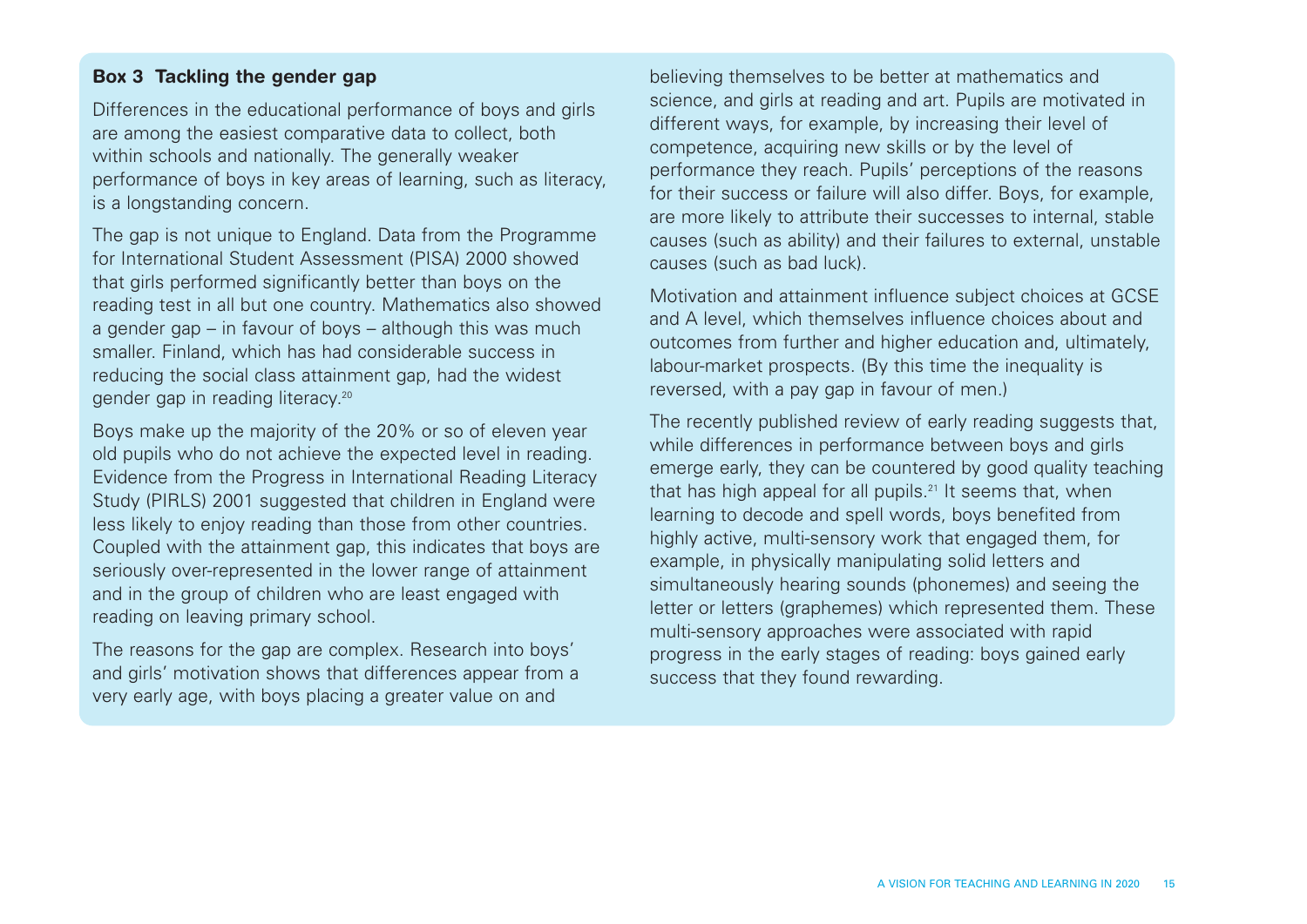### Box 3 Tackling the gender gap

Differences in the educational performance of boys and girls are among the easiest comparative data to collect, both within schools and nationally. The generally weaker performance of boys in key areas of learning, such as literacy, is a longstanding concern.

The gap is not unique to England. Data from the Programme for International Student Assessment (PISA) 2000 showed that girls performed significantly better than boys on the reading test in all but one country. Mathematics also showed a gender gap – in favour of boys – although this was much smaller. Finland, which has had considerable success in reducing the social class attainment gap, had the widest gender gap in reading literacy.[20]

Boys make up the majority of the 20% or so of eleven year old pupils who do not achieve the expected level in reading. Evidence from the Progress in International Reading Literacy Study (PIRLS) 2001 suggested that children in England were less likely to enjoy reading than those from other countries. Coupled with the attainment gap, this indicates that boys are seriously over-represented in the lower range of attainment and in the group of children who are least engaged with reading on leaving primary school.

The reasons for the gap are complex. Research into boys' and girls' motivation shows that differences appear from a very early age, with boys placing a greater value on and believing themselves to be better at mathematics and science, and girls at reading and art. Pupils are motivated in different ways, for example, by increasing their level of competence, acquiring new skills or by the level of performance they reach. Pupils' perceptions of the reasons for their success or failure will also differ. Boys, for example, are more likely to attribute their successes to internal, stable causes (such as ability) and their failures to external, unstable causes (such as bad luck).

Motivation and attainment influence subject choices at GCSE and A level, which themselves influence choices about and outcomes from further and higher education and, ultimately, labour-market prospects. (By this time the inequality is reversed, with a pay gap in favour of men.)

The recently published review of early reading suggests that, while differences in performance between boys and girls emerge early, they can be countered by good quality teaching that has high appeal for all pupils.[21] It seems that, when learning to decode and spell words, boys benefited from highly active, multi-sensory work that engaged them, for example, in physically manipulating solid letters and simultaneously hearing sounds (phonemes) and seeing the letter or letters (graphemes) which represented them. These multi-sensory approaches were associated with rapid progress in the early stages of reading: boys gained early success that they found rewarding.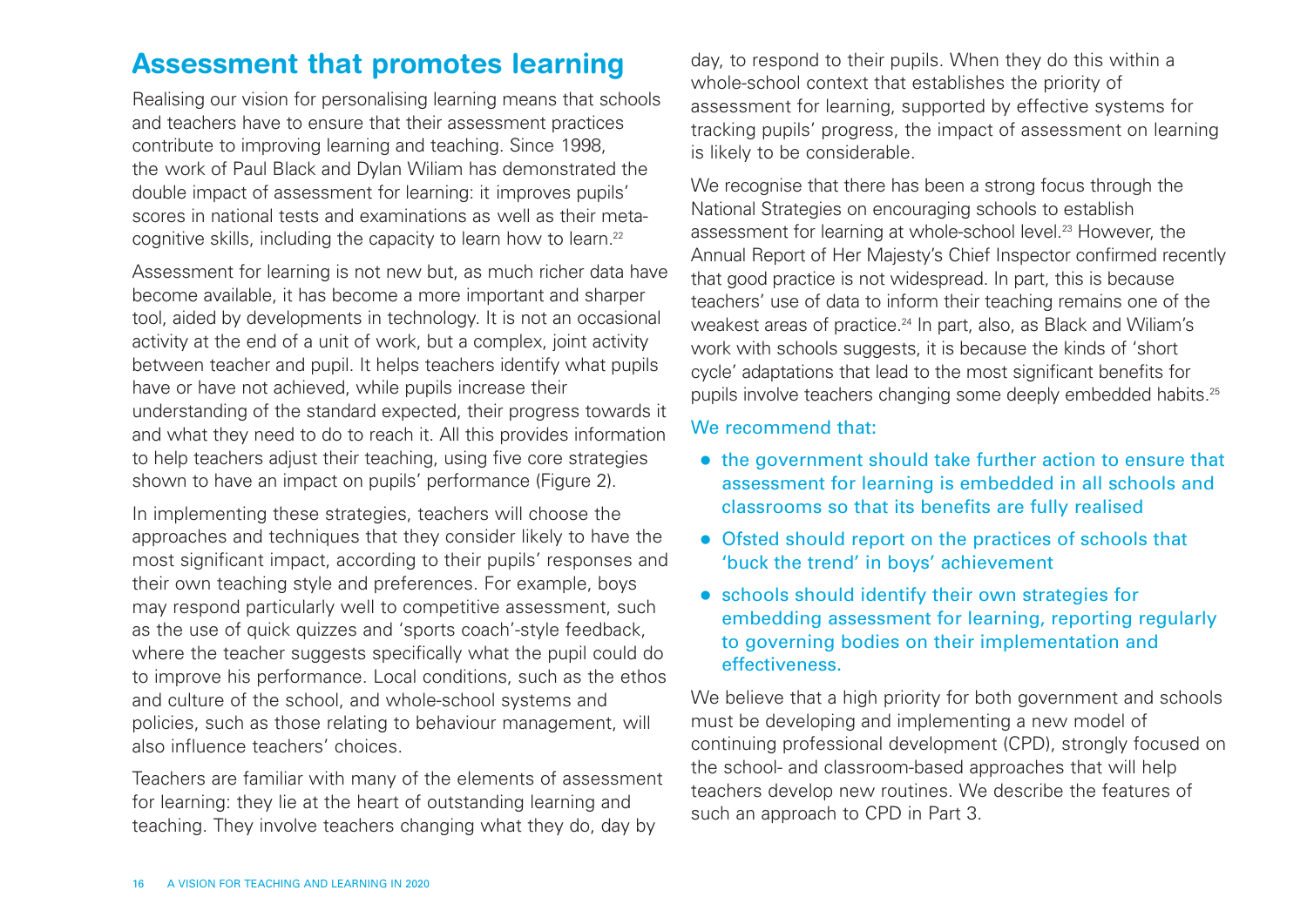## Assessment that promotes learning

Realising our vision for personalising learning means that schools and teachers have to ensure that their assessment practices contribute to improving learning and teaching. Since 1998, the work of Paul Black and Dylan Wiliam has demonstrated the double impact of assessment for learning: it improves pupils' scores in national tests and examinations as well as their meta-cognitive skills, including the capacity to learn how to learn.[22]

Assessment for learning is not new but, as much richer data have become available, it has become a more important and sharper tool, aided by developments in technology. It is not an occasional activity at the end of a unit of work, but a complex, joint activity between teacher and pupil. It helps teachers identify what pupils have or have not achieved, while pupils increase their understanding of the standard expected, their progress towards it and what they need to do to reach it. All this provides information to help teachers adjust their teaching, using five core strategies shown to have an impact on pupils' performance (Figure 2).

In implementing these strategies, teachers will choose the approaches and techniques that they consider likely to have the most significant impact, according to their pupils' responses and their own teaching style and preferences. For example, boys may respond particularly well to competitive assessment, such as the use of quick quizzes and 'sports coach'-style feedback, where the teacher suggests specifically what the pupil could do to improve his performance. Local conditions, such as the ethos and culture of the school, and whole-school systems and policies, such as those relating to behaviour management, will also influence teachers' choices.

Teachers are familiar with many of the elements of assessment for learning: they lie at the heart of outstanding learning and teaching. They involve teachers changing what they do, day by day, to respond to their pupils. When they do this within a whole-school context that establishes the priority of assessment for learning, supported by effective systems for tracking pupils' progress, the impact of assessment on learning is likely to be considerable.

We recognise that there has been a strong focus through the National Strategies on encouraging schools to establish assessment for learning at whole-school level.[23] However, the Annual Report of Her Majesty's Chief Inspector confirmed recently that good practice is not widespread. In part, this is because teachers' use of data to inform their teaching remains one of the weakest areas of practice.[24] In part, also, as Black and Wiliam's work with schools suggests, it is because the kinds of 'short cycle' adaptations that lead to the most significant benefits for pupils involve teachers changing some deeply embedded habits.[25]

We recommend that:

- the government should take further action to ensure that assessment for learning is embedded in all schools and classrooms so that its benefits are fully realised
- Ofsted should report on the practices of schools that 'buck the trend' in boys' achievement
- schools should identify their own strategies for embedding assessment for learning, reporting regularly to governing bodies on their implementation and effectiveness.

We believe that a high priority for both government and schools must be developing and implementing a new model of continuing professional development (CPD), strongly focused on the school- and classroom-based approaches that will help teachers develop new routines. We describe the features of such an approach to CPD in Part 3.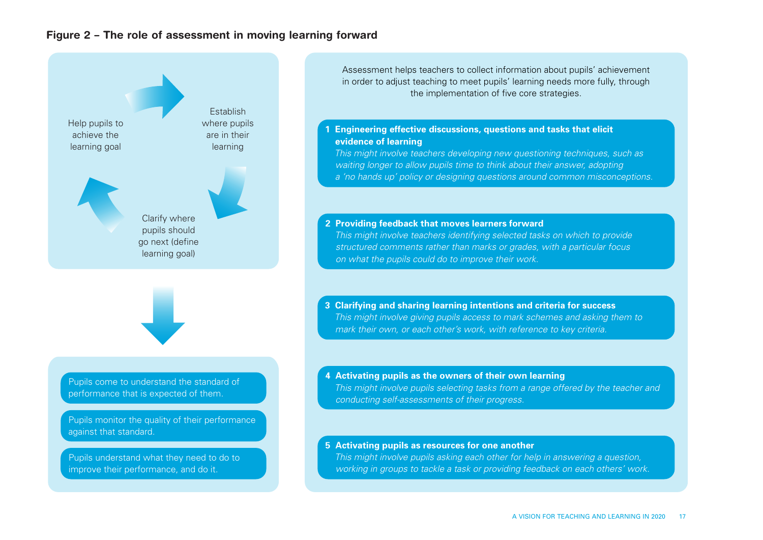**Figure 2 – The role of assessment in moving learning forward**

Establish where pupils are in their learning

Clarify where pupils should go next (define learning goal)

Help pupils to achieve the learning goal

- Pupils come to understand the standard of performance that is expected of them.
- Pupils monitor the quality of their performance against that standard.
- Pupils understand what they need to do to improve their performance, and do it.

Assessment helps teachers to collect information about pupils' achievement in order to adjust teaching to meet pupils' learning needs more fully, through the implementation of five core strategies.

**1 Engineering effective discussions, questions and tasks that elicit evidence of learning**
*This might involve teachers developing new questioning techniques, such as waiting longer to allow pupils time to think about their answer, adopting a 'no hands up' policy or designing questions around common misconceptions.*

**2 Providing feedback that moves learners forward**
*This might involve teachers identifying selected tasks on which to provide structured comments rather than marks or grades, with a particular focus on what the pupils could do to improve their work.*

**3 Clarifying and sharing learning intentions and criteria for success**
*This might involve giving pupils access to mark schemes and asking them to mark their own, or each other's work, with reference to key criteria.*

**4 Activating pupils as the owners of their own learning**
*This might involve pupils selecting tasks from a range offered by the teacher and conducting self-assessments of their progress.*

**5 Activating pupils as resources for one another**
*This might involve pupils asking each other for help in answering a question, working in groups to tackle a task or providing feedback on each others' work.*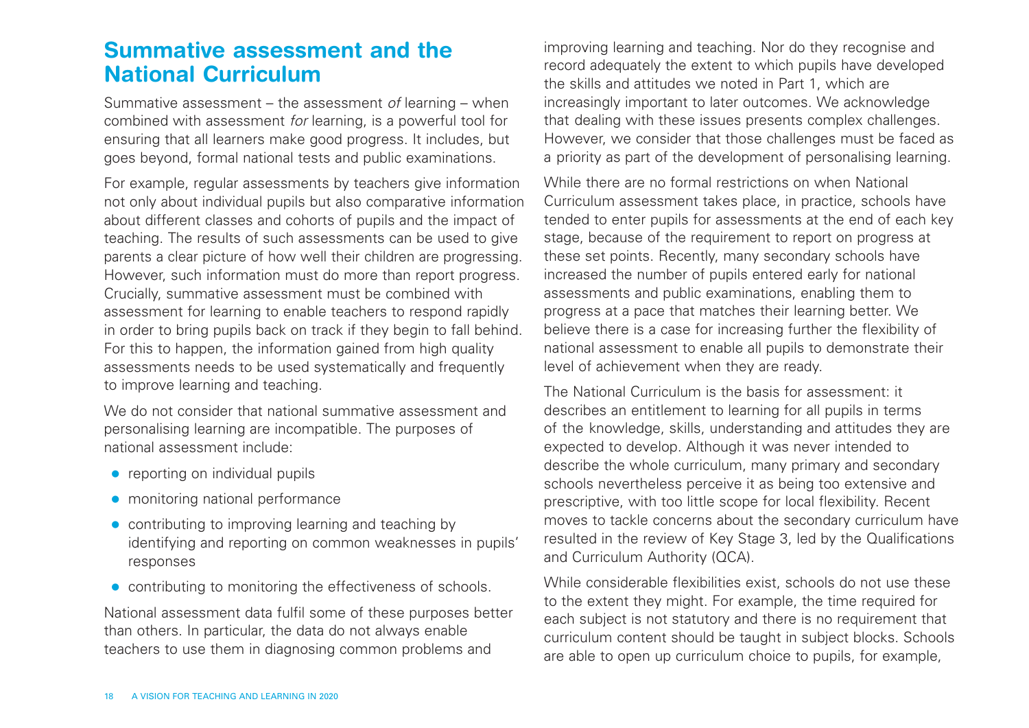## Summative assessment and the National Curriculum

Summative assessment – the assessment *of* learning – when combined with assessment *for* learning, is a powerful tool for ensuring that all learners make good progress. It includes, but goes beyond, formal national tests and public examinations.

For example, regular assessments by teachers give information not only about individual pupils but also comparative information about different classes and cohorts of pupils and the impact of teaching. The results of such assessments can be used to give parents a clear picture of how well their children are progressing. However, such information must do more than report progress. Crucially, summative assessment must be combined with assessment for learning to enable teachers to respond rapidly in order to bring pupils back on track if they begin to fall behind. For this to happen, the information gained from high quality assessments needs to be used systematically and frequently to improve learning and teaching.

We do not consider that national summative assessment and personalising learning are incompatible. The purposes of national assessment include:

- reporting on individual pupils
- monitoring national performance
- contributing to improving learning and teaching by identifying and reporting on common weaknesses in pupils' responses
- contributing to monitoring the effectiveness of schools.

National assessment data fulfil some of these purposes better than others. In particular, the data do not always enable teachers to use them in diagnosing common problems and improving learning and teaching. Nor do they recognise and record adequately the extent to which pupils have developed the skills and attitudes we noted in Part 1, which are increasingly important to later outcomes. We acknowledge that dealing with these issues presents complex challenges. However, we consider that those challenges must be faced as a priority as part of the development of personalising learning.

While there are no formal restrictions on when National Curriculum assessment takes place, in practice, schools have tended to enter pupils for assessments at the end of each key stage, because of the requirement to report on progress at these set points. Recently, many secondary schools have increased the number of pupils entered early for national assessments and public examinations, enabling them to progress at a pace that matches their learning better. We believe there is a case for increasing further the flexibility of national assessment to enable all pupils to demonstrate their level of achievement when they are ready.

The National Curriculum is the basis for assessment: it describes an entitlement to learning for all pupils in terms of the knowledge, skills, understanding and attitudes they are expected to develop. Although it was never intended to describe the whole curriculum, many primary and secondary schools nevertheless perceive it as being too extensive and prescriptive, with too little scope for local flexibility. Recent moves to tackle concerns about the secondary curriculum have resulted in the review of Key Stage 3, led by the Qualifications and Curriculum Authority (QCA).

While considerable flexibilities exist, schools do not use these to the extent they might. For example, the time required for each subject is not statutory and there is no requirement that curriculum content should be taught in subject blocks. Schools are able to open up curriculum choice to pupils, for example,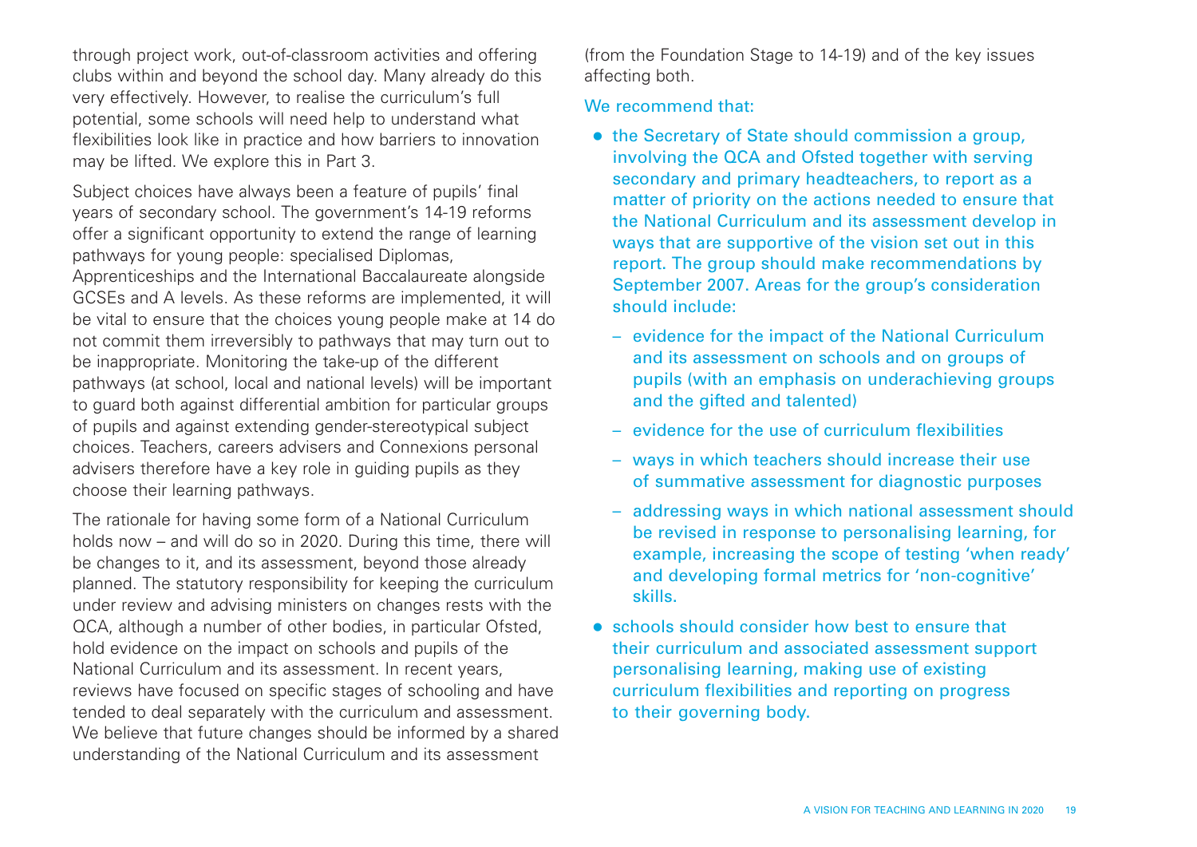through project work, out-of-classroom activities and offering clubs within and beyond the school day. Many already do this very effectively. However, to realise the curriculum's full potential, some schools will need help to understand what flexibilities look like in practice and how barriers to innovation may be lifted. We explore this in Part 3.

Subject choices have always been a feature of pupils' final years of secondary school. The government's 14-19 reforms offer a significant opportunity to extend the range of learning pathways for young people: specialised Diplomas, Apprenticeships and the International Baccalaureate alongside GCSEs and A levels. As these reforms are implemented, it will be vital to ensure that the choices young people make at 14 do not commit them irreversibly to pathways that may turn out to be inappropriate. Monitoring the take-up of the different pathways (at school, local and national levels) will be important to guard both against differential ambition for particular groups of pupils and against extending gender-stereotypical subject choices. Teachers, careers advisers and Connexions personal advisers therefore have a key role in guiding pupils as they choose their learning pathways.

The rationale for having some form of a National Curriculum holds now – and will do so in 2020. During this time, there will be changes to it, and its assessment, beyond those already planned. The statutory responsibility for keeping the curriculum under review and advising ministers on changes rests with the QCA, although a number of other bodies, in particular Ofsted, hold evidence on the impact on schools and pupils of the National Curriculum and its assessment. In recent years, reviews have focused on specific stages of schooling and have tended to deal separately with the curriculum and assessment. We believe that future changes should be informed by a shared understanding of the National Curriculum and its assessment (from the Foundation Stage to 14-19) and of the key issues affecting both.

We recommend that:

- the Secretary of State should commission a group, involving the QCA and Ofsted together with serving secondary and primary headteachers, to report as a matter of priority on the actions needed to ensure that the National Curriculum and its assessment develop in ways that are supportive of the vision set out in this report. The group should make recommendations by September 2007. Areas for the group's consideration should include:
  - evidence for the impact of the National Curriculum and its assessment on schools and on groups of pupils (with an emphasis on underachieving groups and the gifted and talented)
  - evidence for the use of curriculum flexibilities
  - ways in which teachers should increase their use of summative assessment for diagnostic purposes
  - addressing ways in which national assessment should be revised in response to personalising learning, for example, increasing the scope of testing 'when ready' and developing formal metrics for 'non-cognitive' skills.
- schools should consider how best to ensure that their curriculum and associated assessment support personalising learning, making use of existing curriculum flexibilities and reporting on progress to their governing body.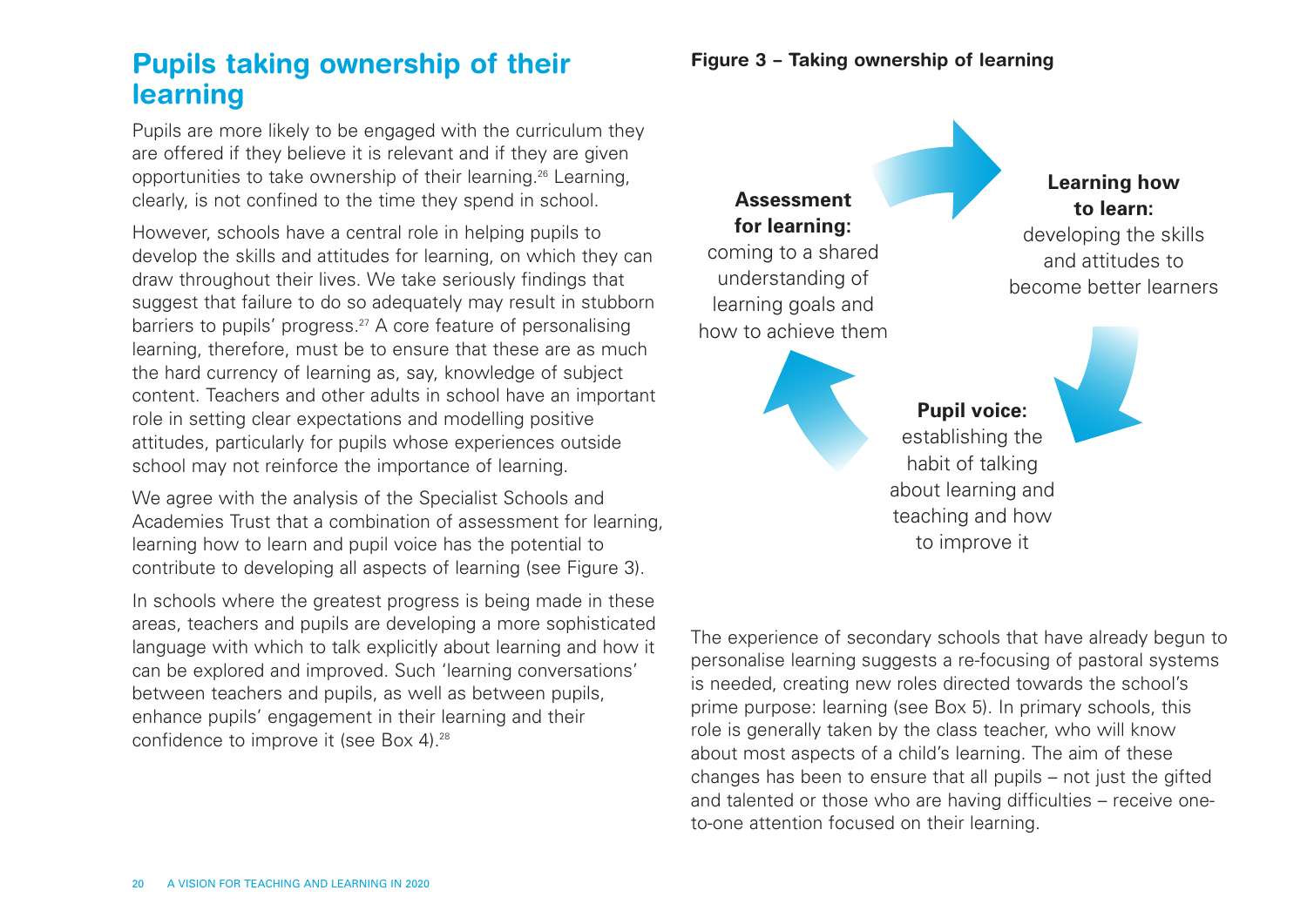## Pupils taking ownership of their learning

Pupils are more likely to be engaged with the curriculum they are offered if they believe it is relevant and if they are given opportunities to take ownership of their learning.[26] Learning, clearly, is not confined to the time they spend in school.

However, schools have a central role in helping pupils to develop the skills and attitudes for learning, on which they can draw throughout their lives. We take seriously findings that suggest that failure to do so adequately may result in stubborn barriers to pupils' progress.[27] A core feature of personalising learning, therefore, must be to ensure that these are as much the hard currency of learning as, say, knowledge of subject content. Teachers and other adults in school have an important role in setting clear expectations and modelling positive attitudes, particularly for pupils whose experiences outside school may not reinforce the importance of learning.

We agree with the analysis of the Specialist Schools and Academies Trust that a combination of assessment for learning, learning how to learn and pupil voice has the potential to contribute to developing all aspects of learning (see Figure 3).

In schools where the greatest progress is being made in these areas, teachers and pupils are developing a more sophisticated language with which to talk explicitly about learning and how it can be explored and improved. Such 'learning conversations' between teachers and pupils, as well as between pupils, enhance pupils' engagement in their learning and their confidence to improve it (see Box 4).[28]

**Figure 3 – Taking ownership of learning**

**Assessment for learning:** coming to a shared understanding of learning goals and how to achieve them

**Learning how to learn:** developing the skills and attitudes to become better learners

**Pupil voice:** establishing the habit of talking about learning and teaching and how to improve it

The experience of secondary schools that have already begun to personalise learning suggests a re-focusing of pastoral systems is needed, creating new roles directed towards the school's prime purpose: learning (see Box 5). In primary schools, this role is generally taken by the class teacher, who will know about most aspects of a child's learning. The aim of these changes has been to ensure that all pupils – not just the gifted and talented or those who are having difficulties – receive one-to-one attention focused on their learning.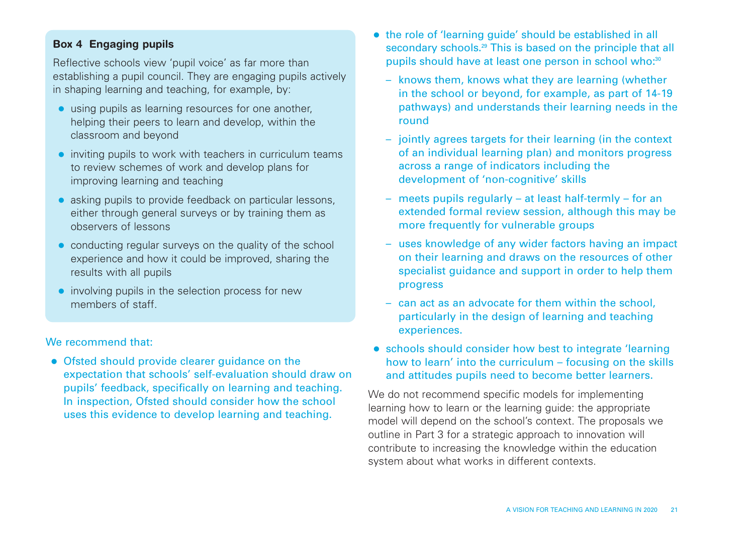### Box 4 Engaging pupils

Reflective schools view 'pupil voice' as far more than establishing a pupil council. They are engaging pupils actively in shaping learning and teaching, for example, by:

- using pupils as learning resources for one another, helping their peers to learn and develop, within the classroom and beyond
- inviting pupils to work with teachers in curriculum teams to review schemes of work and develop plans for improving learning and teaching
- asking pupils to provide feedback on particular lessons, either through general surveys or by training them as observers of lessons
- conducting regular surveys on the quality of the school experience and how it could be improved, sharing the results with all pupils
- involving pupils in the selection process for new members of staff.

We recommend that:

- Ofsted should provide clearer guidance on the expectation that schools' self-evaluation should draw on pupils' feedback, specifically on learning and teaching. In inspection, Ofsted should consider how the school uses this evidence to develop learning and teaching.
- the role of 'learning guide' should be established in all secondary schools.[29] This is based on the principle that all pupils should have at least one person in school who:[30]
  - knows them, knows what they are learning (whether in the school or beyond, for example, as part of 14-19 pathways) and understands their learning needs in the round
  - jointly agrees targets for their learning (in the context of an individual learning plan) and monitors progress across a range of indicators including the development of 'non-cognitive' skills
  - meets pupils regularly – at least half-termly – for an extended formal review session, although this may be more frequently for vulnerable groups
  - uses knowledge of any wider factors having an impact on their learning and draws on the resources of other specialist guidance and support in order to help them progress
  - can act as an advocate for them within the school, particularly in the design of learning and teaching experiences.
- schools should consider how best to integrate 'learning how to learn' into the curriculum – focusing on the skills and attitudes pupils need to become better learners.

We do not recommend specific models for implementing learning how to learn or the learning guide: the appropriate model will depend on the school's context. The proposals we outline in Part 3 for a strategic approach to innovation will contribute to increasing the knowledge within the education system about what works in different contexts.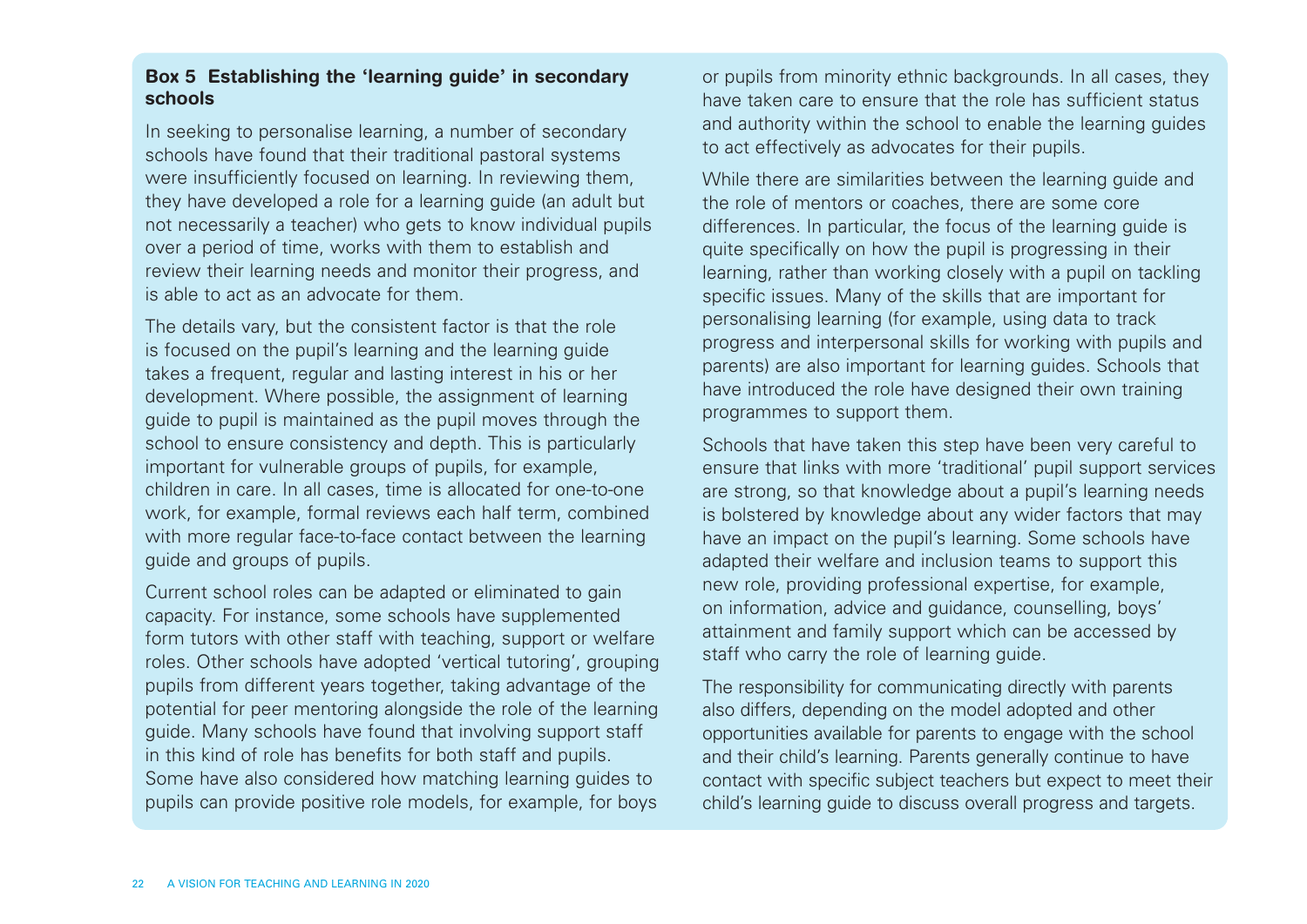### Box 5 Establishing the 'learning guide' in secondary schools

In seeking to personalise learning, a number of secondary schools have found that their traditional pastoral systems were insufficiently focused on learning. In reviewing them, they have developed a role for a learning guide (an adult but not necessarily a teacher) who gets to know individual pupils over a period of time, works with them to establish and review their learning needs and monitor their progress, and is able to act as an advocate for them.

The details vary, but the consistent factor is that the role is focused on the pupil's learning and the learning guide takes a frequent, regular and lasting interest in his or her development. Where possible, the assignment of learning guide to pupil is maintained as the pupil moves through the school to ensure consistency and depth. This is particularly important for vulnerable groups of pupils, for example, children in care. In all cases, time is allocated for one-to-one work, for example, formal reviews each half term, combined with more regular face-to-face contact between the learning guide and groups of pupils.

Current school roles can be adapted or eliminated to gain capacity. For instance, some schools have supplemented form tutors with other staff with teaching, support or welfare roles. Other schools have adopted 'vertical tutoring', grouping pupils from different years together, taking advantage of the potential for peer mentoring alongside the role of the learning guide. Many schools have found that involving support staff in this kind of role has benefits for both staff and pupils. Some have also considered how matching learning guides to pupils can provide positive role models, for example, for boys or pupils from minority ethnic backgrounds. In all cases, they have taken care to ensure that the role has sufficient status and authority within the school to enable the learning guides to act effectively as advocates for their pupils.

While there are similarities between the learning guide and the role of mentors or coaches, there are some core differences. In particular, the focus of the learning guide is quite specifically on how the pupil is progressing in their learning, rather than working closely with a pupil on tackling specific issues. Many of the skills that are important for personalising learning (for example, using data to track progress and interpersonal skills for working with pupils and parents) are also important for learning guides. Schools that have introduced the role have designed their own training programmes to support them.

Schools that have taken this step have been very careful to ensure that links with more 'traditional' pupil support services are strong, so that knowledge about a pupil's learning needs is bolstered by knowledge about any wider factors that may have an impact on the pupil's learning. Some schools have adapted their welfare and inclusion teams to support this new role, providing professional expertise, for example, on information, advice and guidance, counselling, boys' attainment and family support which can be accessed by staff who carry the role of learning guide.

The responsibility for communicating directly with parents also differs, depending on the model adopted and other opportunities available for parents to engage with the school and their child's learning. Parents generally continue to have contact with specific subject teachers but expect to meet their child's learning guide to discuss overall progress and targets.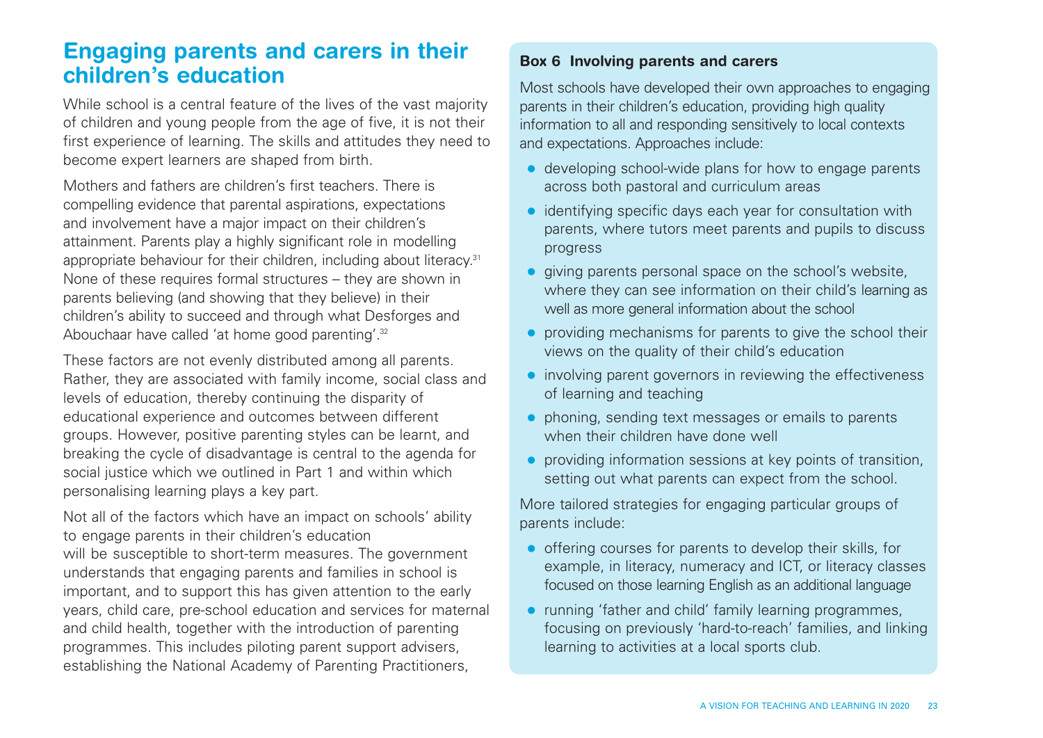## Engaging parents and carers in their children's education

While school is a central feature of the lives of the vast majority of children and young people from the age of five, it is not their first experience of learning. The skills and attitudes they need to become expert learners are shaped from birth.

Mothers and fathers are children's first teachers. There is compelling evidence that parental aspirations, expectations and involvement have a major impact on their children's attainment. Parents play a highly significant role in modelling appropriate behaviour for their children, including about literacy.[31] None of these requires formal structures – they are shown in parents believing (and showing that they believe) in their children's ability to succeed and through what Desforges and Abouchaar have called 'at home good parenting'.[32]

These factors are not evenly distributed among all parents. Rather, they are associated with family income, social class and levels of education, thereby continuing the disparity of educational experience and outcomes between different groups. However, positive parenting styles can be learnt, and breaking the cycle of disadvantage is central to the agenda for social justice which we outlined in Part 1 and within which personalising learning plays a key part.

Not all of the factors which have an impact on schools' ability to engage parents in their children's education will be susceptible to short-term measures. The government understands that engaging parents and families in school is important, and to support this has given attention to the early years, child care, pre-school education and services for maternal and child health, together with the introduction of parenting programmes. This includes piloting parent support advisers, establishing the National Academy of Parenting Practitioners,

**Box 6 Involving parents and carers**

Most schools have developed their own approaches to engaging parents in their children's education, providing high quality information to all and responding sensitively to local contexts and expectations. Approaches include:

- developing school-wide plans for how to engage parents across both pastoral and curriculum areas
- identifying specific days each year for consultation with parents, where tutors meet parents and pupils to discuss progress
- giving parents personal space on the school's website, where they can see information on their child's learning as well as more general information about the school
- providing mechanisms for parents to give the school their views on the quality of their child's education
- involving parent governors in reviewing the effectiveness of learning and teaching
- phoning, sending text messages or emails to parents when their children have done well
- providing information sessions at key points of transition, setting out what parents can expect from the school.

More tailored strategies for engaging particular groups of parents include:

- offering courses for parents to develop their skills, for example, in literacy, numeracy and ICT, or literacy classes focused on those learning English as an additional language
- running 'father and child' family learning programmes, focusing on previously 'hard-to-reach' families, and linking learning to activities at a local sports club.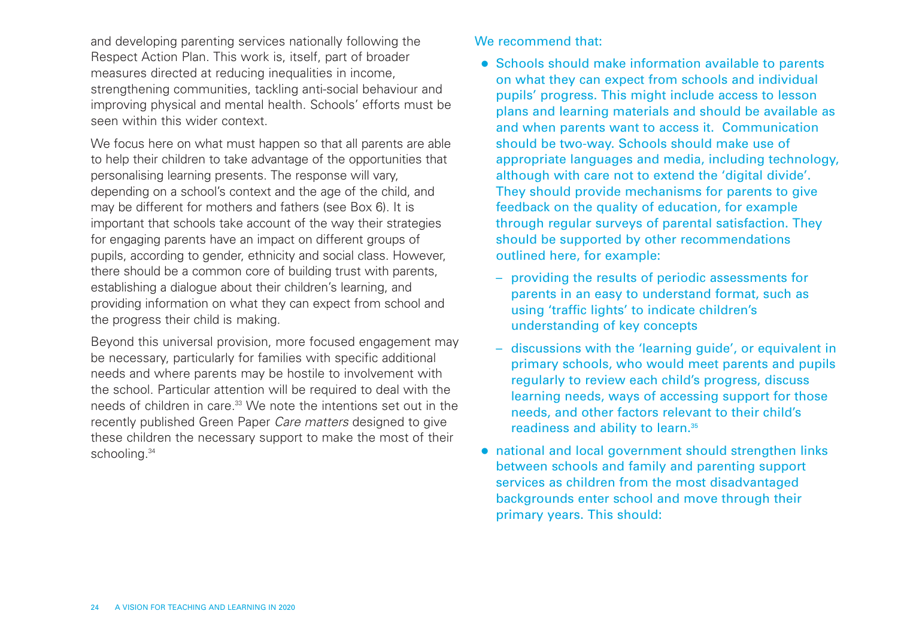and developing parenting services nationally following the Respect Action Plan. This work is, itself, part of broader measures directed at reducing inequalities in income, strengthening communities, tackling anti-social behaviour and improving physical and mental health. Schools' efforts must be seen within this wider context.

We focus here on what must happen so that all parents are able to help their children to take advantage of the opportunities that personalising learning presents. The response will vary, depending on a school's context and the age of the child, and may be different for mothers and fathers (see Box 6). It is important that schools take account of the way their strategies for engaging parents have an impact on different groups of pupils, according to gender, ethnicity and social class. However, there should be a common core of building trust with parents, establishing a dialogue about their children's learning, and providing information on what they can expect from school and the progress their child is making.

Beyond this universal provision, more focused engagement may be necessary, particularly for families with specific additional needs and where parents may be hostile to involvement with the school. Particular attention will be required to deal with the needs of children in care.[33] We note the intentions set out in the recently published Green Paper *Care matters* designed to give these children the necessary support to make the most of their schooling.[34]

We recommend that:

- Schools should make information available to parents on what they can expect from schools and individual pupils' progress. This might include access to lesson plans and learning materials and should be available as and when parents want to access it. Communication should be two-way. Schools should make use of appropriate languages and media, including technology, although with care not to extend the 'digital divide'. They should provide mechanisms for parents to give feedback on the quality of education, for example through regular surveys of parental satisfaction. They should be supported by other recommendations outlined here, for example:
  - providing the results of periodic assessments for parents in an easy to understand format, such as using 'traffic lights' to indicate children's understanding of key concepts
  - discussions with the 'learning guide', or equivalent in primary schools, who would meet parents and pupils regularly to review each child's progress, discuss learning needs, ways of accessing support for those needs, and other factors relevant to their child's readiness and ability to learn.[35]
- national and local government should strengthen links between schools and family and parenting support services as children from the most disadvantaged backgrounds enter school and move through their primary years. This should: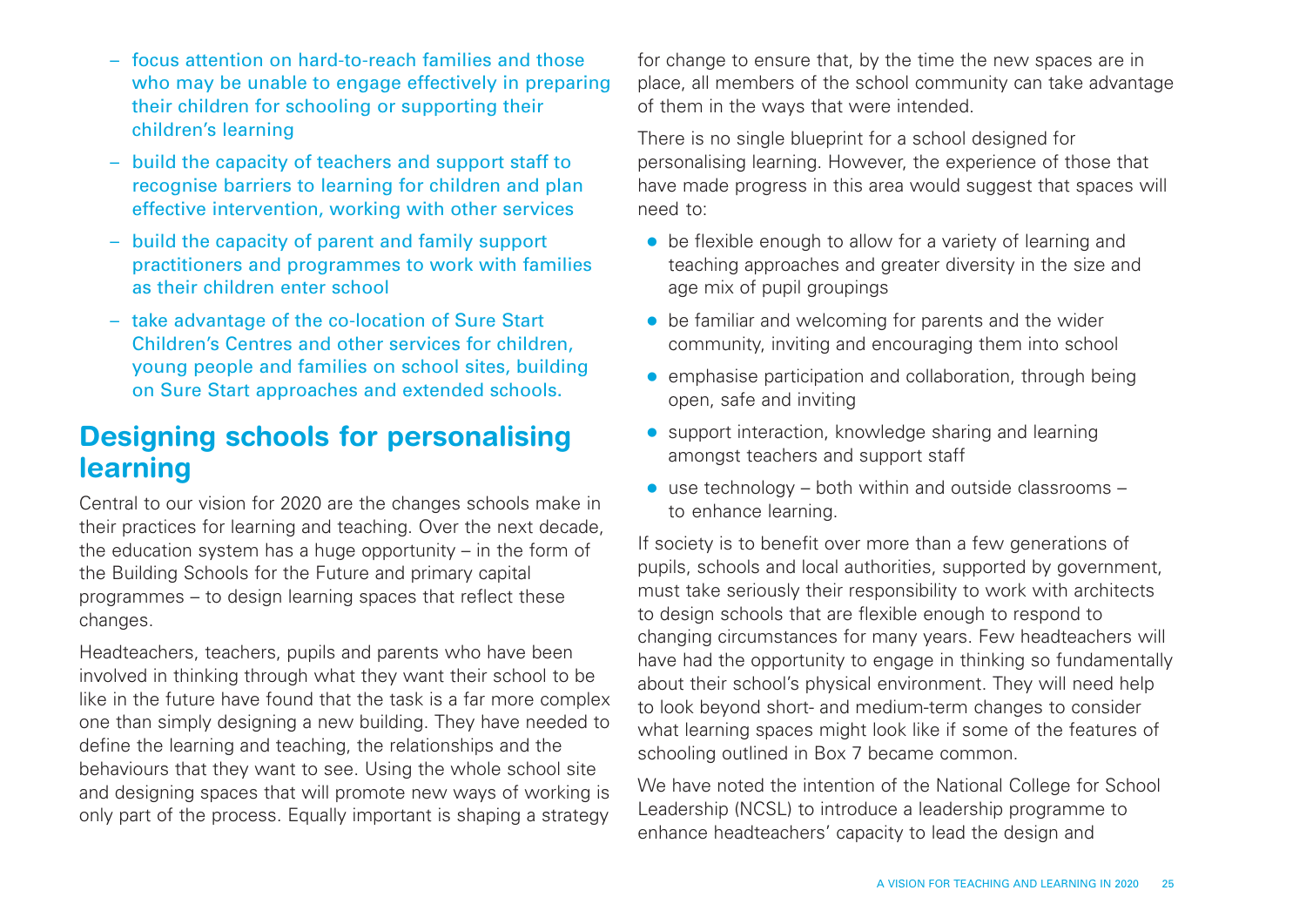- focus attention on hard-to-reach families and those who may be unable to engage effectively in preparing their children for schooling or supporting their children's learning
- build the capacity of teachers and support staff to recognise barriers to learning for children and plan effective intervention, working with other services
- build the capacity of parent and family support practitioners and programmes to work with families as their children enter school
- take advantage of the co-location of Sure Start Children's Centres and other services for children, young people and families on school sites, building on Sure Start approaches and extended schools.

## Designing schools for personalising learning

Central to our vision for 2020 are the changes schools make in their practices for learning and teaching. Over the next decade, the education system has a huge opportunity – in the form of the Building Schools for the Future and primary capital programmes – to design learning spaces that reflect these changes.

Headteachers, teachers, pupils and parents who have been involved in thinking through what they want their school to be like in the future have found that the task is a far more complex one than simply designing a new building. They have needed to define the learning and teaching, the relationships and the behaviours that they want to see. Using the whole school site and designing spaces that will promote new ways of working is only part of the process. Equally important is shaping a strategy for change to ensure that, by the time the new spaces are in place, all members of the school community can take advantage of them in the ways that were intended.

There is no single blueprint for a school designed for personalising learning. However, the experience of those that have made progress in this area would suggest that spaces will need to:

- be flexible enough to allow for a variety of learning and teaching approaches and greater diversity in the size and age mix of pupil groupings
- be familiar and welcoming for parents and the wider community, inviting and encouraging them into school
- emphasise participation and collaboration, through being open, safe and inviting
- support interaction, knowledge sharing and learning amongst teachers and support staff
- use technology – both within and outside classrooms – to enhance learning.

If society is to benefit over more than a few generations of pupils, schools and local authorities, supported by government, must take seriously their responsibility to work with architects to design schools that are flexible enough to respond to changing circumstances for many years. Few headteachers will have had the opportunity to engage in thinking so fundamentally about their school's physical environment. They will need help to look beyond short- and medium-term changes to consider what learning spaces might look like if some of the features of schooling outlined in Box 7 became common.

We have noted the intention of the National College for School Leadership (NCSL) to introduce a leadership programme to enhance headteachers' capacity to lead the design and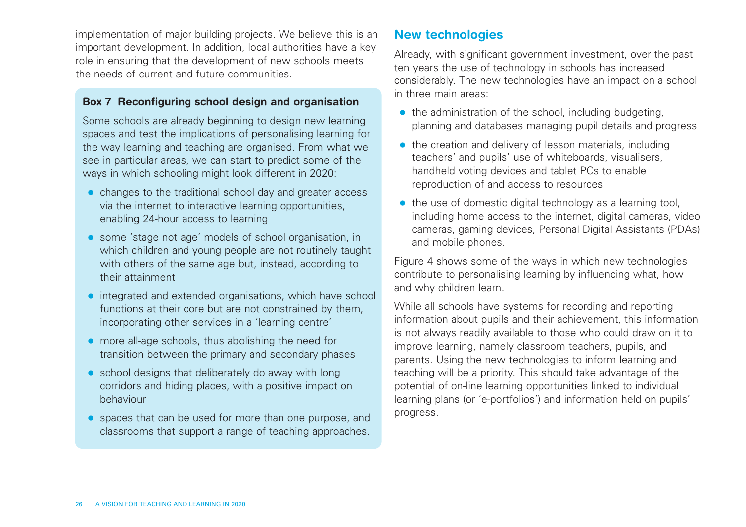implementation of major building projects. We believe this is an important development. In addition, local authorities have a key role in ensuring that the development of new schools meets the needs of current and future communities.

**Box 7 Reconfiguring school design and organisation**

Some schools are already beginning to design new learning spaces and test the implications of personalising learning for the way learning and teaching are organised. From what we see in particular areas, we can start to predict some of the ways in which schooling might look different in 2020:

- changes to the traditional school day and greater access via the internet to interactive learning opportunities, enabling 24-hour access to learning
- some 'stage not age' models of school organisation, in which children and young people are not routinely taught with others of the same age but, instead, according to their attainment
- integrated and extended organisations, which have school functions at their core but are not constrained by them, incorporating other services in a 'learning centre'
- more all-age schools, thus abolishing the need for transition between the primary and secondary phases
- school designs that deliberately do away with long corridors and hiding places, with a positive impact on behaviour
- spaces that can be used for more than one purpose, and classrooms that support a range of teaching approaches.

## New technologies

Already, with significant government investment, over the past ten years the use of technology in schools has increased considerably. The new technologies have an impact on a school in three main areas:

- the administration of the school, including budgeting, planning and databases managing pupil details and progress
- the creation and delivery of lesson materials, including teachers' and pupils' use of whiteboards, visualisers, handheld voting devices and tablet PCs to enable reproduction of and access to resources
- the use of domestic digital technology as a learning tool, including home access to the internet, digital cameras, video cameras, gaming devices, Personal Digital Assistants (PDAs) and mobile phones.

Figure 4 shows some of the ways in which new technologies contribute to personalising learning by influencing what, how and why children learn.

While all schools have systems for recording and reporting information about pupils and their achievement, this information is not always readily available to those who could draw on it to improve learning, namely classroom teachers, pupils, and parents. Using the new technologies to inform learning and teaching will be a priority. This should take advantage of the potential of on-line learning opportunities linked to individual learning plans (or 'e-portfolios') and information held on pupils' progress.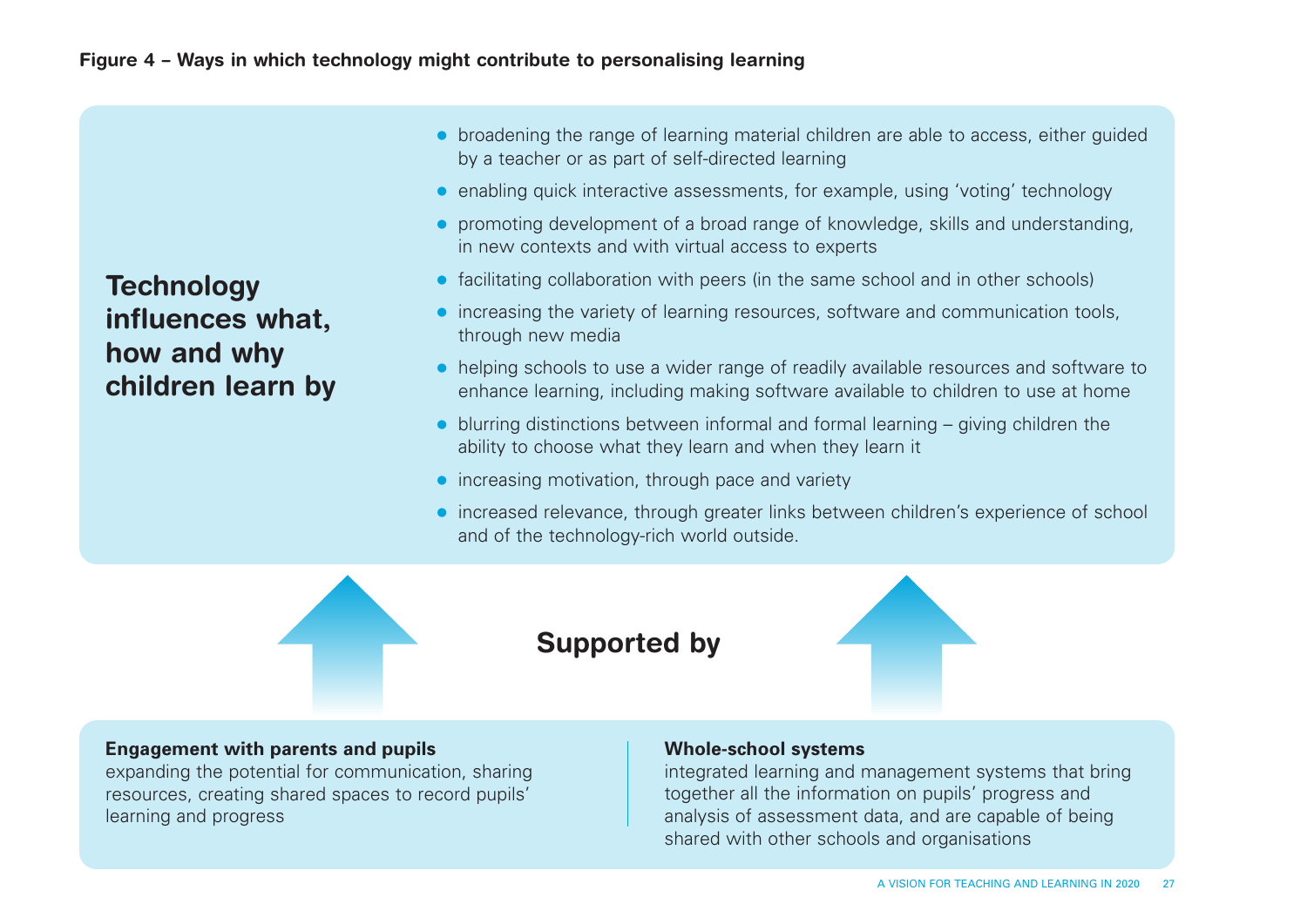**Figure 4 – Ways in which technology might contribute to personalising learning**

**Technology influences what, how and why children learn by**

- broadening the range of learning material children are able to access, either guided by a teacher or as part of self-directed learning
- enabling quick interactive assessments, for example, using 'voting' technology
- promoting development of a broad range of knowledge, skills and understanding, in new contexts and with virtual access to experts
- facilitating collaboration with peers (in the same school and in other schools)
- increasing the variety of learning resources, software and communication tools, through new media
- helping schools to use a wider range of readily available resources and software to enhance learning, including making software available to children to use at home
- blurring distinctions between informal and formal learning – giving children the ability to choose what they learn and when they learn it
- increasing motivation, through pace and variety
- increased relevance, through greater links between children's experience of school and of the technology-rich world outside.

**Supported by**

**Engagement with parents and pupils**
expanding the potential for communication, sharing resources, creating shared spaces to record pupils' learning and progress

**Whole-school systems**
integrated learning and management systems that bring together all the information on pupils' progress and analysis of assessment data, and are capable of being shared with other schools and organisations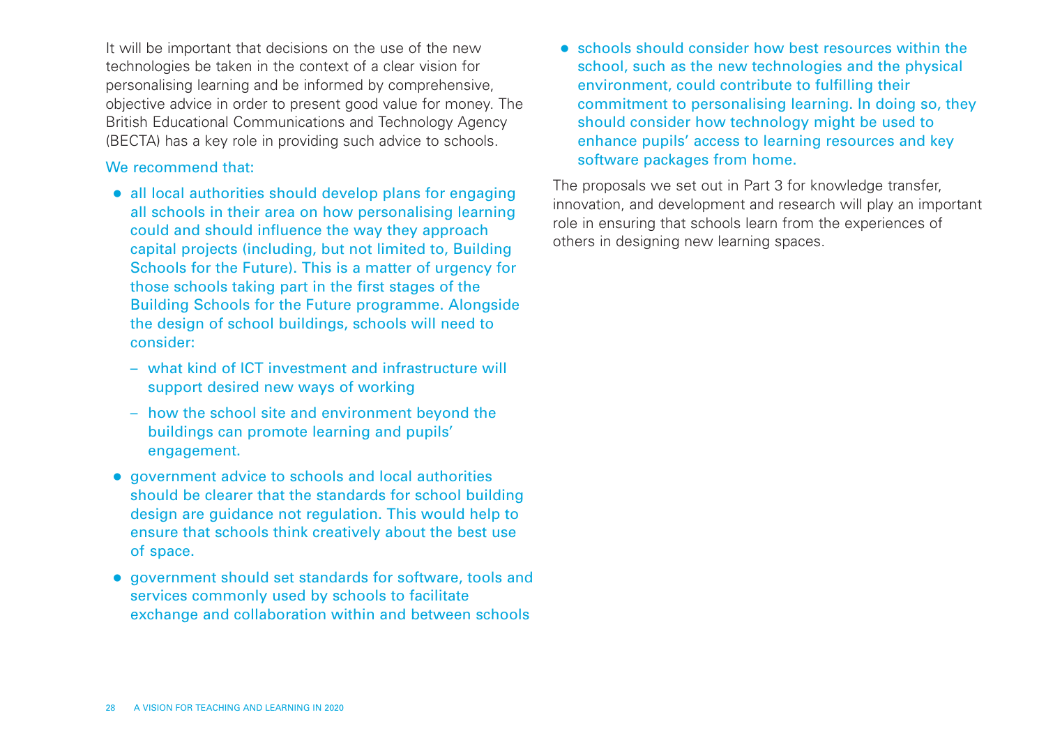It will be important that decisions on the use of the new technologies be taken in the context of a clear vision for personalising learning and be informed by comprehensive, objective advice in order to present good value for money. The British Educational Communications and Technology Agency (BECTA) has a key role in providing such advice to schools.

We recommend that:

- all local authorities should develop plans for engaging all schools in their area on how personalising learning could and should influence the way they approach capital projects (including, but not limited to, Building Schools for the Future). This is a matter of urgency for those schools taking part in the first stages of the Building Schools for the Future programme. Alongside the design of school buildings, schools will need to consider:
  - what kind of ICT investment and infrastructure will support desired new ways of working
  - how the school site and environment beyond the buildings can promote learning and pupils' engagement.
- government advice to schools and local authorities should be clearer that the standards for school building design are guidance not regulation. This would help to ensure that schools think creatively about the best use of space.
- government should set standards for software, tools and services commonly used by schools to facilitate exchange and collaboration within and between schools
- schools should consider how best resources within the school, such as the new technologies and the physical environment, could contribute to fulfilling their commitment to personalising learning. In doing so, they should consider how technology might be used to enhance pupils' access to learning resources and key software packages from home.

The proposals we set out in Part 3 for knowledge transfer, innovation, and development and research will play an important role in ensuring that schools learn from the experiences of others in designing new learning spaces.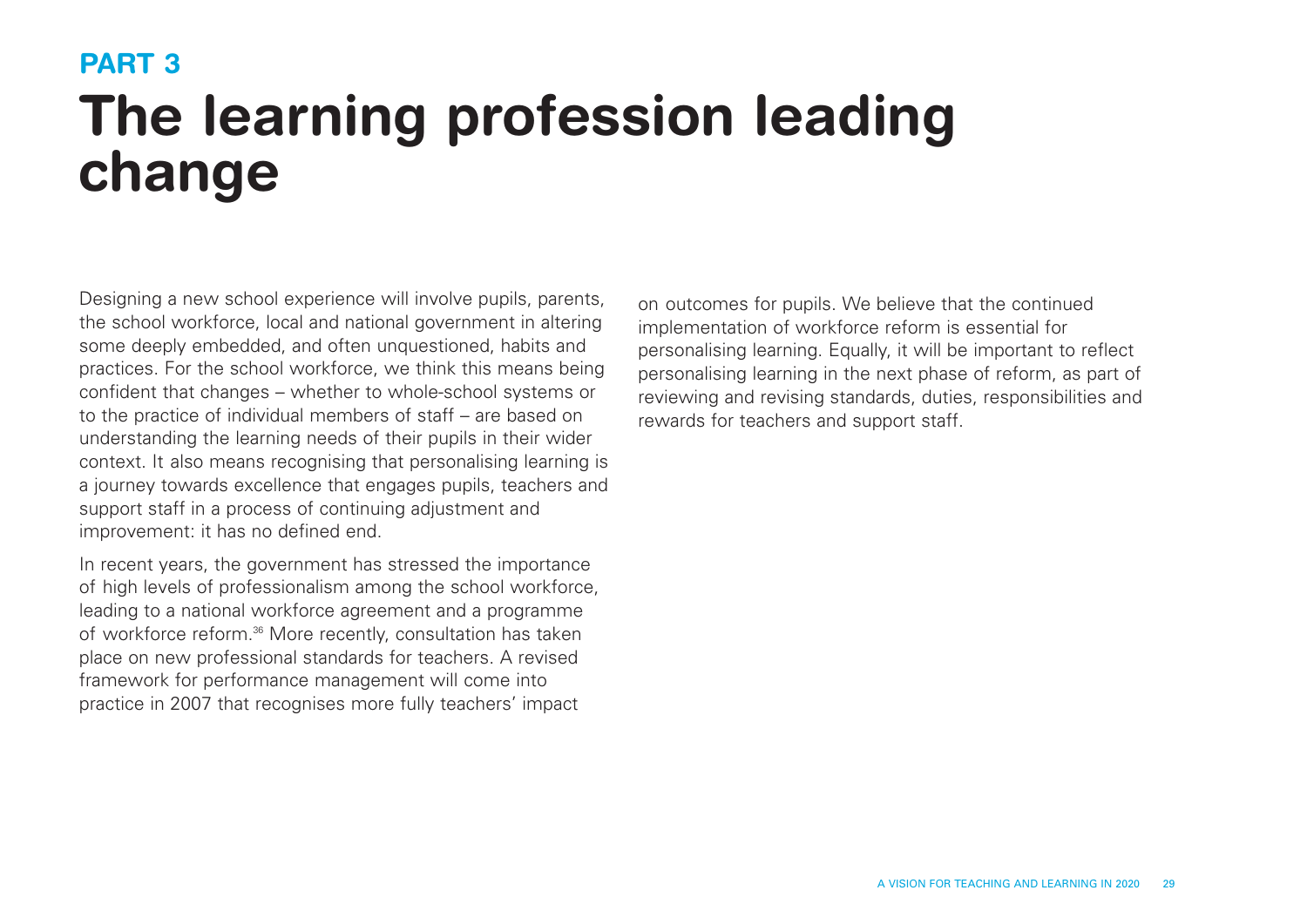## PART 3

# The learning profession leading change

Designing a new school experience will involve pupils, parents, the school workforce, local and national government in altering some deeply embedded, and often unquestioned, habits and practices. For the school workforce, we think this means being confident that changes – whether to whole-school systems or to the practice of individual members of staff – are based on understanding the learning needs of their pupils in their wider context. It also means recognising that personalising learning is a journey towards excellence that engages pupils, teachers and support staff in a process of continuing adjustment and improvement: it has no defined end.

In recent years, the government has stressed the importance of high levels of professionalism among the school workforce, leading to a national workforce agreement and a programme of workforce reform.[36] More recently, consultation has taken place on new professional standards for teachers. A revised framework for performance management will come into practice in 2007 that recognises more fully teachers' impact on outcomes for pupils. We believe that the continued implementation of workforce reform is essential for personalising learning. Equally, it will be important to reflect personalising learning in the next phase of reform, as part of reviewing and revising standards, duties, responsibilities and rewards for teachers and support staff.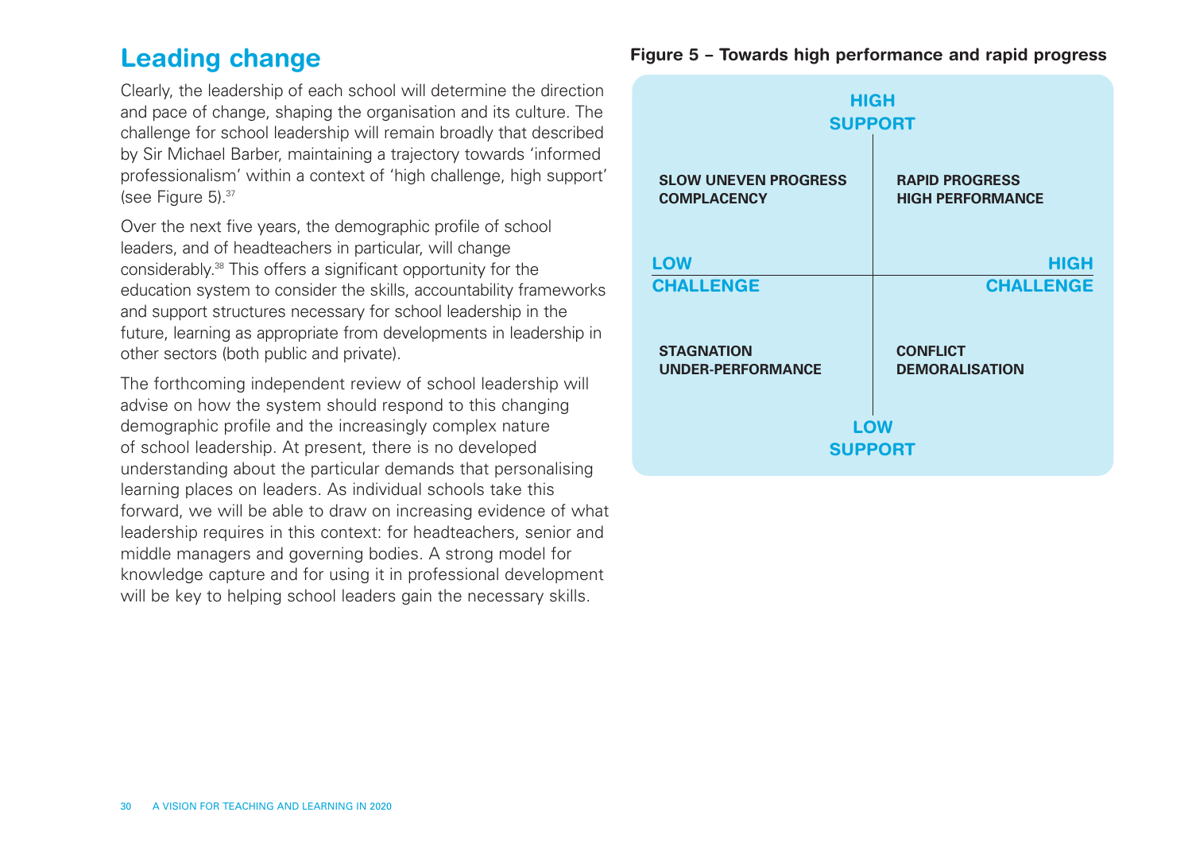## Leading change

Clearly, the leadership of each school will determine the direction and pace of change, shaping the organisation and its culture. The challenge for school leadership will remain broadly that described by Sir Michael Barber, maintaining a trajectory towards 'informed professionalism' within a context of 'high challenge, high support' (see Figure 5).[37]

Over the next five years, the demographic profile of school leaders, and of headteachers in particular, will change considerably.[38] This offers a significant opportunity for the education system to consider the skills, accountability frameworks and support structures necessary for school leadership in the future, learning as appropriate from developments in leadership in other sectors (both public and private).

The forthcoming independent review of school leadership will advise on how the system should respond to this changing demographic profile and the increasingly complex nature of school leadership. At present, there is no developed understanding about the particular demands that personalising learning places on leaders. As individual schools take this forward, we will be able to draw on increasing evidence of what leadership requires in this context: for headteachers, senior and middle managers and governing bodies. A strong model for knowledge capture and for using it in professional development will be key to helping school leaders gain the necessary skills.

**Figure 5 – Towards high performance and rapid progress**

| | LOW CHALLENGE | HIGH CHALLENGE |
|---|---|---|
| **HIGH SUPPORT** | SLOW UNEVEN PROGRESS<br>COMPLACENCY | RAPID PROGRESS<br>HIGH PERFORMANCE |
| **LOW SUPPORT** | STAGNATION<br>UNDER-PERFORMANCE | CONFLICT<br>DEMORALISATION |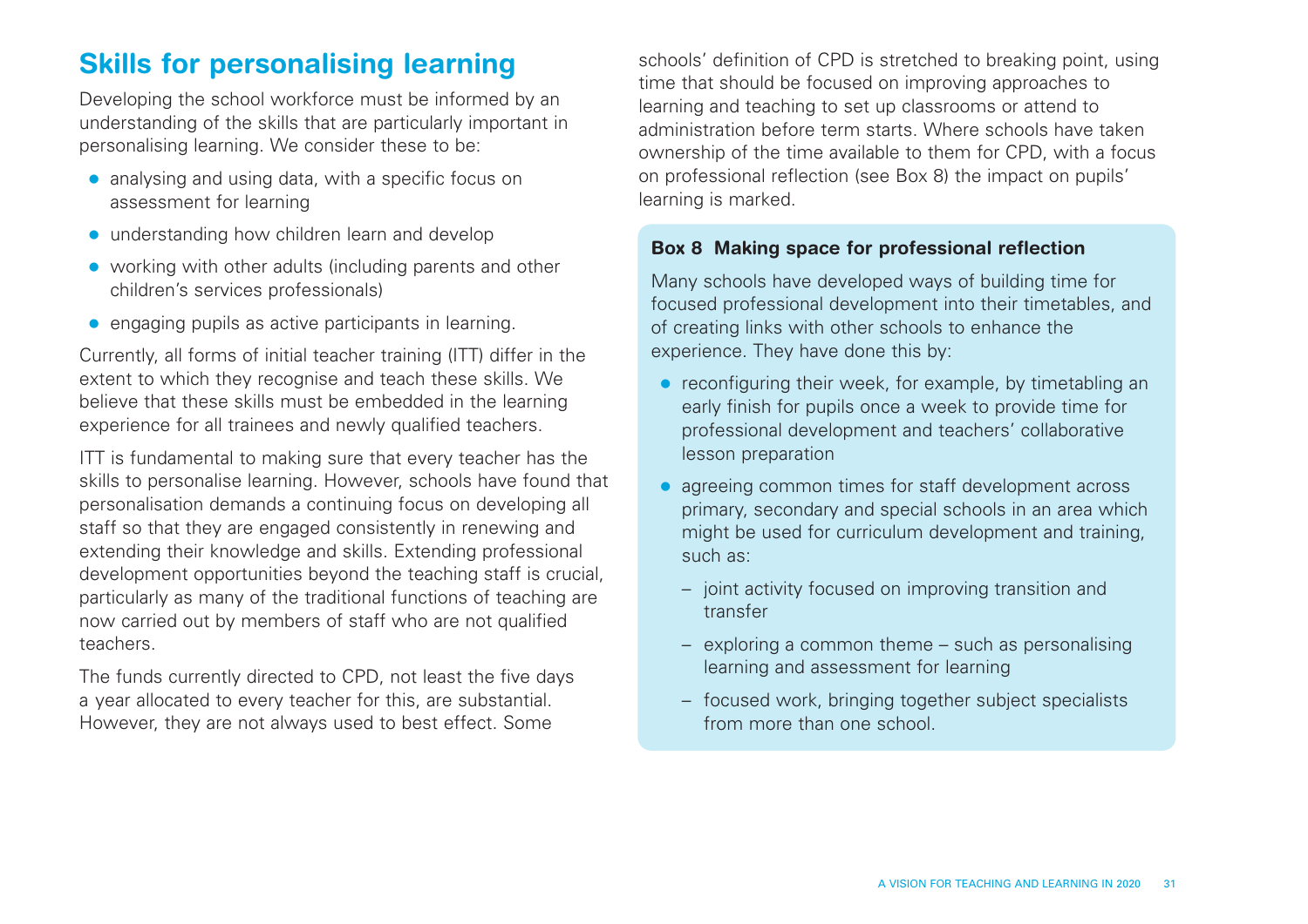## Skills for personalising learning

Developing the school workforce must be informed by an understanding of the skills that are particularly important in personalising learning. We consider these to be:

- analysing and using data, with a specific focus on assessment for learning
- understanding how children learn and develop
- working with other adults (including parents and other children's services professionals)
- engaging pupils as active participants in learning.

Currently, all forms of initial teacher training (ITT) differ in the extent to which they recognise and teach these skills. We believe that these skills must be embedded in the learning experience for all trainees and newly qualified teachers.

ITT is fundamental to making sure that every teacher has the skills to personalise learning. However, schools have found that personalisation demands a continuing focus on developing all staff so that they are engaged consistently in renewing and extending their knowledge and skills. Extending professional development opportunities beyond the teaching staff is crucial, particularly as many of the traditional functions of teaching are now carried out by members of staff who are not qualified teachers.

The funds currently directed to CPD, not least the five days a year allocated to every teacher for this, are substantial. However, they are not always used to best effect. Some schools' definition of CPD is stretched to breaking point, using time that should be focused on improving approaches to learning and teaching to set up classrooms or attend to administration before term starts. Where schools have taken ownership of the time available to them for CPD, with a focus on professional reflection (see Box 8) the impact on pupils' learning is marked.

**Box 8 Making space for professional reflection**

Many schools have developed ways of building time for focused professional development into their timetables, and of creating links with other schools to enhance the experience. They have done this by:

- reconfiguring their week, for example, by timetabling an early finish for pupils once a week to provide time for professional development and teachers' collaborative lesson preparation
- agreeing common times for staff development across primary, secondary and special schools in an area which might be used for curriculum development and training, such as:
  - joint activity focused on improving transition and transfer
  - exploring a common theme – such as personalising learning and assessment for learning
  - focused work, bringing together subject specialists from more than one school.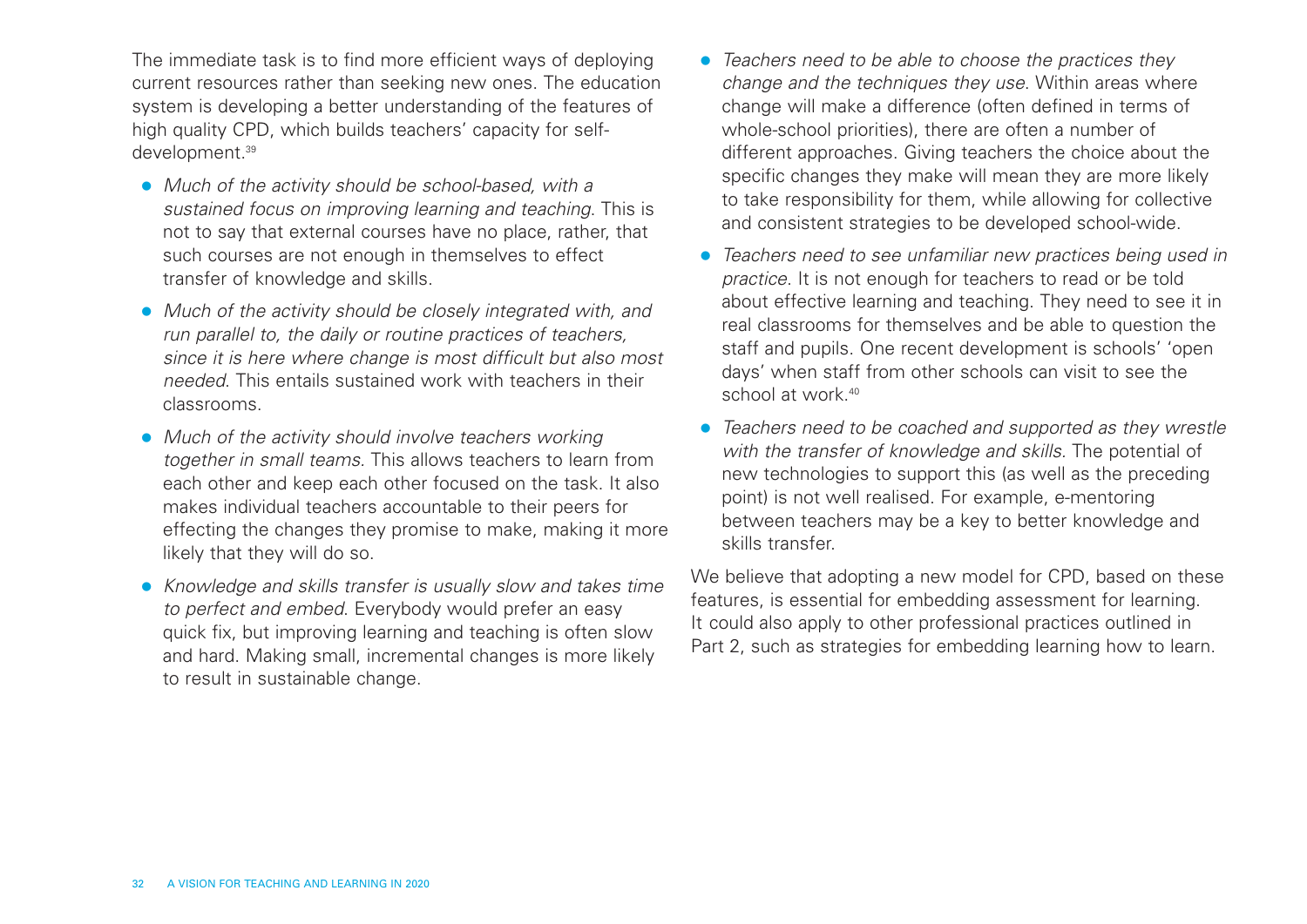The immediate task is to find more efficient ways of deploying current resources rather than seeking new ones. The education system is developing a better understanding of the features of high quality CPD, which builds teachers' capacity for self-development.[39]

- *Much of the activity should be school-based, with a sustained focus on improving learning and teaching*. This is not to say that external courses have no place, rather, that such courses are not enough in themselves to effect transfer of knowledge and skills.
- *Much of the activity should be closely integrated with, and run parallel to, the daily or routine practices of teachers, since it is here where change is most difficult but also most needed*. This entails sustained work with teachers in their classrooms.
- *Much of the activity should involve teachers working together in small teams*. This allows teachers to learn from each other and keep each other focused on the task. It also makes individual teachers accountable to their peers for effecting the changes they promise to make, making it more likely that they will do so.
- *Knowledge and skills transfer is usually slow and takes time to perfect and embed*. Everybody would prefer an easy quick fix, but improving learning and teaching is often slow and hard. Making small, incremental changes is more likely to result in sustainable change.
- *Teachers need to be able to choose the practices they change and the techniques they use*. Within areas where change will make a difference (often defined in terms of whole-school priorities), there are often a number of different approaches. Giving teachers the choice about the specific changes they make will mean they are more likely to take responsibility for them, while allowing for collective and consistent strategies to be developed school-wide.
- *Teachers need to see unfamiliar new practices being used in practice*. It is not enough for teachers to read or be told about effective learning and teaching. They need to see it in real classrooms for themselves and be able to question the staff and pupils. One recent development is schools' 'open days' when staff from other schools can visit to see the school at work.[40]
- *Teachers need to be coached and supported as they wrestle with the transfer of knowledge and skills*. The potential of new technologies to support this (as well as the preceding point) is not well realised. For example, e-mentoring between teachers may be a key to better knowledge and skills transfer.

We believe that adopting a new model for CPD, based on these features, is essential for embedding assessment for learning. It could also apply to other professional practices outlined in Part 2, such as strategies for embedding learning how to learn.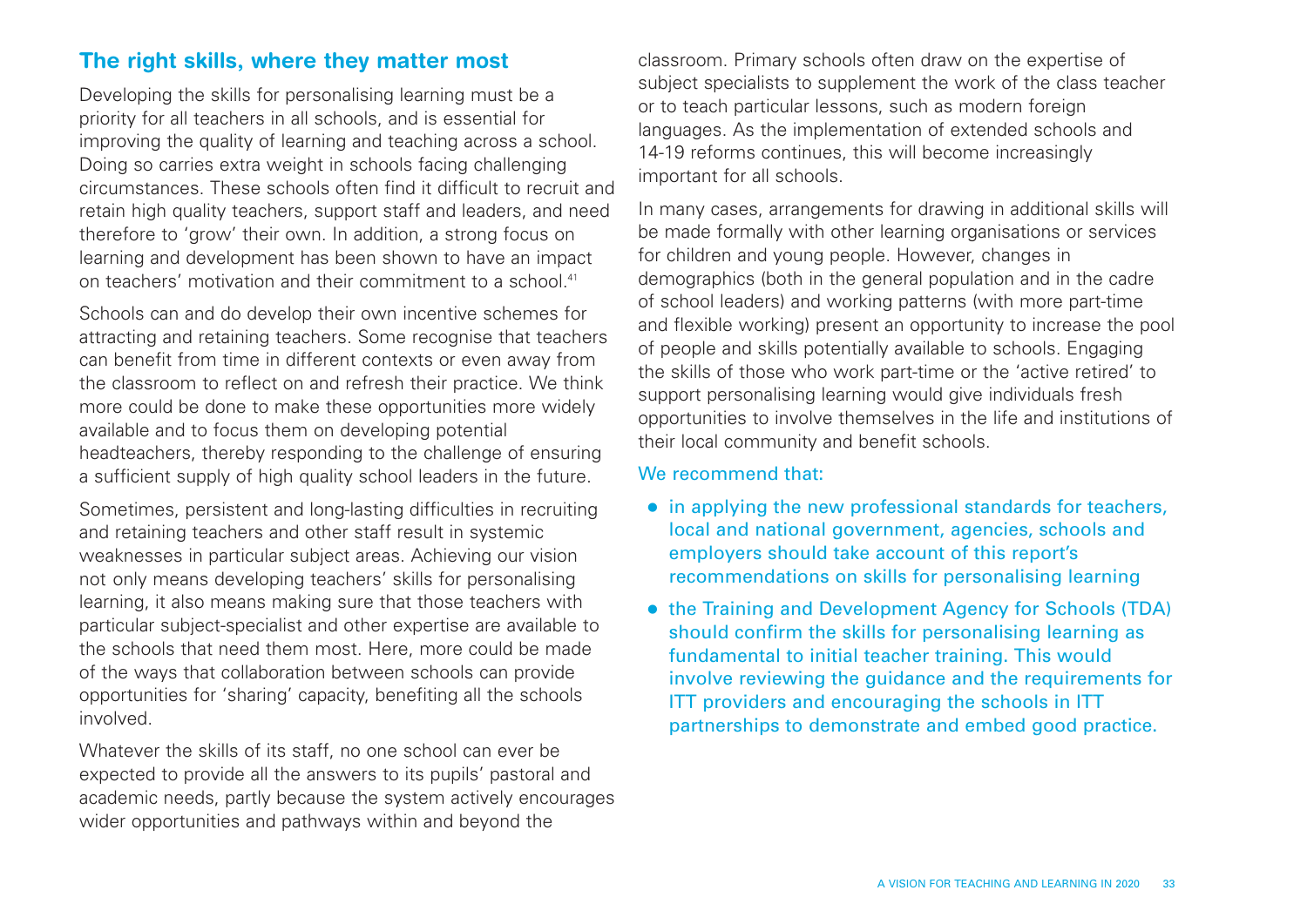## The right skills, where they matter most

Developing the skills for personalising learning must be a priority for all teachers in all schools, and is essential for improving the quality of learning and teaching across a school. Doing so carries extra weight in schools facing challenging circumstances. These schools often find it difficult to recruit and retain high quality teachers, support staff and leaders, and need therefore to 'grow' their own. In addition, a strong focus on learning and development has been shown to have an impact on teachers' motivation and their commitment to a school.[41]

Schools can and do develop their own incentive schemes for attracting and retaining teachers. Some recognise that teachers can benefit from time in different contexts or even away from the classroom to reflect on and refresh their practice. We think more could be done to make these opportunities more widely available and to focus them on developing potential headteachers, thereby responding to the challenge of ensuring a sufficient supply of high quality school leaders in the future.

Sometimes, persistent and long-lasting difficulties in recruiting and retaining teachers and other staff result in systemic weaknesses in particular subject areas. Achieving our vision not only means developing teachers' skills for personalising learning, it also means making sure that those teachers with particular subject-specialist and other expertise are available to the schools that need them most. Here, more could be made of the ways that collaboration between schools can provide opportunities for 'sharing' capacity, benefiting all the schools involved.

Whatever the skills of its staff, no one school can ever be expected to provide all the answers to its pupils' pastoral and academic needs, partly because the system actively encourages wider opportunities and pathways within and beyond the classroom. Primary schools often draw on the expertise of subject specialists to supplement the work of the class teacher or to teach particular lessons, such as modern foreign languages. As the implementation of extended schools and 14-19 reforms continues, this will become increasingly important for all schools.

In many cases, arrangements for drawing in additional skills will be made formally with other learning organisations or services for children and young people. However, changes in demographics (both in the general population and in the cadre of school leaders) and working patterns (with more part-time and flexible working) present an opportunity to increase the pool of people and skills potentially available to schools. Engaging the skills of those who work part-time or the 'active retired' to support personalising learning would give individuals fresh opportunities to involve themselves in the life and institutions of their local community and benefit schools.

We recommend that:

- in applying the new professional standards for teachers, local and national government, agencies, schools and employers should take account of this report's recommendations on skills for personalising learning
- the Training and Development Agency for Schools (TDA) should confirm the skills for personalising learning as fundamental to initial teacher training. This would involve reviewing the guidance and the requirements for ITT providers and encouraging the schools in ITT partnerships to demonstrate and embed good practice.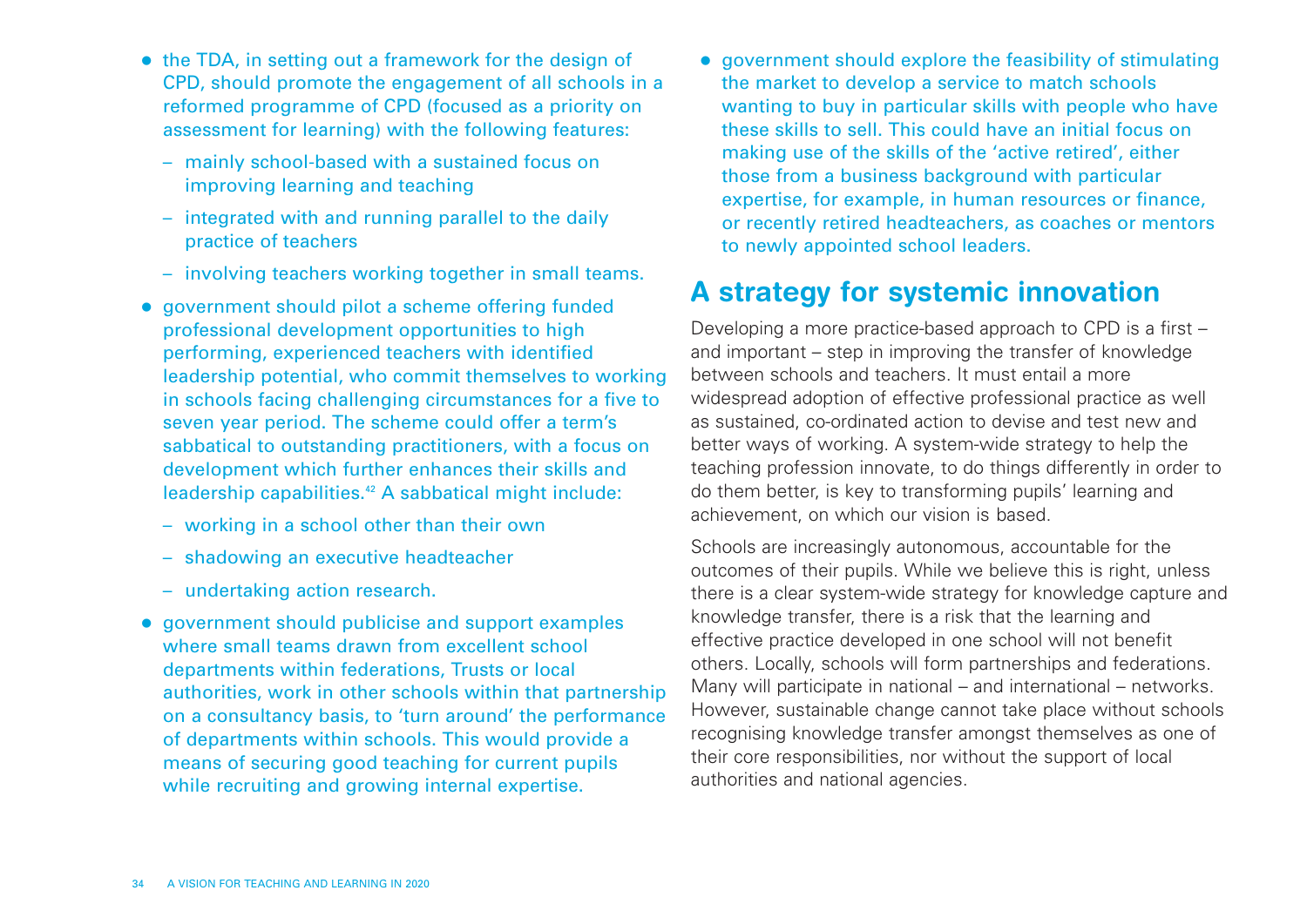- the TDA, in setting out a framework for the design of CPD, should promote the engagement of all schools in a reformed programme of CPD (focused as a priority on assessment for learning) with the following features:
  - mainly school-based with a sustained focus on improving learning and teaching
  - integrated with and running parallel to the daily practice of teachers
  - involving teachers working together in small teams.
- government should pilot a scheme offering funded professional development opportunities to high performing, experienced teachers with identified leadership potential, who commit themselves to working in schools facing challenging circumstances for a five to seven year period. The scheme could offer a term's sabbatical to outstanding practitioners, with a focus on development which further enhances their skills and leadership capabilities.[42] A sabbatical might include:
  - working in a school other than their own
  - shadowing an executive headteacher
  - undertaking action research.
- government should publicise and support examples where small teams drawn from excellent school departments within federations, Trusts or local authorities, work in other schools within that partnership on a consultancy basis, to 'turn around' the performance of departments within schools. This would provide a means of securing good teaching for current pupils while recruiting and growing internal expertise.
- government should explore the feasibility of stimulating the market to develop a service to match schools wanting to buy in particular skills with people who have these skills to sell. This could have an initial focus on making use of the skills of the 'active retired', either those from a business background with particular expertise, for example, in human resources or finance, or recently retired headteachers, as coaches or mentors to newly appointed school leaders.

## A strategy for systemic innovation

Developing a more practice-based approach to CPD is a first – and important – step in improving the transfer of knowledge between schools and teachers. It must entail a more widespread adoption of effective professional practice as well as sustained, co-ordinated action to devise and test new and better ways of working. A system-wide strategy to help the teaching profession innovate, to do things differently in order to do them better, is key to transforming pupils' learning and achievement, on which our vision is based.

Schools are increasingly autonomous, accountable for the outcomes of their pupils. While we believe this is right, unless there is a clear system-wide strategy for knowledge capture and knowledge transfer, there is a risk that the learning and effective practice developed in one school will not benefit others. Locally, schools will form partnerships and federations. Many will participate in national – and international – networks. However, sustainable change cannot take place without schools recognising knowledge transfer amongst themselves as one of their core responsibilities, nor without the support of local authorities and national agencies.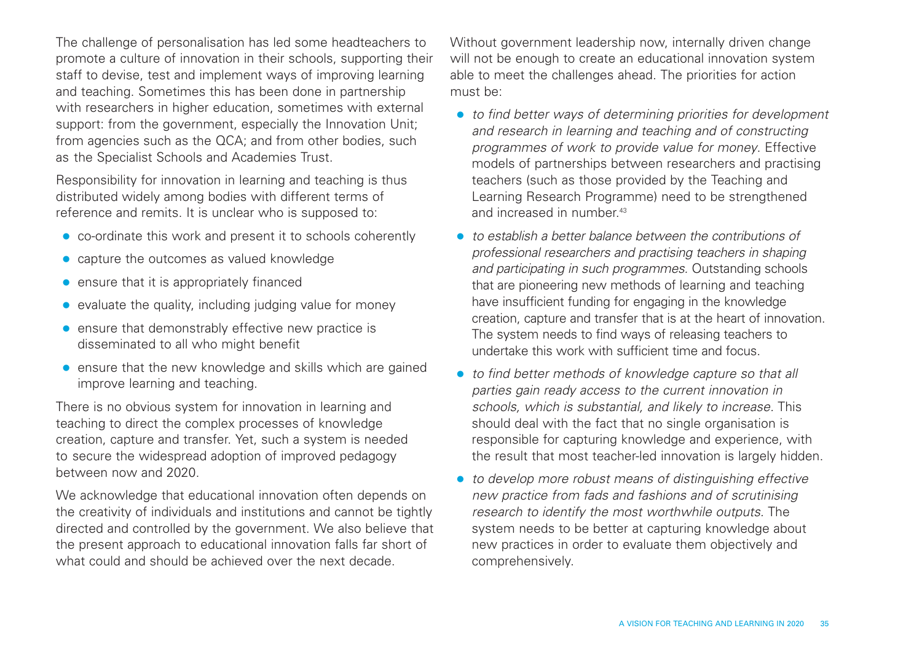The challenge of personalisation has led some headteachers to promote a culture of innovation in their schools, supporting their staff to devise, test and implement ways of improving learning and teaching. Sometimes this has been done in partnership with researchers in higher education, sometimes with external support: from the government, especially the Innovation Unit; from agencies such as the QCA; and from other bodies, such as the Specialist Schools and Academies Trust.

Responsibility for innovation in learning and teaching is thus distributed widely among bodies with different terms of reference and remits. It is unclear who is supposed to:

- co-ordinate this work and present it to schools coherently
- capture the outcomes as valued knowledge
- ensure that it is appropriately financed
- evaluate the quality, including judging value for money
- ensure that demonstrably effective new practice is disseminated to all who might benefit
- ensure that the new knowledge and skills which are gained improve learning and teaching.

There is no obvious system for innovation in learning and teaching to direct the complex processes of knowledge creation, capture and transfer. Yet, such a system is needed to secure the widespread adoption of improved pedagogy between now and 2020.

We acknowledge that educational innovation often depends on the creativity of individuals and institutions and cannot be tightly directed and controlled by the government. We also believe that the present approach to educational innovation falls far short of what could and should be achieved over the next decade.

Without government leadership now, internally driven change will not be enough to create an educational innovation system able to meet the challenges ahead. The priorities for action must be:

- *to find better ways of determining priorities for development and research in learning and teaching and of constructing programmes of work to provide value for money*. Effective models of partnerships between researchers and practising teachers (such as those provided by the Teaching and Learning Research Programme) need to be strengthened and increased in number.[43]
- *to establish a better balance between the contributions of professional researchers and practising teachers in shaping and participating in such programmes.* Outstanding schools that are pioneering new methods of learning and teaching have insufficient funding for engaging in the knowledge creation, capture and transfer that is at the heart of innovation. The system needs to find ways of releasing teachers to undertake this work with sufficient time and focus.
- *to find better methods of knowledge capture so that all parties gain ready access to the current innovation in schools, which is substantial, and likely to increase.* This should deal with the fact that no single organisation is responsible for capturing knowledge and experience, with the result that most teacher-led innovation is largely hidden.
- *to develop more robust means of distinguishing effective new practice from fads and fashions and of scrutinising research to identify the most worthwhile outputs.* The system needs to be better at capturing knowledge about new practices in order to evaluate them objectively and comprehensively.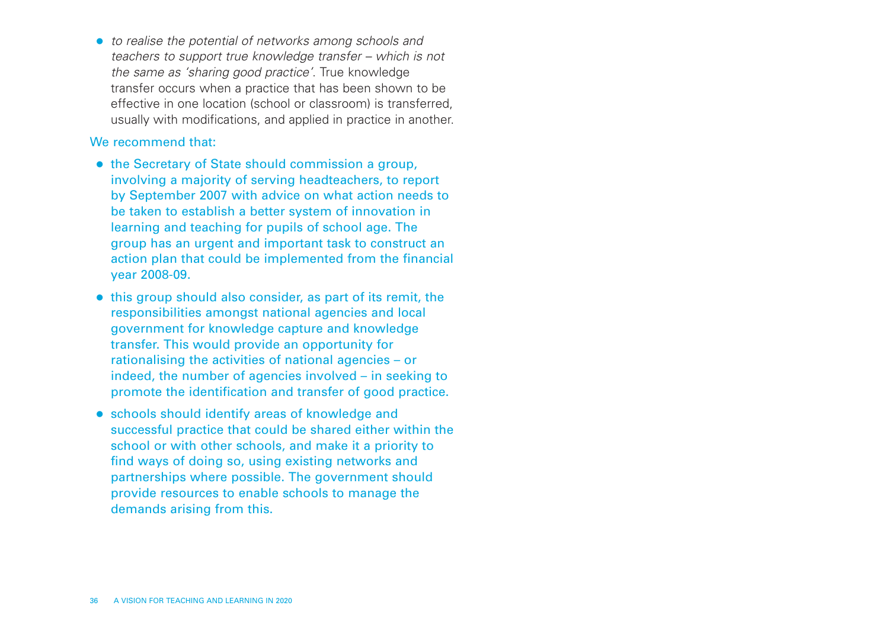- *to realise the potential of networks among schools and teachers to support true knowledge transfer – which is not the same as 'sharing good practice'.* True knowledge transfer occurs when a practice that has been shown to be effective in one location (school or classroom) is transferred, usually with modifications, and applied in practice in another.

We recommend that:

- the Secretary of State should commission a group, involving a majority of serving headteachers, to report by September 2007 with advice on what action needs to be taken to establish a better system of innovation in learning and teaching for pupils of school age. The group has an urgent and important task to construct an action plan that could be implemented from the financial year 2008-09.
- this group should also consider, as part of its remit, the responsibilities amongst national agencies and local government for knowledge capture and knowledge transfer. This would provide an opportunity for rationalising the activities of national agencies – or indeed, the number of agencies involved – in seeking to promote the identification and transfer of good practice.
- schools should identify areas of knowledge and successful practice that could be shared either within the school or with other schools, and make it a priority to find ways of doing so, using existing networks and partnerships where possible. The government should provide resources to enable schools to manage the demands arising from this.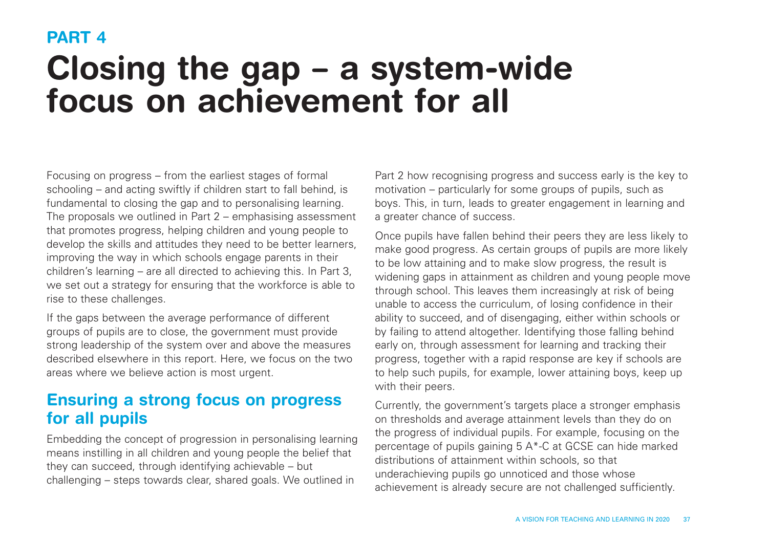## PART 4

# Closing the gap – a system-wide focus on achievement for all

Focusing on progress – from the earliest stages of formal schooling – and acting swiftly if children start to fall behind, is fundamental to closing the gap and to personalising learning. The proposals we outlined in Part 2 – emphasising assessment that promotes progress, helping children and young people to develop the skills and attitudes they need to be better learners, improving the way in which schools engage parents in their children's learning – are all directed to achieving this. In Part 3, we set out a strategy for ensuring that the workforce is able to rise to these challenges.

If the gaps between the average performance of different groups of pupils are to close, the government must provide strong leadership of the system over and above the measures described elsewhere in this report. Here, we focus on the two areas where we believe action is most urgent.

## Ensuring a strong focus on progress for all pupils

Embedding the concept of progression in personalising learning means instilling in all children and young people the belief that they can succeed, through identifying achievable – but challenging – steps towards clear, shared goals. We outlined in Part 2 how recognising progress and success early is the key to motivation – particularly for some groups of pupils, such as boys. This, in turn, leads to greater engagement in learning and a greater chance of success.

Once pupils have fallen behind their peers they are less likely to make good progress. As certain groups of pupils are more likely to be low attaining and to make slow progress, the result is widening gaps in attainment as children and young people move through school. This leaves them increasingly at risk of being unable to access the curriculum, of losing confidence in their ability to succeed, and of disengaging, either within schools or by failing to attend altogether. Identifying those falling behind early on, through assessment for learning and tracking their progress, together with a rapid response are key if schools are to help such pupils, for example, lower attaining boys, keep up with their peers.

Currently, the government's targets place a stronger emphasis on thresholds and average attainment levels than they do on the progress of individual pupils. For example, focusing on the percentage of pupils gaining 5 A*-C at GCSE can hide marked distributions of attainment within schools, so that underachieving pupils go unnoticed and those whose achievement is already secure are not challenged sufficiently.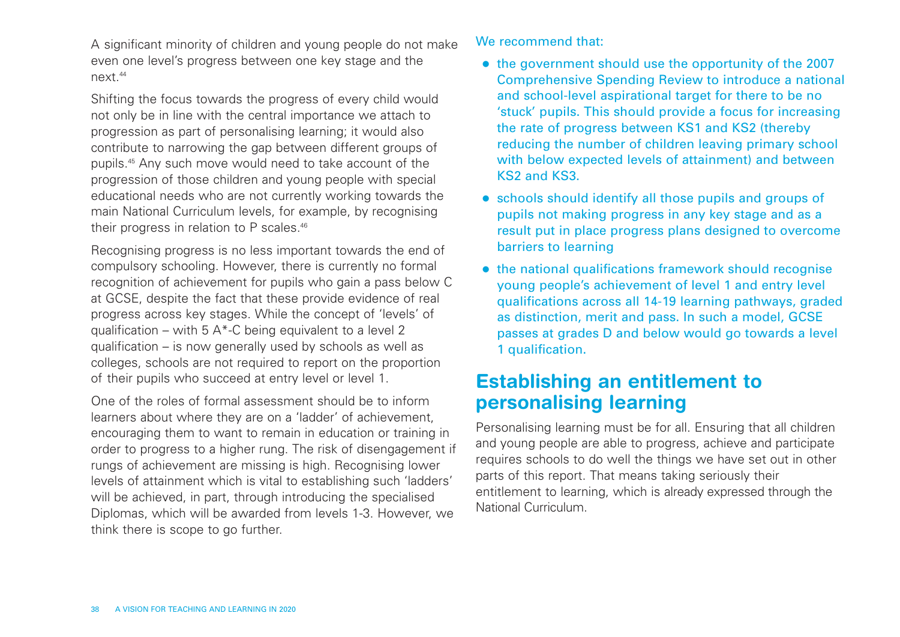A significant minority of children and young people do not make even one level's progress between one key stage and the next.[44]

Shifting the focus towards the progress of every child would not only be in line with the central importance we attach to progression as part of personalising learning; it would also contribute to narrowing the gap between different groups of pupils.[45] Any such move would need to take account of the progression of those children and young people with special educational needs who are not currently working towards the main National Curriculum levels, for example, by recognising their progress in relation to P scales.[46]

Recognising progress is no less important towards the end of compulsory schooling. However, there is currently no formal recognition of achievement for pupils who gain a pass below C at GCSE, despite the fact that these provide evidence of real progress across key stages. While the concept of 'levels' of qualification – with 5 A*-C being equivalent to a level 2 qualification – is now generally used by schools as well as colleges, schools are not required to report on the proportion of their pupils who succeed at entry level or level 1.

One of the roles of formal assessment should be to inform learners about where they are on a 'ladder' of achievement, encouraging them to want to remain in education or training in order to progress to a higher rung. The risk of disengagement if rungs of achievement are missing is high. Recognising lower levels of attainment which is vital to establishing such 'ladders' will be achieved, in part, through introducing the specialised Diplomas, which will be awarded from levels 1-3. However, we think there is scope to go further.

We recommend that:

- the government should use the opportunity of the 2007 Comprehensive Spending Review to introduce a national and school-level aspirational target for there to be no 'stuck' pupils. This should provide a focus for increasing the rate of progress between KS1 and KS2 (thereby reducing the number of children leaving primary school with below expected levels of attainment) and between KS2 and KS3.
- schools should identify all those pupils and groups of pupils not making progress in any key stage and as a result put in place progress plans designed to overcome barriers to learning
- the national qualifications framework should recognise young people's achievement of level 1 and entry level qualifications across all 14-19 learning pathways, graded as distinction, merit and pass. In such a model, GCSE passes at grades D and below would go towards a level 1 qualification.

## Establishing an entitlement to personalising learning

Personalising learning must be for all. Ensuring that all children and young people are able to progress, achieve and participate requires schools to do well the things we have set out in other parts of this report. That means taking seriously their entitlement to learning, which is already expressed through the National Curriculum.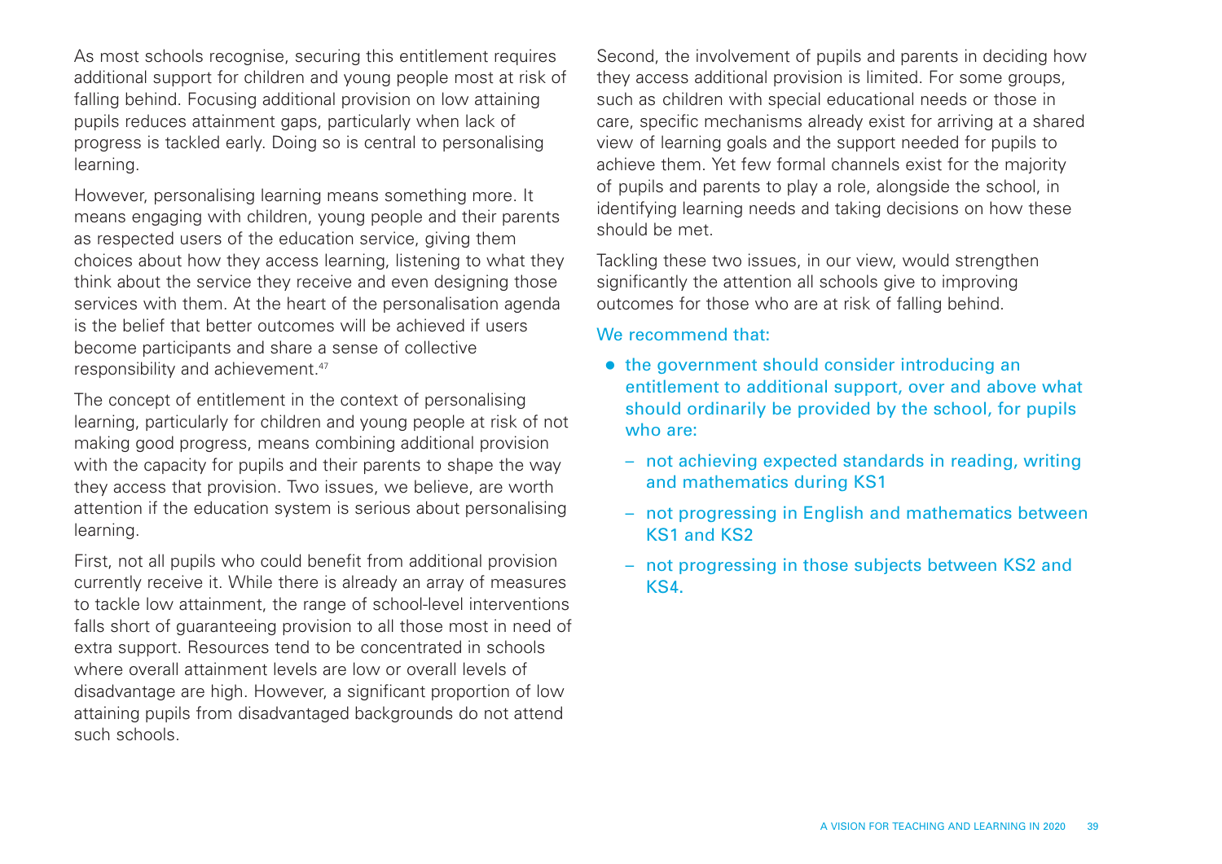As most schools recognise, securing this entitlement requires additional support for children and young people most at risk of falling behind. Focusing additional provision on low attaining pupils reduces attainment gaps, particularly when lack of progress is tackled early. Doing so is central to personalising learning.

However, personalising learning means something more. It means engaging with children, young people and their parents as respected users of the education service, giving them choices about how they access learning, listening to what they think about the service they receive and even designing those services with them. At the heart of the personalisation agenda is the belief that better outcomes will be achieved if users become participants and share a sense of collective responsibility and achievement.[47]

The concept of entitlement in the context of personalising learning, particularly for children and young people at risk of not making good progress, means combining additional provision with the capacity for pupils and their parents to shape the way they access that provision. Two issues, we believe, are worth attention if the education system is serious about personalising learning.

First, not all pupils who could benefit from additional provision currently receive it. While there is already an array of measures to tackle low attainment, the range of school-level interventions falls short of guaranteeing provision to all those most in need of extra support. Resources tend to be concentrated in schools where overall attainment levels are low or overall levels of disadvantage are high. However, a significant proportion of low attaining pupils from disadvantaged backgrounds do not attend such schools.

Second, the involvement of pupils and parents in deciding how they access additional provision is limited. For some groups, such as children with special educational needs or those in care, specific mechanisms already exist for arriving at a shared view of learning goals and the support needed for pupils to achieve them. Yet few formal channels exist for the majority of pupils and parents to play a role, alongside the school, in identifying learning needs and taking decisions on how these should be met.

Tackling these two issues, in our view, would strengthen significantly the attention all schools give to improving outcomes for those who are at risk of falling behind.

We recommend that:

- the government should consider introducing an entitlement to additional support, over and above what should ordinarily be provided by the school, for pupils who are:
  - not achieving expected standards in reading, writing and mathematics during KS1
  - not progressing in English and mathematics between KS1 and KS2
  - not progressing in those subjects between KS2 and KS4.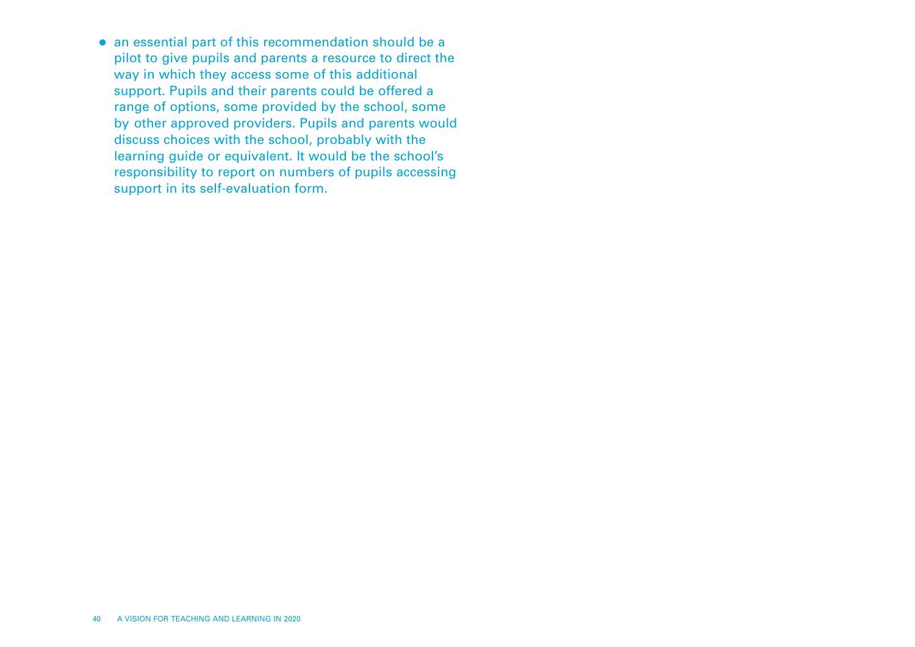- an essential part of this recommendation should be a pilot to give pupils and parents a resource to direct the way in which they access some of this additional support. Pupils and their parents could be offered a range of options, some provided by the school, some by other approved providers. Pupils and parents would discuss choices with the school, probably with the learning guide or equivalent. It would be the school's responsibility to report on numbers of pupils accessing support in its self-evaluation form.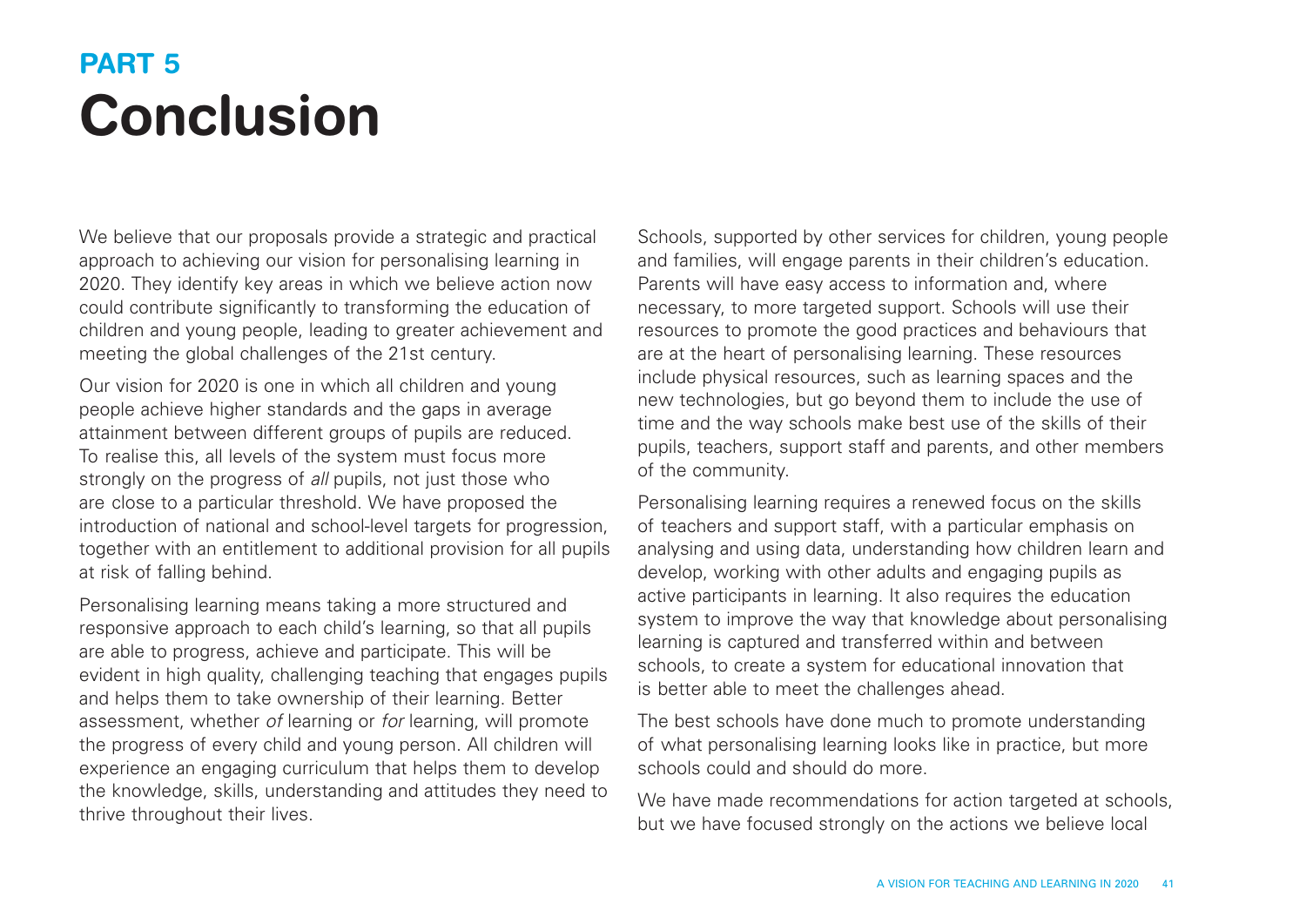## PART 5

# Conclusion

We believe that our proposals provide a strategic and practical approach to achieving our vision for personalising learning in 2020. They identify key areas in which we believe action now could contribute significantly to transforming the education of children and young people, leading to greater achievement and meeting the global challenges of the 21st century.

Our vision for 2020 is one in which all children and young people achieve higher standards and the gaps in average attainment between different groups of pupils are reduced. To realise this, all levels of the system must focus more strongly on the progress of *all* pupils, not just those who are close to a particular threshold. We have proposed the introduction of national and school-level targets for progression, together with an entitlement to additional provision for all pupils at risk of falling behind.

Personalising learning means taking a more structured and responsive approach to each child's learning, so that all pupils are able to progress, achieve and participate. This will be evident in high quality, challenging teaching that engages pupils and helps them to take ownership of their learning. Better assessment, whether *of* learning or *for* learning, will promote the progress of every child and young person. All children will experience an engaging curriculum that helps them to develop the knowledge, skills, understanding and attitudes they need to thrive throughout their lives.

Schools, supported by other services for children, young people and families, will engage parents in their children's education. Parents will have easy access to information and, where necessary, to more targeted support. Schools will use their resources to promote the good practices and behaviours that are at the heart of personalising learning. These resources include physical resources, such as learning spaces and the new technologies, but go beyond them to include the use of time and the way schools make best use of the skills of their pupils, teachers, support staff and parents, and other members of the community.

Personalising learning requires a renewed focus on the skills of teachers and support staff, with a particular emphasis on analysing and using data, understanding how children learn and develop, working with other adults and engaging pupils as active participants in learning. It also requires the education system to improve the way that knowledge about personalising learning is captured and transferred within and between schools, to create a system for educational innovation that is better able to meet the challenges ahead.

The best schools have done much to promote understanding of what personalising learning looks like in practice, but more schools could and should do more.

We have made recommendations for action targeted at schools, but we have focused strongly on the actions we believe local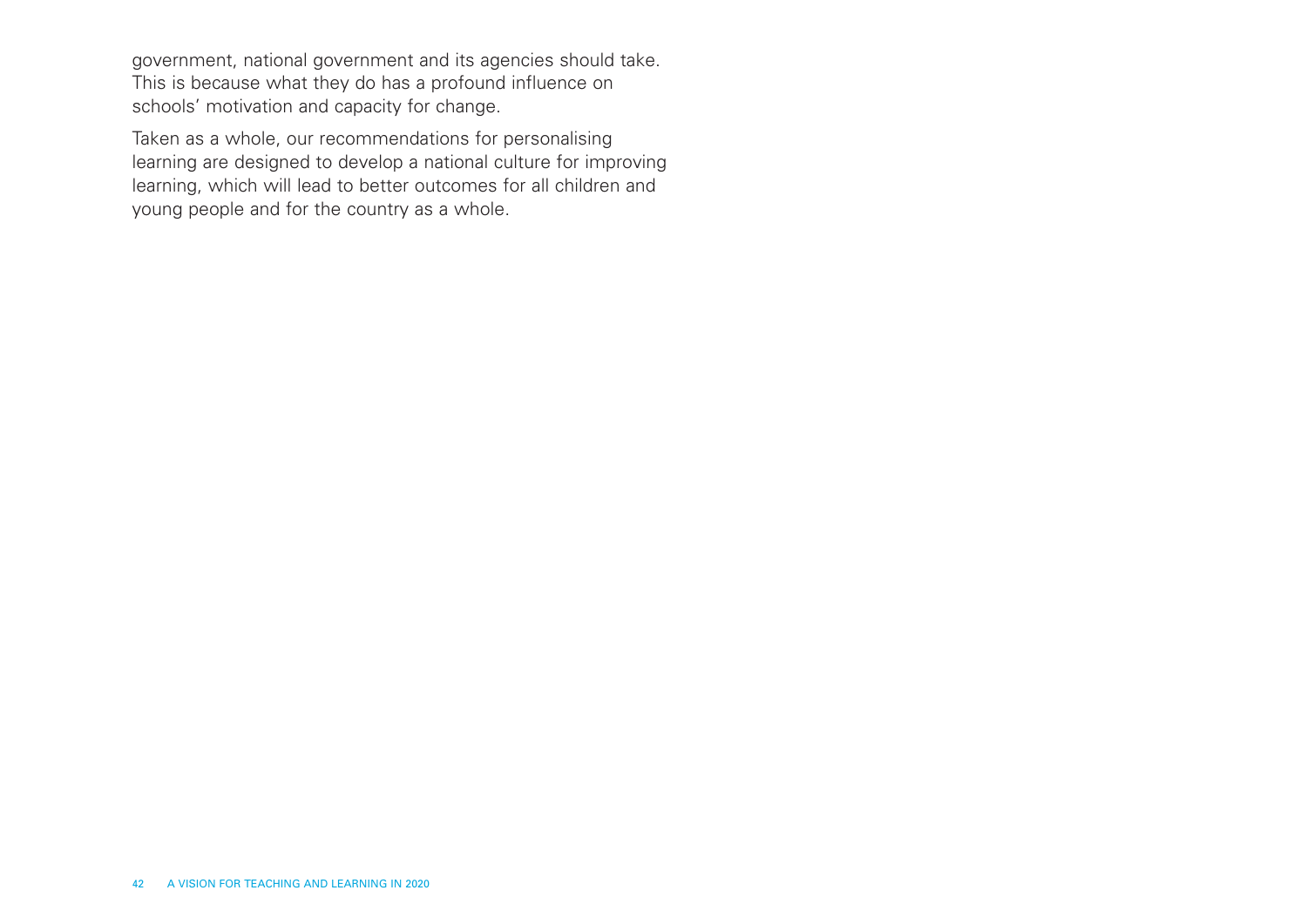government, national government and its agencies should take. This is because what they do has a profound influence on schools' motivation and capacity for change.

Taken as a whole, our recommendations for personalising learning are designed to develop a national culture for improving learning, which will lead to better outcomes for all children and young people and for the country as a whole.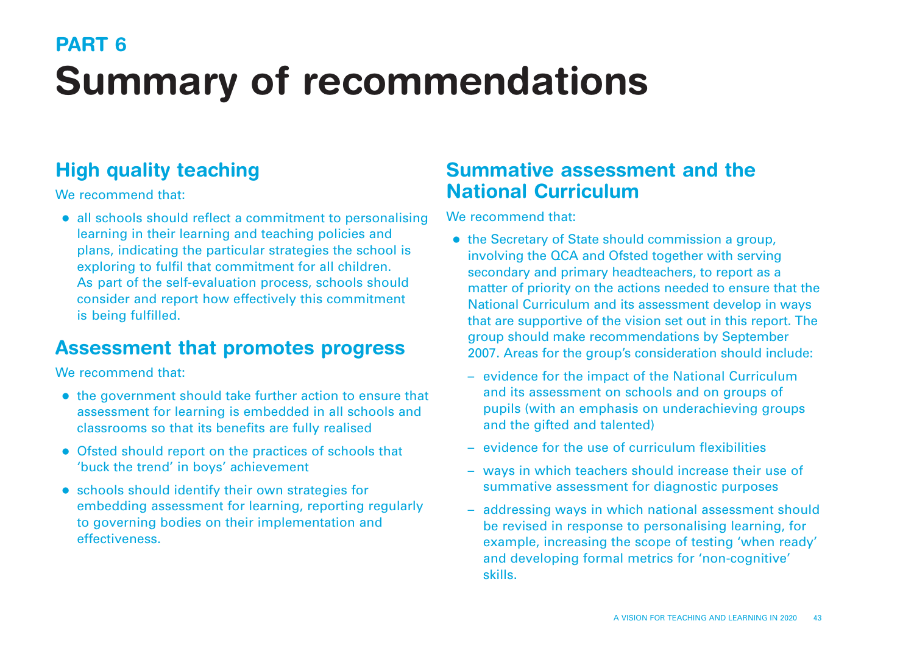**PART 6**

# Summary of recommendations

## High quality teaching

We recommend that:

- all schools should reflect a commitment to personalising learning in their learning and teaching policies and plans, indicating the particular strategies the school is exploring to fulfil that commitment for all children. As part of the self-evaluation process, schools should consider and report how effectively this commitment is being fulfilled.

## Assessment that promotes progress

We recommend that:

- the government should take further action to ensure that assessment for learning is embedded in all schools and classrooms so that its benefits are fully realised
- Ofsted should report on the practices of schools that 'buck the trend' in boys' achievement
- schools should identify their own strategies for embedding assessment for learning, reporting regularly to governing bodies on their implementation and effectiveness.

## Summative assessment and the National Curriculum

We recommend that:

- the Secretary of State should commission a group, involving the QCA and Ofsted together with serving secondary and primary headteachers, to report as a matter of priority on the actions needed to ensure that the National Curriculum and its assessment develop in ways that are supportive of the vision set out in this report. The group should make recommendations by September 2007. Areas for the group's consideration should include:
  - evidence for the impact of the National Curriculum and its assessment on schools and on groups of pupils (with an emphasis on underachieving groups and the gifted and talented)
  - evidence for the use of curriculum flexibilities
  - ways in which teachers should increase their use of summative assessment for diagnostic purposes
  - addressing ways in which national assessment should be revised in response to personalising learning, for example, increasing the scope of testing 'when ready' and developing formal metrics for 'non-cognitive' skills.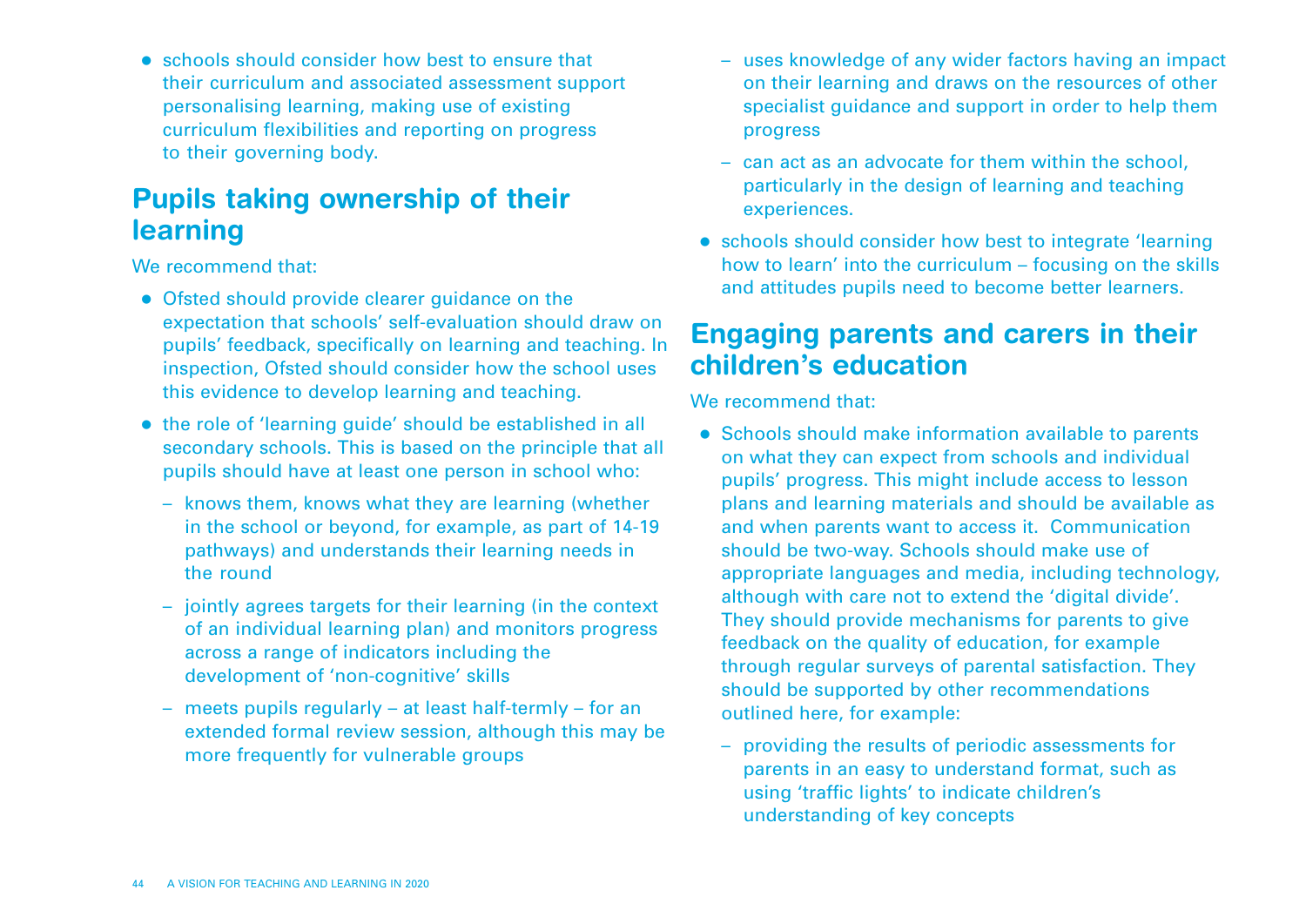- schools should consider how best to ensure that their curriculum and associated assessment support personalising learning, making use of existing curriculum flexibilities and reporting on progress to their governing body.

## Pupils taking ownership of their learning

We recommend that:

- Ofsted should provide clearer guidance on the expectation that schools' self-evaluation should draw on pupils' feedback, specifically on learning and teaching. In inspection, Ofsted should consider how the school uses this evidence to develop learning and teaching.
- the role of 'learning guide' should be established in all secondary schools. This is based on the principle that all pupils should have at least one person in school who:
  - knows them, knows what they are learning (whether in the school or beyond, for example, as part of 14-19 pathways) and understands their learning needs in the round
  - jointly agrees targets for their learning (in the context of an individual learning plan) and monitors progress across a range of indicators including the development of 'non-cognitive' skills
  - meets pupils regularly – at least half-termly – for an extended formal review session, although this may be more frequently for vulnerable groups
  - uses knowledge of any wider factors having an impact on their learning and draws on the resources of other specialist guidance and support in order to help them progress
  - can act as an advocate for them within the school, particularly in the design of learning and teaching experiences.
- schools should consider how best to integrate 'learning how to learn' into the curriculum – focusing on the skills and attitudes pupils need to become better learners.

## Engaging parents and carers in their children's education

We recommend that:

- Schools should make information available to parents on what they can expect from schools and individual pupils' progress. This might include access to lesson plans and learning materials and should be available as and when parents want to access it. Communication should be two-way. Schools should make use of appropriate languages and media, including technology, although with care not to extend the 'digital divide'. They should provide mechanisms for parents to give feedback on the quality of education, for example through regular surveys of parental satisfaction. They should be supported by other recommendations outlined here, for example:
  - providing the results of periodic assessments for parents in an easy to understand format, such as using 'traffic lights' to indicate children's understanding of key concepts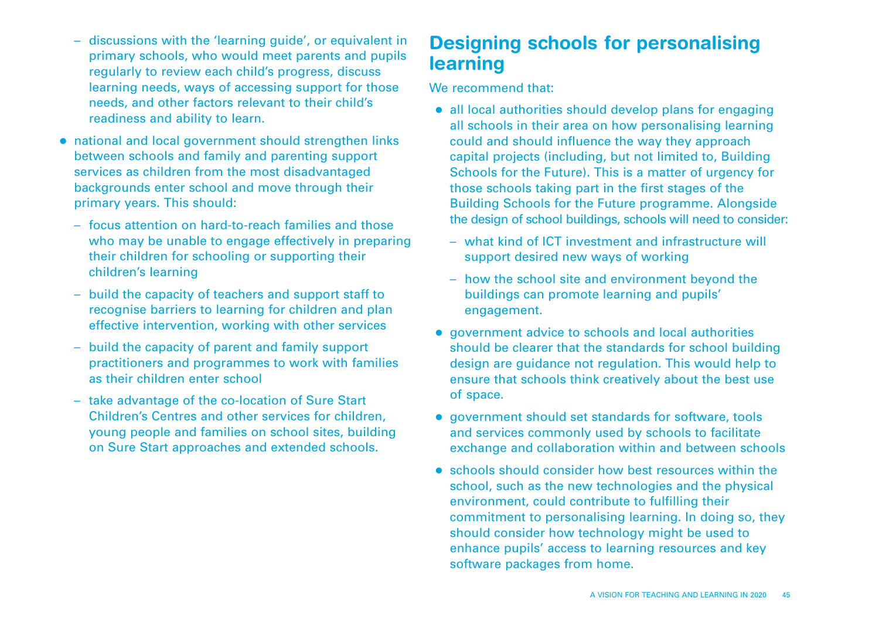- discussions with the 'learning guide', or equivalent in primary schools, who would meet parents and pupils regularly to review each child's progress, discuss learning needs, ways of accessing support for those needs, and other factors relevant to their child's readiness and ability to learn.

- national and local government should strengthen links between schools and family and parenting support services as children from the most disadvantaged backgrounds enter school and move through their primary years. This should:
  - focus attention on hard-to-reach families and those who may be unable to engage effectively in preparing their children for schooling or supporting their children's learning
  - build the capacity of teachers and support staff to recognise barriers to learning for children and plan effective intervention, working with other services
  - build the capacity of parent and family support practitioners and programmes to work with families as their children enter school
  - take advantage of the co-location of Sure Start Children's Centres and other services for children, young people and families on school sites, building on Sure Start approaches and extended schools.

## Designing schools for personalising learning

We recommend that:

- all local authorities should develop plans for engaging all schools in their area on how personalising learning could and should influence the way they approach capital projects (including, but not limited to, Building Schools for the Future). This is a matter of urgency for those schools taking part in the first stages of the Building Schools for the Future programme. Alongside the design of school buildings, schools will need to consider:
  - what kind of ICT investment and infrastructure will support desired new ways of working
  - how the school site and environment beyond the buildings can promote learning and pupils' engagement.
- government advice to schools and local authorities should be clearer that the standards for school building design are guidance not regulation. This would help to ensure that schools think creatively about the best use of space.
- government should set standards for software, tools and services commonly used by schools to facilitate exchange and collaboration within and between schools
- schools should consider how best resources within the school, such as the new technologies and the physical environment, could contribute to fulfilling their commitment to personalising learning. In doing so, they should consider how technology might be used to enhance pupils' access to learning resources and key software packages from home.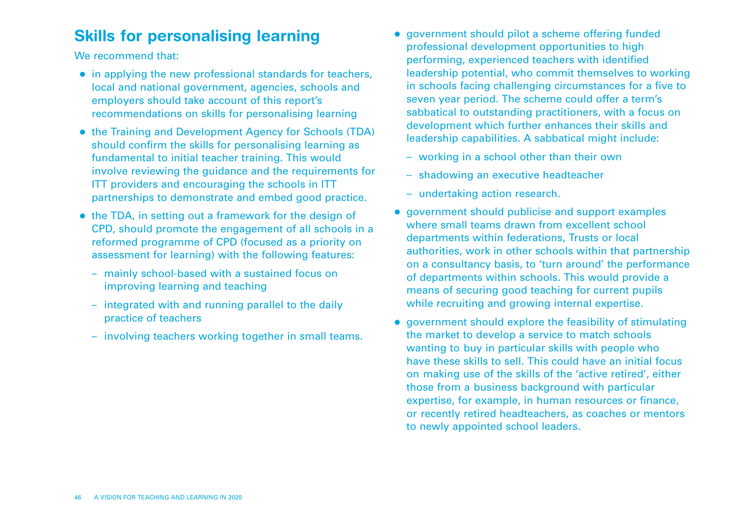## Skills for personalising learning

We recommend that:

- in applying the new professional standards for teachers, local and national government, agencies, schools and employers should take account of this report's recommendations on skills for personalising learning
- the Training and Development Agency for Schools (TDA) should confirm the skills for personalising learning as fundamental to initial teacher training. This would involve reviewing the guidance and the requirements for ITT providers and encouraging the schools in ITT partnerships to demonstrate and embed good practice.
- the TDA, in setting out a framework for the design of CPD, should promote the engagement of all schools in a reformed programme of CPD (focused as a priority on assessment for learning) with the following features:
  - mainly school-based with a sustained focus on improving learning and teaching
  - integrated with and running parallel to the daily practice of teachers
  - involving teachers working together in small teams.
- government should pilot a scheme offering funded professional development opportunities to high performing, experienced teachers with identified leadership potential, who commit themselves to working in schools facing challenging circumstances for a five to seven year period. The scheme could offer a term's sabbatical to outstanding practitioners, with a focus on development which further enhances their skills and leadership capabilities. A sabbatical might include:
  - working in a school other than their own
  - shadowing an executive headteacher
  - undertaking action research.
- government should publicise and support examples where small teams drawn from excellent school departments within federations, Trusts or local authorities, work in other schools within that partnership on a consultancy basis, to 'turn around' the performance of departments within schools. This would provide a means of securing good teaching for current pupils while recruiting and growing internal expertise.
- government should explore the feasibility of stimulating the market to develop a service to match schools wanting to buy in particular skills with people who have these skills to sell. This could have an initial focus on making use of the skills of the 'active retired', either those from a business background with particular expertise, for example, in human resources or finance, or recently retired headteachers, as coaches or mentors to newly appointed school leaders.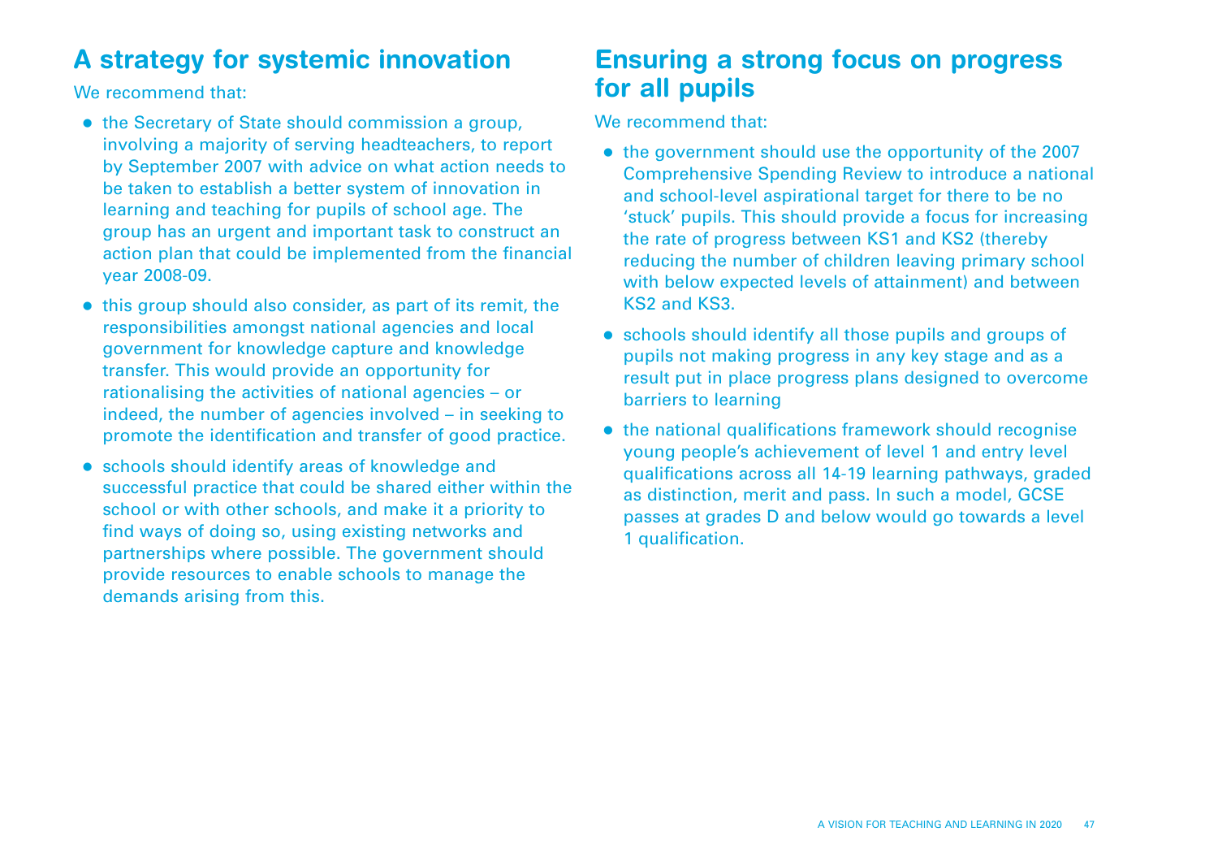## A strategy for systemic innovation

We recommend that:

- the Secretary of State should commission a group, involving a majority of serving headteachers, to report by September 2007 with advice on what action needs to be taken to establish a better system of innovation in learning and teaching for pupils of school age. The group has an urgent and important task to construct an action plan that could be implemented from the financial year 2008-09.
- this group should also consider, as part of its remit, the responsibilities amongst national agencies and local government for knowledge capture and knowledge transfer. This would provide an opportunity for rationalising the activities of national agencies – or indeed, the number of agencies involved – in seeking to promote the identification and transfer of good practice.
- schools should identify areas of knowledge and successful practice that could be shared either within the school or with other schools, and make it a priority to find ways of doing so, using existing networks and partnerships where possible. The government should provide resources to enable schools to manage the demands arising from this.

## Ensuring a strong focus on progress for all pupils

We recommend that:

- the government should use the opportunity of the 2007 Comprehensive Spending Review to introduce a national and school-level aspirational target for there to be no 'stuck' pupils. This should provide a focus for increasing the rate of progress between KS1 and KS2 (thereby reducing the number of children leaving primary school with below expected levels of attainment) and between KS2 and KS3.
- schools should identify all those pupils and groups of pupils not making progress in any key stage and as a result put in place progress plans designed to overcome barriers to learning
- the national qualifications framework should recognise young people's achievement of level 1 and entry level qualifications across all 14-19 learning pathways, graded as distinction, merit and pass. In such a model, GCSE passes at grades D and below would go towards a level 1 qualification.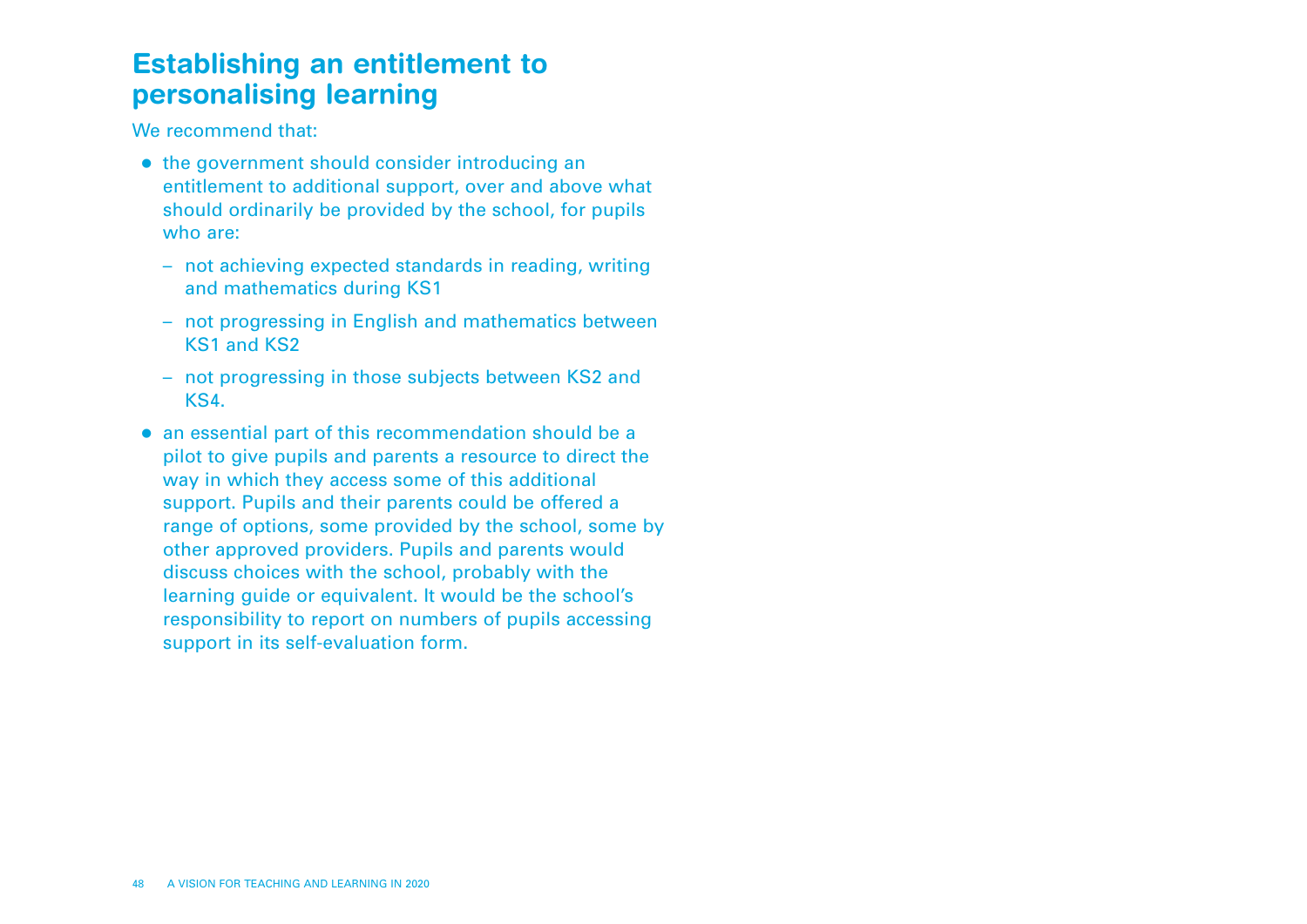## Establishing an entitlement to personalising learning

We recommend that:

- the government should consider introducing an entitlement to additional support, over and above what should ordinarily be provided by the school, for pupils who are:
  - not achieving expected standards in reading, writing and mathematics during KS1
  - not progressing in English and mathematics between KS1 and KS2
  - not progressing in those subjects between KS2 and KS4.
- an essential part of this recommendation should be a pilot to give pupils and parents a resource to direct the way in which they access some of this additional support. Pupils and their parents could be offered a range of options, some provided by the school, some by other approved providers. Pupils and parents would discuss choices with the school, probably with the learning guide or equivalent. It would be the school's responsibility to report on numbers of pupils accessing support in its self-evaluation form.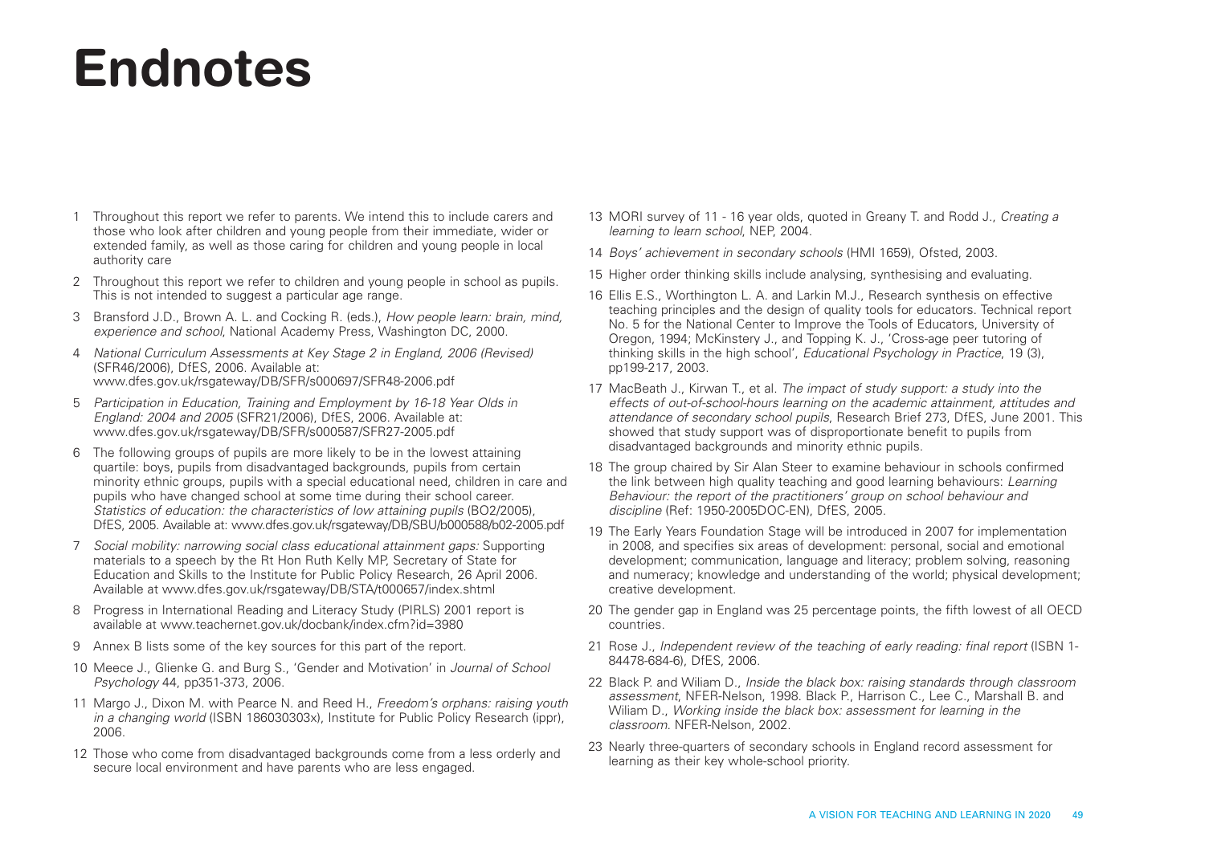# Endnotes

1. Throughout this report we refer to parents. We intend this to include carers and those who look after children and young people from their immediate, wider or extended family, as well as those caring for children and young people in local authority care
2. Throughout this report we refer to children and young people in school as pupils. This is not intended to suggest a particular age range.
3. Bransford J.D., Brown A. L. and Cocking R. (eds.), *How people learn: brain, mind, experience and school*, National Academy Press, Washington DC, 2000.
4. *National Curriculum Assessments at Key Stage 2 in England, 2006 (Revised)* (SFR46/2006), DfES, 2006. Available at: www.dfes.gov.uk/rsgateway/DB/SFR/s000697/SFR48-2006.pdf
5. *Participation in Education, Training and Employment by 16-18 Year Olds in England: 2004 and 2005* (SFR21/2006), DfES, 2006. Available at: www.dfes.gov.uk/rsgateway/DB/SFR/s000587/SFR27-2005.pdf
6. The following groups of pupils are more likely to be in the lowest attaining quartile: boys, pupils from disadvantaged backgrounds, pupils from certain minority ethnic groups, pupils with a special educational need, children in care and pupils who have changed school at some time during their school career. *Statistics of education: the characteristics of low attaining pupils* (BO2/2005), DfES, 2005. Available at: www.dfes.gov.uk/rsgateway/DB/SBU/b000588/b02-2005.pdf
7. *Social mobility: narrowing social class educational attainment gaps:* Supporting materials to a speech by the Rt Hon Ruth Kelly MP, Secretary of State for Education and Skills to the Institute for Public Policy Research, 26 April 2006. Available at www.dfes.gov.uk/rsgateway/DB/STA/t000657/index.shtml
8. Progress in International Reading and Literacy Study (PIRLS) 2001 report is available at www.teachernet.gov.uk/docbank/index.cfm?id=3980
9. Annex B lists some of the key sources for this part of the report.
10. Meece J., Glienke G. and Burg S., 'Gender and Motivation' in *Journal of School Psychology* 44, pp351-373, 2006.
11. Margo J., Dixon M. with Pearce N. and Reed H., *Freedom's orphans: raising youth in a changing world* (ISBN 186030303x), Institute for Public Policy Research (ippr), 2006.
12. Those who come from disadvantaged backgrounds come from a less orderly and secure local environment and have parents who are less engaged.
13. MORI survey of 11 - 16 year olds, quoted in Greany T. and Rodd J., *Creating a learning to learn school*, NEP, 2004.
14. *Boys' achievement in secondary schools* (HMI 1659), Ofsted, 2003.
15. Higher order thinking skills include analysing, synthesising and evaluating.
16. Ellis E.S., Worthington L. A. and Larkin M.J., Research synthesis on effective teaching principles and the design of quality tools for educators. Technical report No. 5 for the National Center to Improve the Tools of Educators, University of Oregon, 1994; McKinstery J., and Topping K. J., 'Cross-age peer tutoring of thinking skills in the high school', *Educational Psychology in Practice*, 19 (3), pp199-217, 2003.
17. MacBeath J., Kirwan T., et al. *The impact of study support: a study into the effects of out-of-school-hours learning on the academic attainment, attitudes and attendance of secondary school pupils*, Research Brief 273, DfES, June 2001. This showed that study support was of disproportionate benefit to pupils from disadvantaged backgrounds and minority ethnic pupils.
18. The group chaired by Sir Alan Steer to examine behaviour in schools confirmed the link between high quality teaching and good learning behaviours: *Learning Behaviour: the report of the practitioners' group on school behaviour and discipline* (Ref: 1950-2005DOC-EN), DfES, 2005.
19. The Early Years Foundation Stage will be introduced in 2007 for implementation in 2008, and specifies six areas of development: personal, social and emotional development; communication, language and literacy; problem solving, reasoning and numeracy; knowledge and understanding of the world; physical development; creative development.
20. The gender gap in England was 25 percentage points, the fifth lowest of all OECD countries.
21. Rose J., *Independent review of the teaching of early reading: final report* (ISBN 1-84478-684-6), DfES, 2006.
22. Black P. and Wiliam D., *Inside the black box: raising standards through classroom assessment*, NFER-Nelson, 1998. Black P., Harrison C., Lee C., Marshall B. and Wiliam D., *Working inside the black box: assessment for learning in the classroom*. NFER-Nelson, 2002.
23. Nearly three-quarters of secondary schools in England record assessment for learning as their key whole-school priority.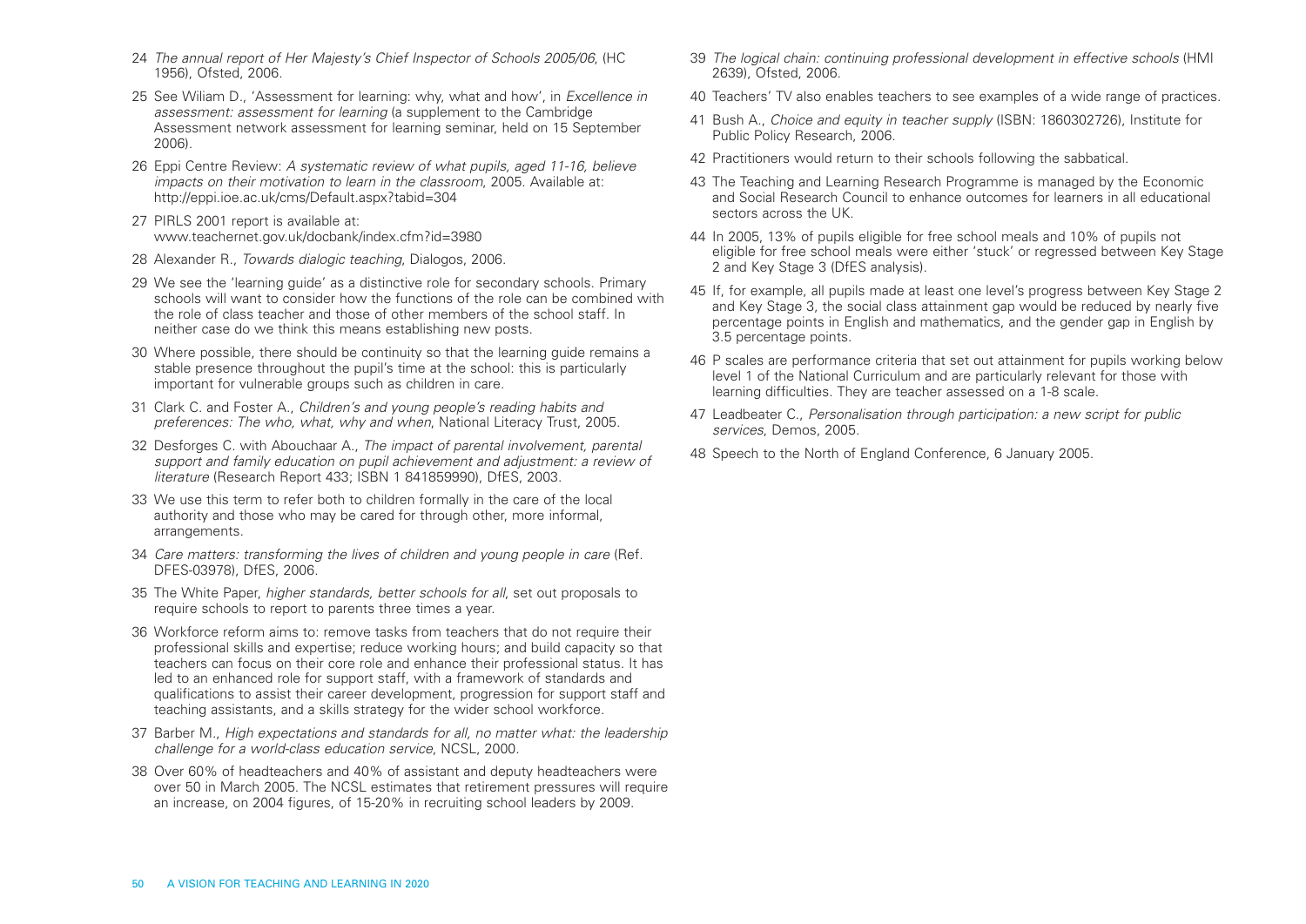24 *The annual report of Her Majesty's Chief Inspector of Schools 2005/06*, (HC 1956), Ofsted, 2006.

25 See Wiliam D., 'Assessment for learning: why, what and how', in *Excellence in assessment: assessment for learning* (a supplement to the Cambridge Assessment network assessment for learning seminar, held on 15 September 2006).

26 Eppi Centre Review: *A systematic review of what pupils, aged 11-16, believe impacts on their motivation to learn in the classroom*, 2005. Available at: http://eppi.ioe.ac.uk/cms/Default.aspx?tabid=304

27 PIRLS 2001 report is available at: www.teachernet.gov.uk/docbank/index.cfm?id=3980

28 Alexander R., *Towards dialogic teaching*, Dialogos, 2006.

29 We see the 'learning guide' as a distinctive role for secondary schools. Primary schools will want to consider how the functions of the role can be combined with the role of class teacher and those of other members of the school staff. In neither case do we think this means establishing new posts.

30 Where possible, there should be continuity so that the learning guide remains a stable presence throughout the pupil's time at the school: this is particularly important for vulnerable groups such as children in care.

31 Clark C. and Foster A., *Children's and young people's reading habits and preferences: The who, what, why and when*, National Literacy Trust, 2005.

32 Desforges C. with Abouchaar A., *The impact of parental involvement, parental support and family education on pupil achievement and adjustment: a review of literature* (Research Report 433; ISBN 1 841859990), DfES, 2003.

33 We use this term to refer both to children formally in the care of the local authority and those who may be cared for through other, more informal, arrangements.

34 *Care matters: transforming the lives of children and young people in care* (Ref. DFES-03978), DfES, 2006.

35 The White Paper, *higher standards, better schools for all*, set out proposals to require schools to report to parents three times a year.

36 Workforce reform aims to: remove tasks from teachers that do not require their professional skills and expertise; reduce working hours; and build capacity so that teachers can focus on their core role and enhance their professional status. It has led to an enhanced role for support staff, with a framework of standards and qualifications to assist their career development, progression for support staff and teaching assistants, and a skills strategy for the wider school workforce.

37 Barber M., *High expectations and standards for all, no matter what: the leadership challenge for a world-class education service*, NCSL, 2000.

38 Over 60% of headteachers and 40% of assistant and deputy headteachers were over 50 in March 2005. The NCSL estimates that retirement pressures will require an increase, on 2004 figures, of 15-20% in recruiting school leaders by 2009.

39 *The logical chain: continuing professional development in effective schools* (HMI 2639), Ofsted, 2006.

40 Teachers' TV also enables teachers to see examples of a wide range of practices.

41 Bush A., *Choice and equity in teacher supply* (ISBN: 1860302726), Institute for Public Policy Research, 2006.

42 Practitioners would return to their schools following the sabbatical.

43 The Teaching and Learning Research Programme is managed by the Economic and Social Research Council to enhance outcomes for learners in all educational sectors across the UK.

44 In 2005, 13% of pupils eligible for free school meals and 10% of pupils not eligible for free school meals were either 'stuck' or regressed between Key Stage 2 and Key Stage 3 (DfES analysis).

45 If, for example, all pupils made at least one level's progress between Key Stage 2 and Key Stage 3, the social class attainment gap would be reduced by nearly five percentage points in English and mathematics, and the gender gap in English by 3.5 percentage points.

46 P scales are performance criteria that set out attainment for pupils working below level 1 of the National Curriculum and are particularly relevant for those with learning difficulties. They are teacher assessed on a 1-8 scale.

47 Leadbeater C., *Personalisation through participation: a new script for public services*, Demos, 2005.

48 Speech to the North of England Conference, 6 January 2005.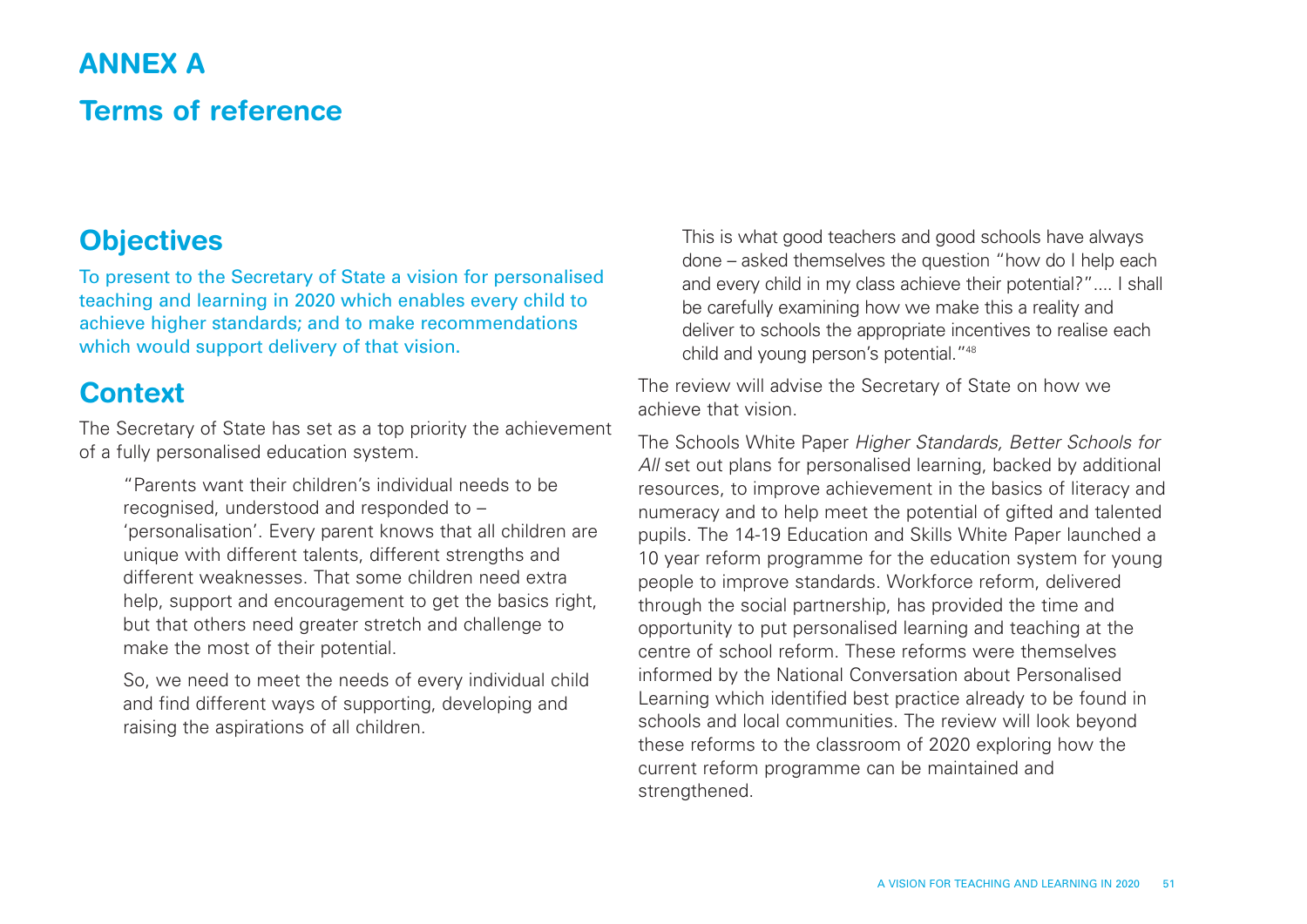# ANNEX A

## Terms of reference

## Objectives

To present to the Secretary of State a vision for personalised teaching and learning in 2020 which enables every child to achieve higher standards; and to make recommendations which would support delivery of that vision.

## Context

The Secretary of State has set as a top priority the achievement of a fully personalised education system.

> "Parents want their children's individual needs to be recognised, understood and responded to – 'personalisation'. Every parent knows that all children are unique with different talents, different strengths and different weaknesses. That some children need extra help, support and encouragement to get the basics right, but that others need greater stretch and challenge to make the most of their potential.
>
> So, we need to meet the needs of every individual child and find different ways of supporting, developing and raising the aspirations of all children.
>
> This is what good teachers and good schools have always done – asked themselves the question "how do I help each and every child in my class achieve their potential?".... I shall be carefully examining how we make this a reality and deliver to schools the appropriate incentives to realise each child and young person's potential."[48]

The review will advise the Secretary of State on how we achieve that vision.

The Schools White Paper *Higher Standards, Better Schools for All* set out plans for personalised learning, backed by additional resources, to improve achievement in the basics of literacy and numeracy and to help meet the potential of gifted and talented pupils. The 14-19 Education and Skills White Paper launched a 10 year reform programme for the education system for young people to improve standards. Workforce reform, delivered through the social partnership, has provided the time and opportunity to put personalised learning and teaching at the centre of school reform. These reforms were themselves informed by the National Conversation about Personalised Learning which identified best practice already to be found in schools and local communities. The review will look beyond these reforms to the classroom of 2020 exploring how the current reform programme can be maintained and strengthened.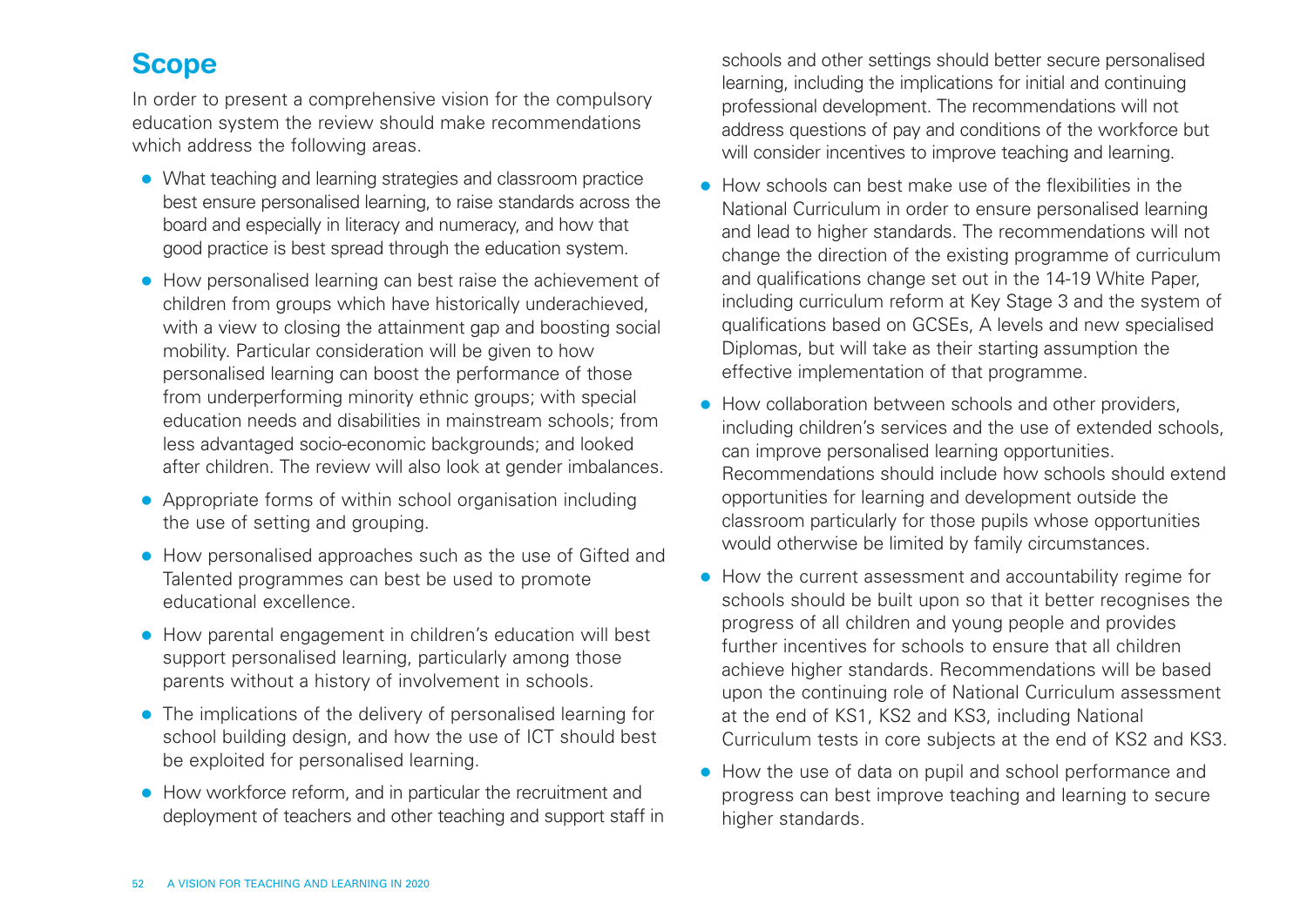## Scope

In order to present a comprehensive vision for the compulsory education system the review should make recommendations which address the following areas.

- What teaching and learning strategies and classroom practice best ensure personalised learning, to raise standards across the board and especially in literacy and numeracy, and how that good practice is best spread through the education system.
- How personalised learning can best raise the achievement of children from groups which have historically underachieved, with a view to closing the attainment gap and boosting social mobility. Particular consideration will be given to how personalised learning can boost the performance of those from underperforming minority ethnic groups; with special education needs and disabilities in mainstream schools; from less advantaged socio-economic backgrounds; and looked after children. The review will also look at gender imbalances.
- Appropriate forms of within school organisation including the use of setting and grouping.
- How personalised approaches such as the use of Gifted and Talented programmes can best be used to promote educational excellence.
- How parental engagement in children's education will best support personalised learning, particularly among those parents without a history of involvement in schools.
- The implications of the delivery of personalised learning for school building design, and how the use of ICT should best be exploited for personalised learning.
- How workforce reform, and in particular the recruitment and deployment of teachers and other teaching and support staff in schools and other settings should better secure personalised learning, including the implications for initial and continuing professional development. The recommendations will not address questions of pay and conditions of the workforce but will consider incentives to improve teaching and learning.
- How schools can best make use of the flexibilities in the National Curriculum in order to ensure personalised learning and lead to higher standards. The recommendations will not change the direction of the existing programme of curriculum and qualifications change set out in the 14-19 White Paper, including curriculum reform at Key Stage 3 and the system of qualifications based on GCSEs, A levels and new specialised Diplomas, but will take as their starting assumption the effective implementation of that programme.
- How collaboration between schools and other providers, including children's services and the use of extended schools, can improve personalised learning opportunities. Recommendations should include how schools should extend opportunities for learning and development outside the classroom particularly for those pupils whose opportunities would otherwise be limited by family circumstances.
- How the current assessment and accountability regime for schools should be built upon so that it better recognises the progress of all children and young people and provides further incentives for schools to ensure that all children achieve higher standards. Recommendations will be based upon the continuing role of National Curriculum assessment at the end of KS1, KS2 and KS3, including National Curriculum tests in core subjects at the end of KS2 and KS3.
- How the use of data on pupil and school performance and progress can best improve teaching and learning to secure higher standards.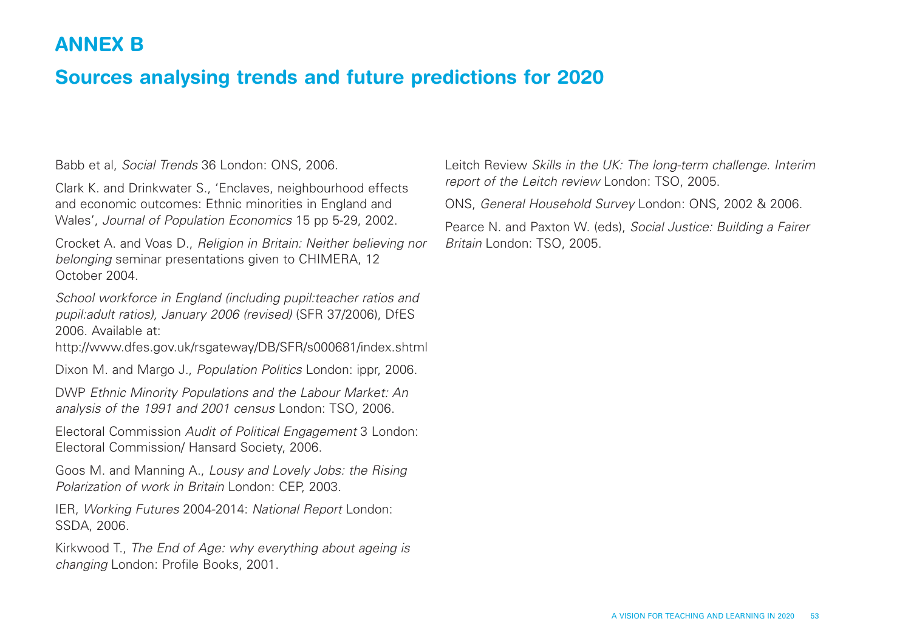# ANNEX B

## Sources analysing trends and future predictions for 2020

Babb et al, *Social Trends* 36 London: ONS, 2006.

Clark K. and Drinkwater S., 'Enclaves, neighbourhood effects and economic outcomes: Ethnic minorities in England and Wales', *Journal of Population Economics* 15 pp 5-29, 2002.

Crocket A. and Voas D., *Religion in Britain: Neither believing nor belonging* seminar presentations given to CHIMERA, 12 October 2004.

*School workforce in England (including pupil:teacher ratios and pupil:adult ratios), January 2006 (revised)* (SFR 37/2006), DfES 2006. Available at: http://www.dfes.gov.uk/rsgateway/DB/SFR/s000681/index.shtml

Dixon M. and Margo J., *Population Politics* London: ippr, 2006.

DWP *Ethnic Minority Populations and the Labour Market: An analysis of the 1991 and 2001 census* London: TSO, 2006.

Electoral Commission *Audit of Political Engagement* 3 London: Electoral Commission/ Hansard Society, 2006.

Goos M. and Manning A., *Lousy and Lovely Jobs: the Rising Polarization of work in Britain* London: CEP, 2003.

IER, *Working Futures* 2004-2014: *National Report* London: SSDA, 2006.

Kirkwood T., *The End of Age: why everything about ageing is changing* London: Profile Books, 2001.

Leitch Review *Skills in the UK: The long-term challenge. Interim report of the Leitch review* London: TSO, 2005.

ONS, *General Household Survey* London: ONS, 2002 & 2006.

Pearce N. and Paxton W. (eds), *Social Justice: Building a Fairer Britain* London: TSO, 2005.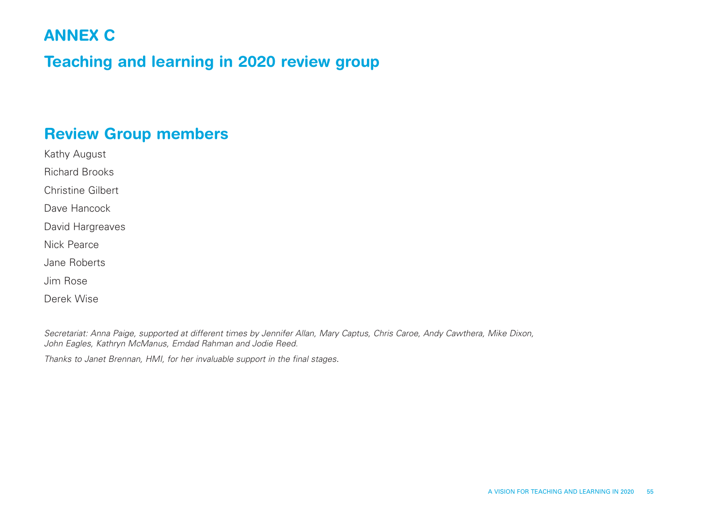# ANNEX C

## Teaching and learning in 2020 review group

## Review Group members

Kathy August

Richard Brooks

Christine Gilbert

Dave Hancock

David Hargreaves

Nick Pearce

Jane Roberts

Jim Rose

Derek Wise

*Secretariat: Anna Paige, supported at different times by Jennifer Allan, Mary Captus, Chris Caroe, Andy Cawthera, Mike Dixon, John Eagles, Kathryn McManus, Emdad Rahman and Jodie Reed.*

*Thanks to Janet Brennan, HMI, for her invaluable support in the final stages.*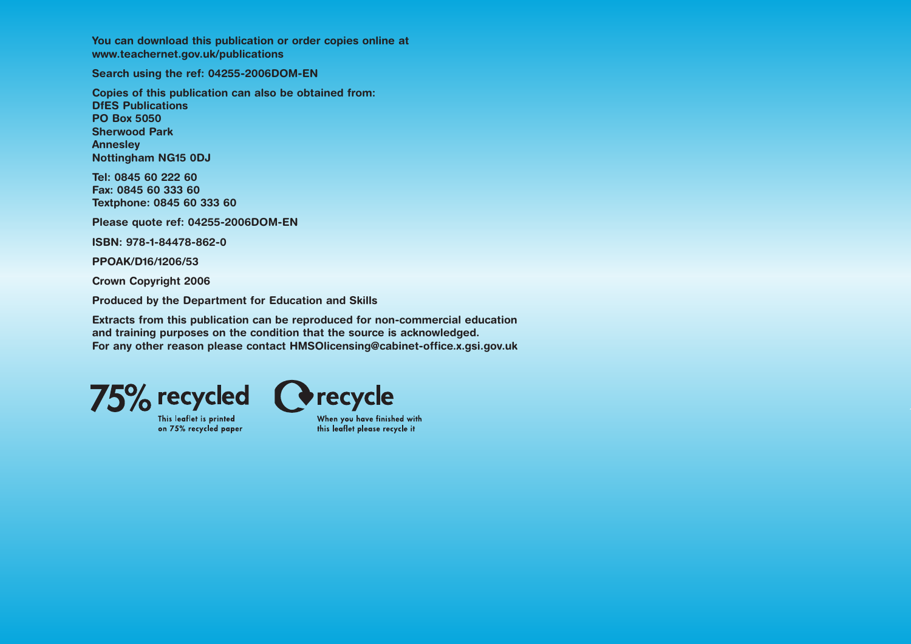You can download this publication or order copies online at
www.teachernet.gov.uk/publications

Search using the ref: 04255-2006DOM-EN

Copies of this publication can also be obtained from:
DfES Publications
PO Box 5050
Sherwood Park
Annesley
Nottingham NG15 0DJ

Tel: 0845 60 222 60
Fax: 0845 60 333 60
Textphone: 0845 60 333 60

Please quote ref: 04255-2006DOM-EN

ISBN: 978-1-84478-862-0

PPOAK/D16/1206/53

Crown Copyright 2006

Produced by the Department for Education and Skills

Extracts from this publication can be reproduced for non-commercial education and training purposes on the condition that the source is acknowledged.
For any other reason please contact HMSOlicensing@cabinet-office.x.gsi.gov.uk

75% recycled
This leaflet is printed on 75% recycled paper

recycle
When you have finished with this leaflet please recycle it